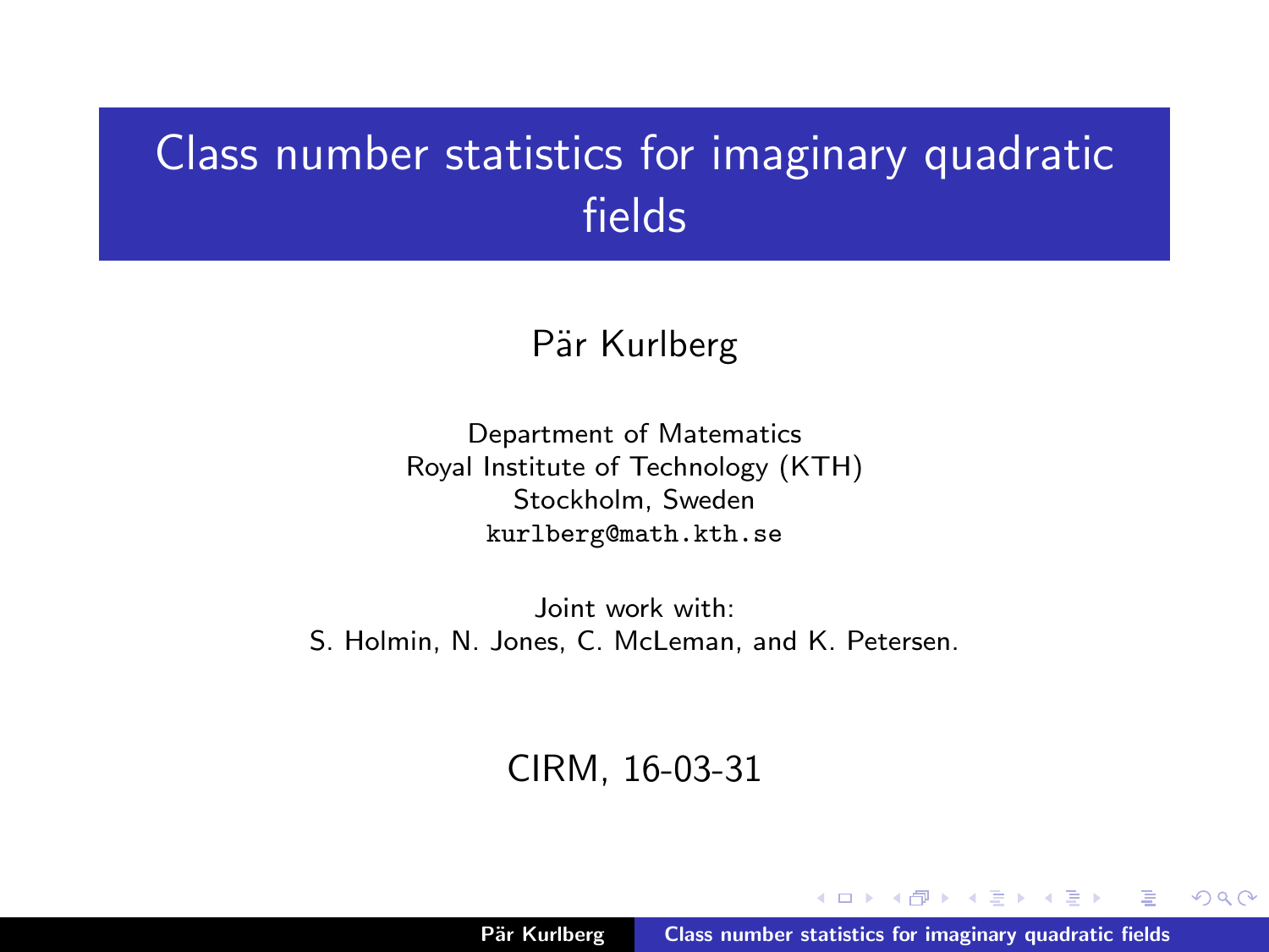# Class number statistics for imaginary quadratic fields

Pär Kurlberg

Department of Matematics
Royal Institute of Technology (KTH)
Stockholm, Sweden
`kurlberg@math.kth.se`

Joint work with:
S. Holmin, N. Jones, C. McLeman, and K. Petersen.

CIRM, 16-03-31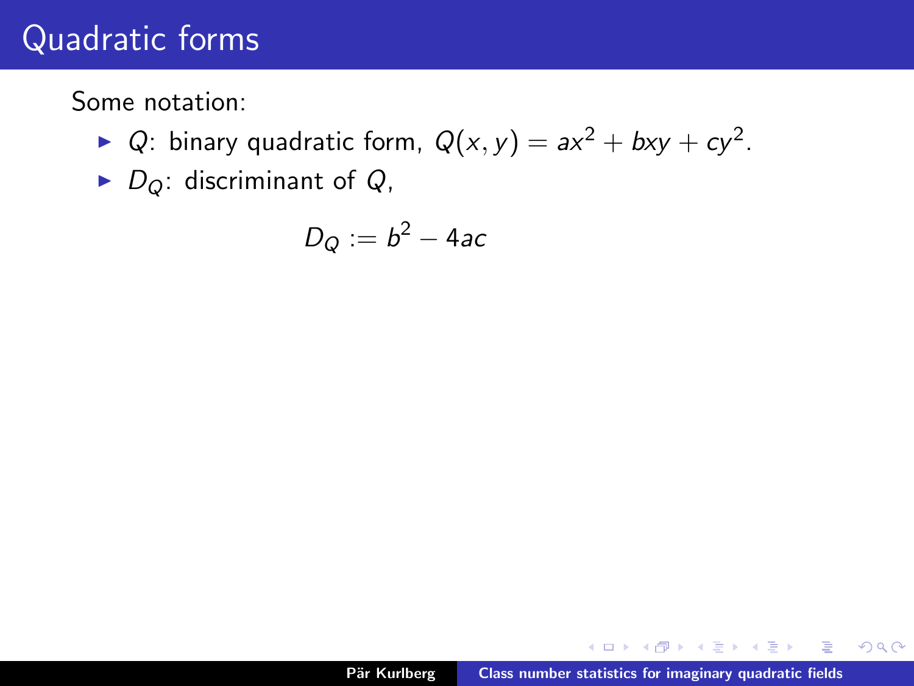# Quadratic forms

Some notation:

- $Q$: binary quadratic form, $Q(x, y) = ax^2 + bxy + cy^2$.
- $D_Q$: discriminant of $Q$,

$$D_Q := b^2 - 4ac$$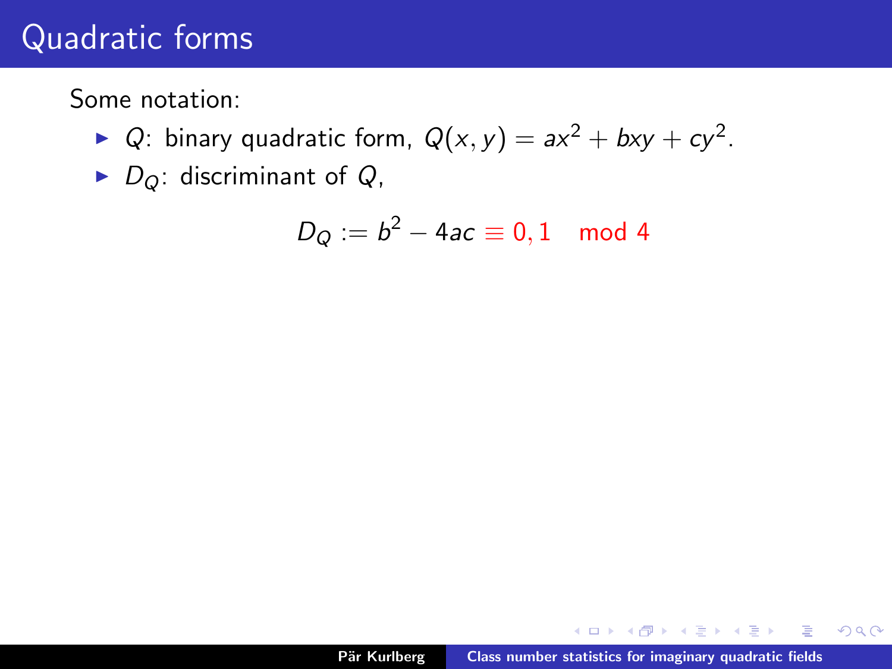# Quadratic forms

Some notation:

- $Q$: binary quadratic form, $Q(x, y) = ax^2 + bxy + cy^2$.
- $D_Q$: discriminant of $Q$,

$$D_Q := b^2 - 4ac \equiv 0, 1 \mod 4$$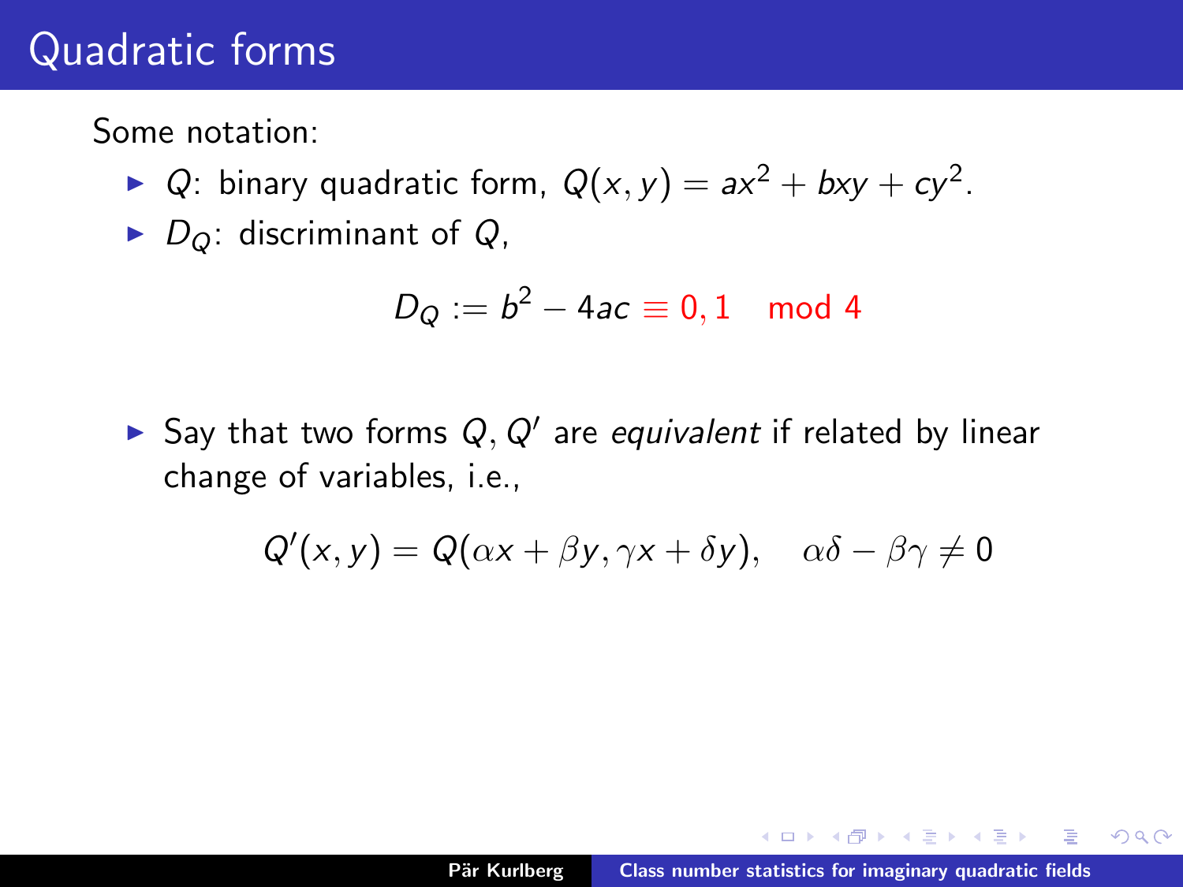# Quadratic forms

Some notation:

- $Q$: binary quadratic form, $Q(x, y) = ax^2 + bxy + cy^2$.
- $D_Q$: discriminant of $Q$,

$$D_Q := b^2 - 4ac \equiv 0, 1 \mod 4$$

- Say that two forms $Q, Q'$ are *equivalent* if related by linear change of variables, i.e.,

$$Q'(x, y) = Q(\alpha x + \beta y, \gamma x + \delta y), \quad \alpha\delta - \beta\gamma \neq 0$$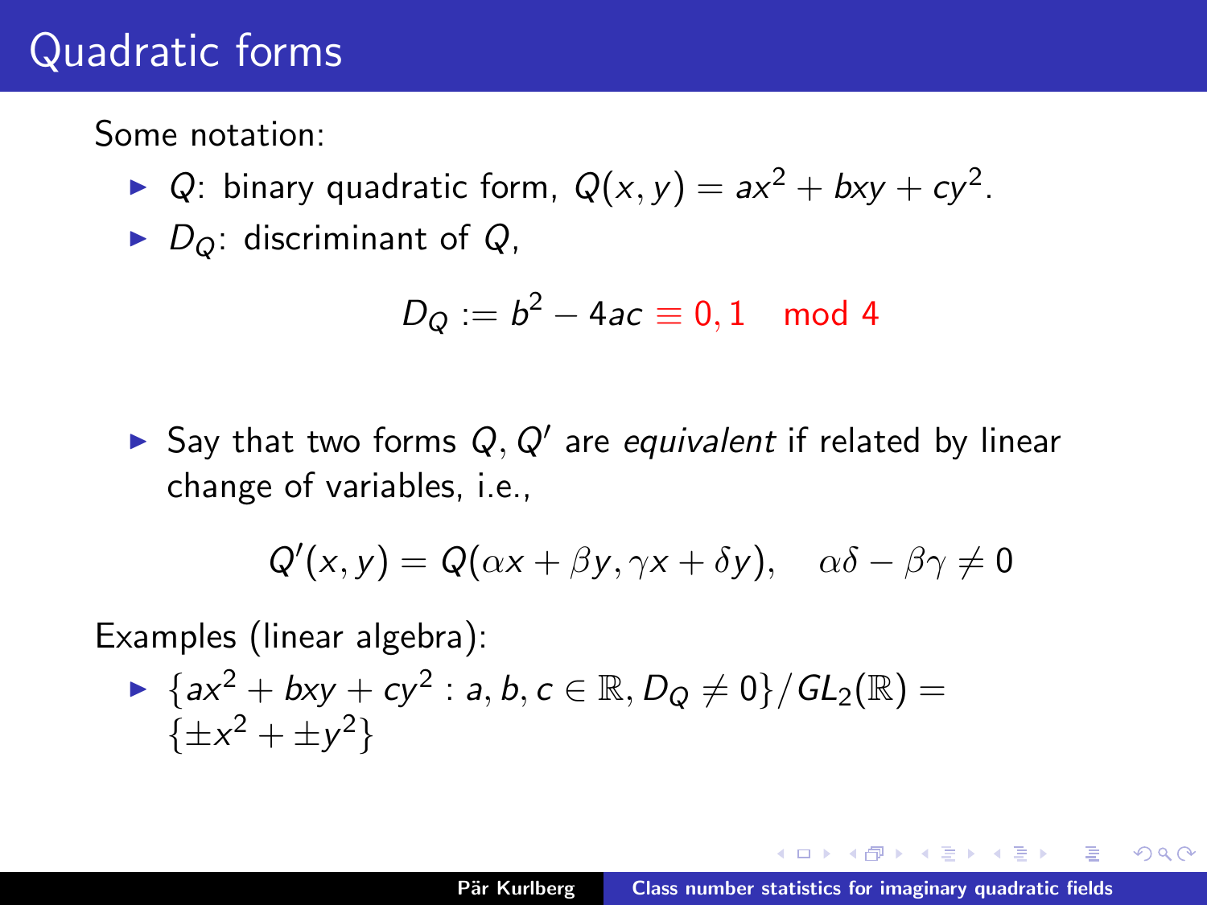# Quadratic forms

Some notation:

- $Q$: binary quadratic form, $Q(x, y) = ax^2 + bxy + cy^2$.
- $D_Q$: discriminant of $Q$,

$$D_Q := b^2 - 4ac \equiv 0, 1 \mod 4$$

- Say that two forms $Q, Q'$ are *equivalent* if related by linear change of variables, i.e.,

$$Q'(x, y) = Q(\alpha x + \beta y, \gamma x + \delta y), \quad \alpha\delta - \beta\gamma \neq 0$$

Examples (linear algebra):

- $\{ax^2 + bxy + cy^2 : a, b, c \in \mathbb{R}, D_Q \neq 0\}/GL_2(\mathbb{R}) = \{\pm x^2 + \pm y^2\}$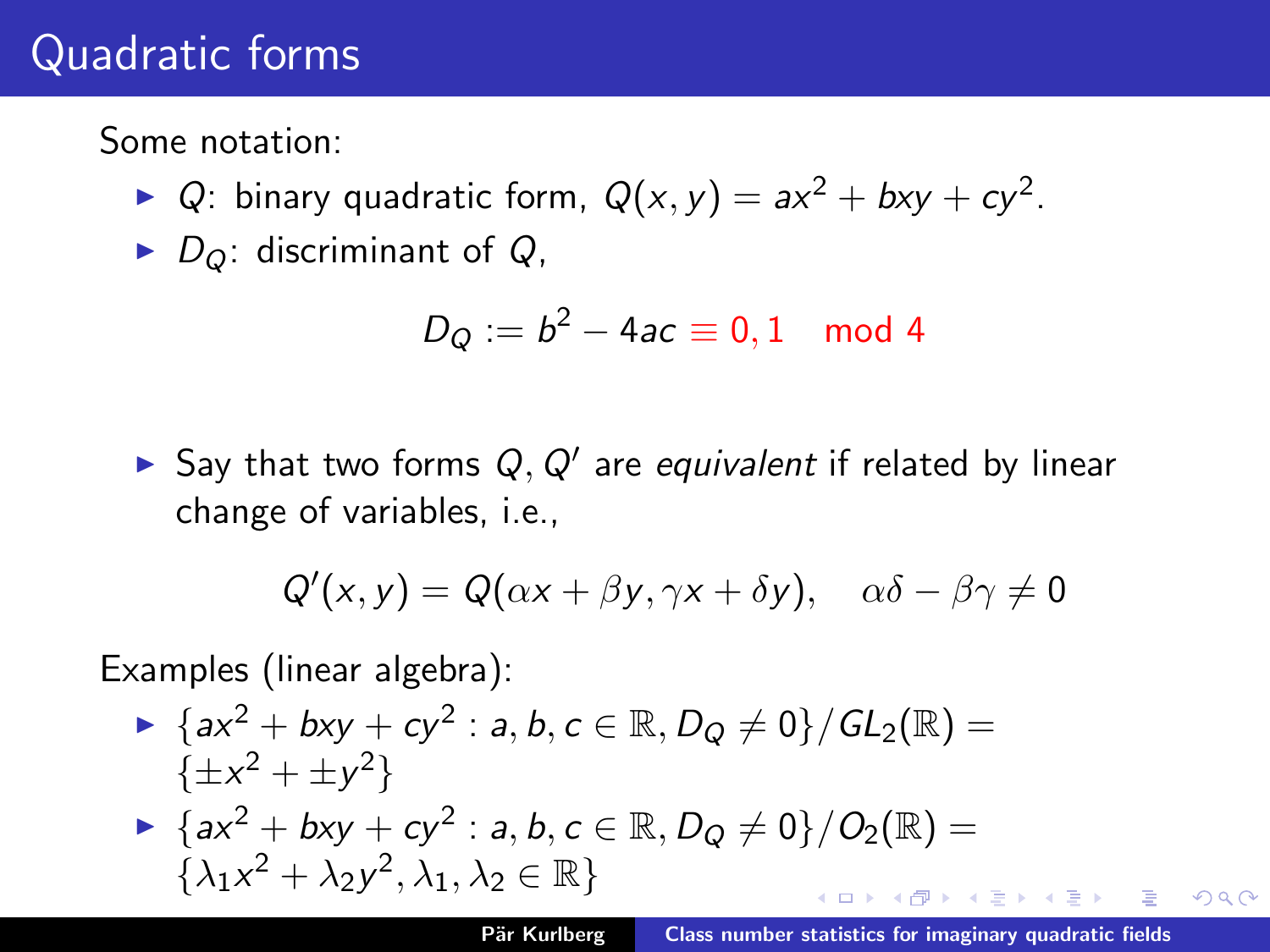# Quadratic forms

Some notation:

- $Q$: binary quadratic form, $Q(x,y) = ax^2 + bxy + cy^2$.
- $D_Q$: discriminant of $Q$,

$$D_Q := b^2 - 4ac \equiv 0, 1 \mod 4$$

- Say that two forms $Q, Q'$ are *equivalent* if related by linear change of variables, i.e.,

$$Q'(x,y) = Q(\alpha x + \beta y, \gamma x + \delta y), \quad \alpha\delta - \beta\gamma \neq 0$$

Examples (linear algebra):

- $\{ax^2 + bxy + cy^2 : a, b, c \in \mathbb{R}, D_Q \neq 0\}/GL_2(\mathbb{R}) = \{\pm x^2 + \pm y^2\}$
- $\{ax^2 + bxy + cy^2 : a, b, c \in \mathbb{R}, D_Q \neq 0\}/O_2(\mathbb{R}) = \{\lambda_1 x^2 + \lambda_2 y^2, \lambda_1, \lambda_2 \in \mathbb{R}\}$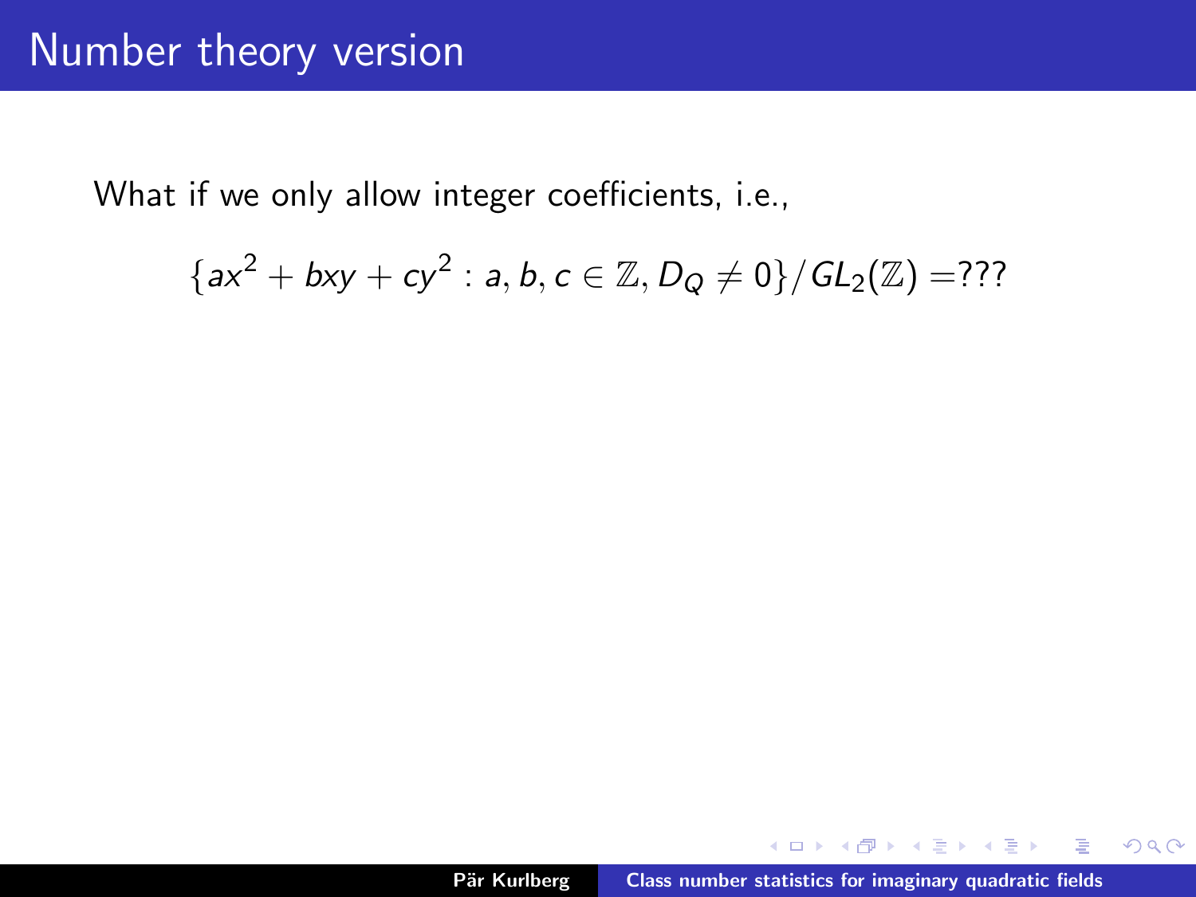# Number theory version

What if we only allow integer coefficients, i.e.,

$$\{ax^2 + bxy + cy^2 : a, b, c \in \mathbb{Z}, D_Q \neq 0\}/GL_2(\mathbb{Z}) = ???$$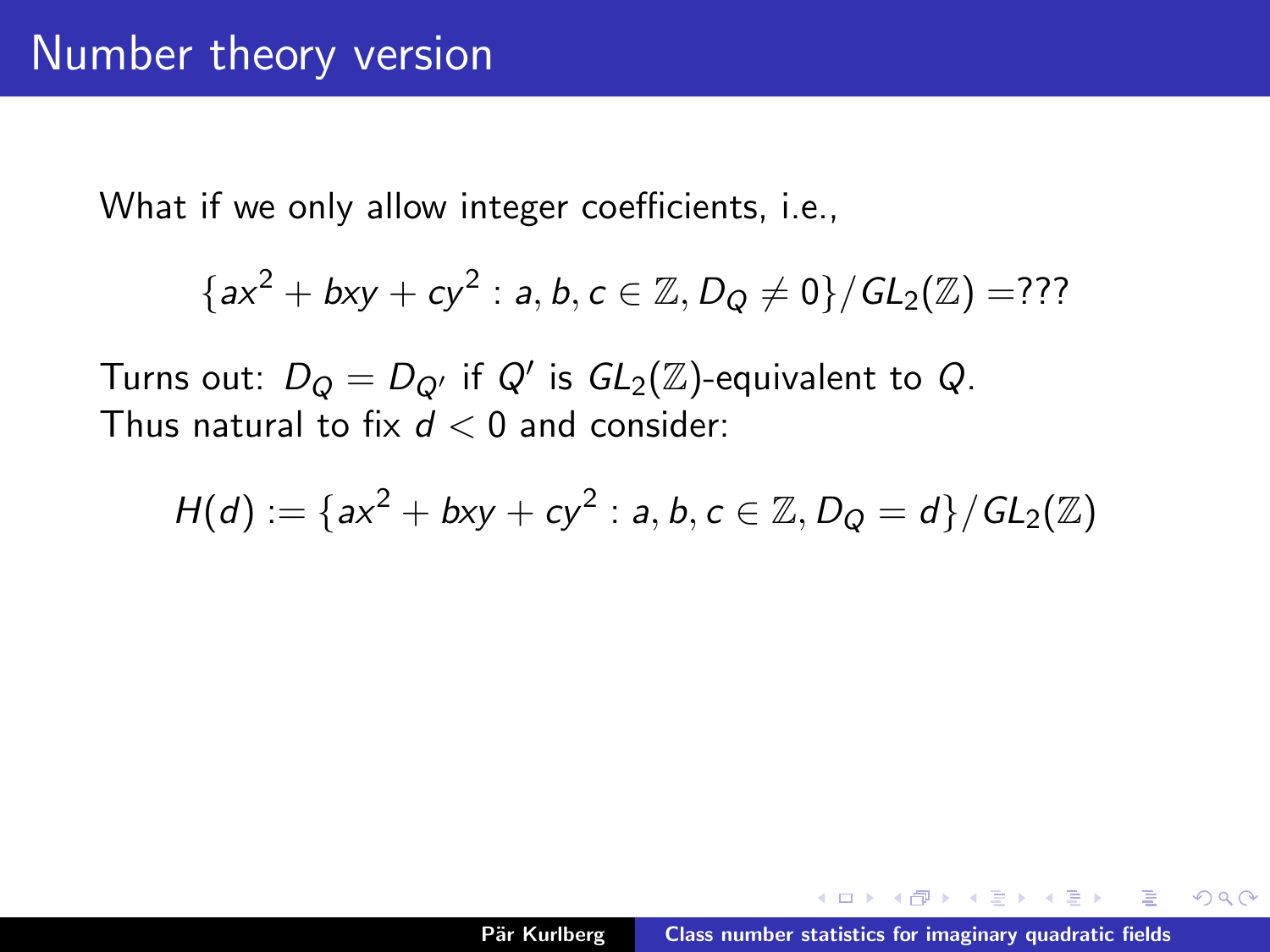# Number theory version

What if we only allow integer coefficients, i.e.,

$$\{ax^2 + bxy + cy^2 : a, b, c \in \mathbb{Z}, D_Q \neq 0\}/GL_2(\mathbb{Z}) = ???$$

Turns out: $D_Q = D_{Q'}$ if $Q'$ is $GL_2(\mathbb{Z})$-equivalent to $Q$.
Thus natural to fix $d < 0$ and consider:

$$H(d) := \{ax^2 + bxy + cy^2 : a, b, c \in \mathbb{Z}, D_Q = d\}/GL_2(\mathbb{Z})$$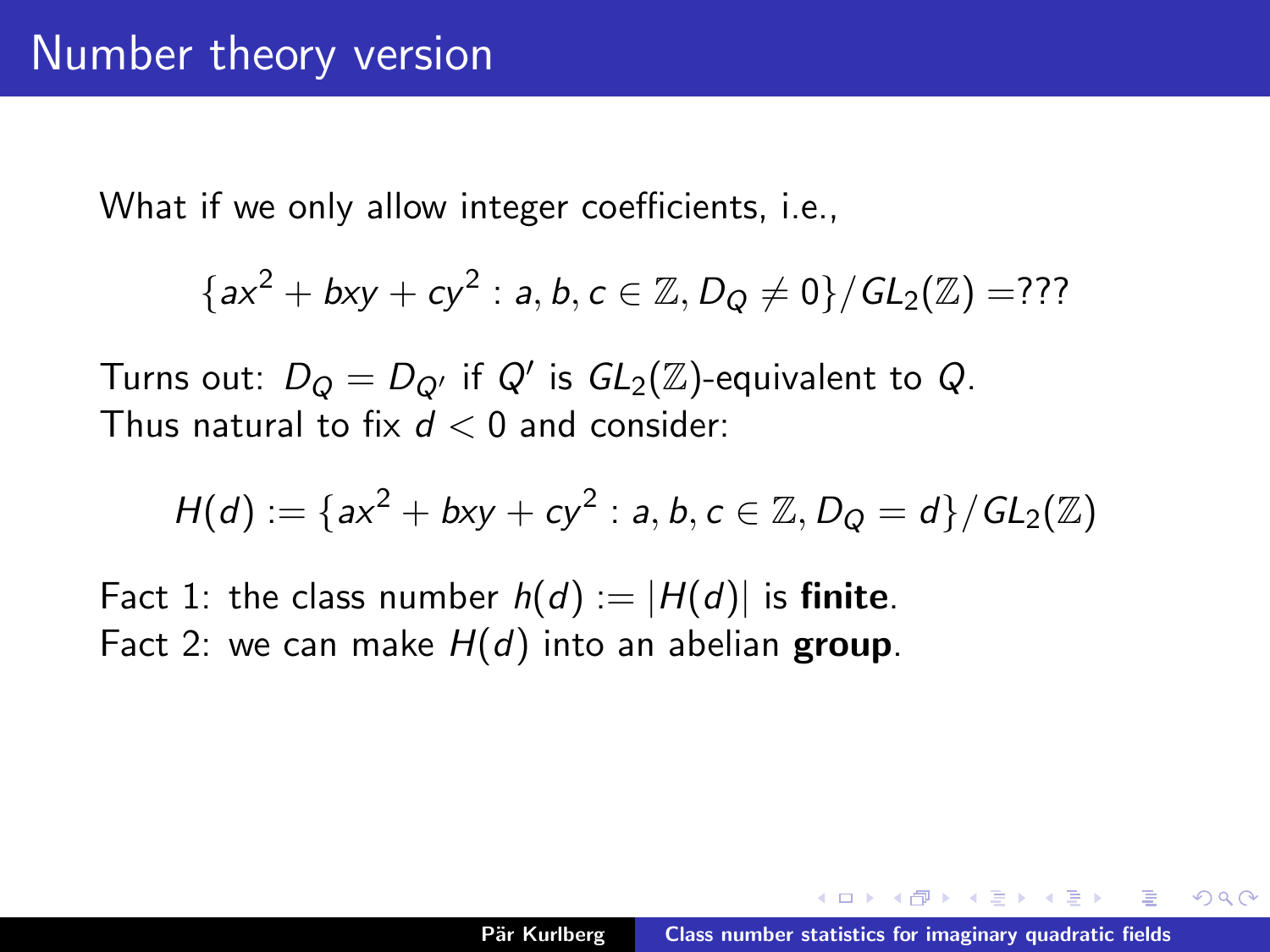# Number theory version

What if we only allow integer coefficients, i.e.,

$$\{ax^2 + bxy + cy^2 : a, b, c \in \mathbb{Z}, D_Q \neq 0\}/GL_2(\mathbb{Z}) = ???$$

Turns out: $D_Q = D_{Q'}$ if $Q'$ is $GL_2(\mathbb{Z})$-equivalent to $Q$.
Thus natural to fix $d < 0$ and consider:

$$H(d) := \{ax^2 + bxy + cy^2 : a, b, c \in \mathbb{Z}, D_Q = d\}/GL_2(\mathbb{Z})$$

Fact 1: the class number $h(d) := |H(d)|$ is **finite**.
Fact 2: we can make $H(d)$ into an abelian **group**.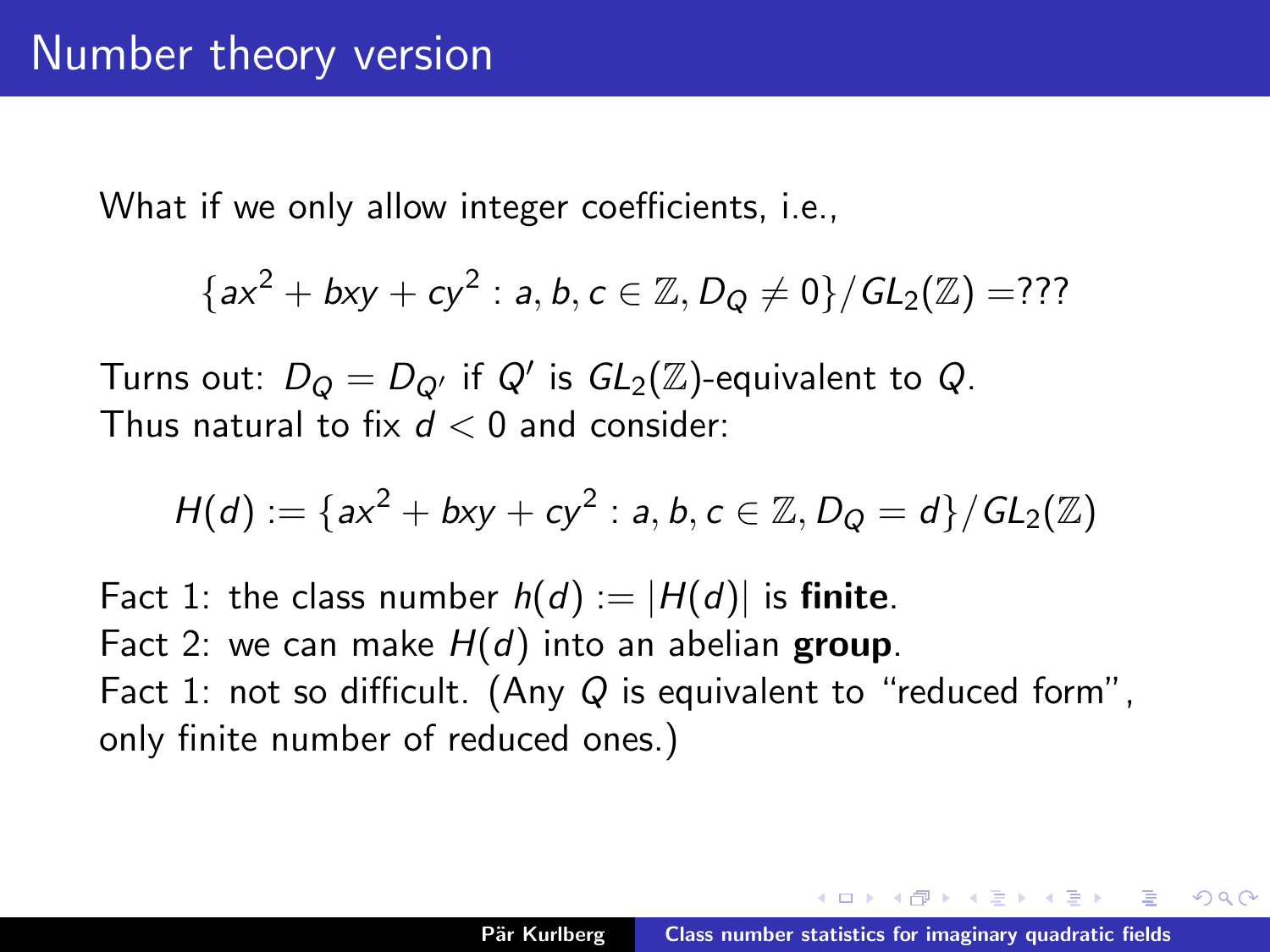# Number theory version

What if we only allow integer coefficients, i.e.,

$$\{ax^2 + bxy + cy^2 : a, b, c \in \mathbb{Z}, D_Q \neq 0\}/GL_2(\mathbb{Z}) = ???$$

Turns out: $D_Q = D_{Q'}$ if $Q'$ is $GL_2(\mathbb{Z})$-equivalent to $Q$.
Thus natural to fix $d < 0$ and consider:

$$H(d) := \{ax^2 + bxy + cy^2 : a, b, c \in \mathbb{Z}, D_Q = d\}/GL_2(\mathbb{Z})$$

Fact 1: the class number $h(d) := |H(d)|$ is **finite**.
Fact 2: we can make $H(d)$ into an abelian **group**.
Fact 1: not so difficult. (Any $Q$ is equivalent to "reduced form", only finite number of reduced ones.)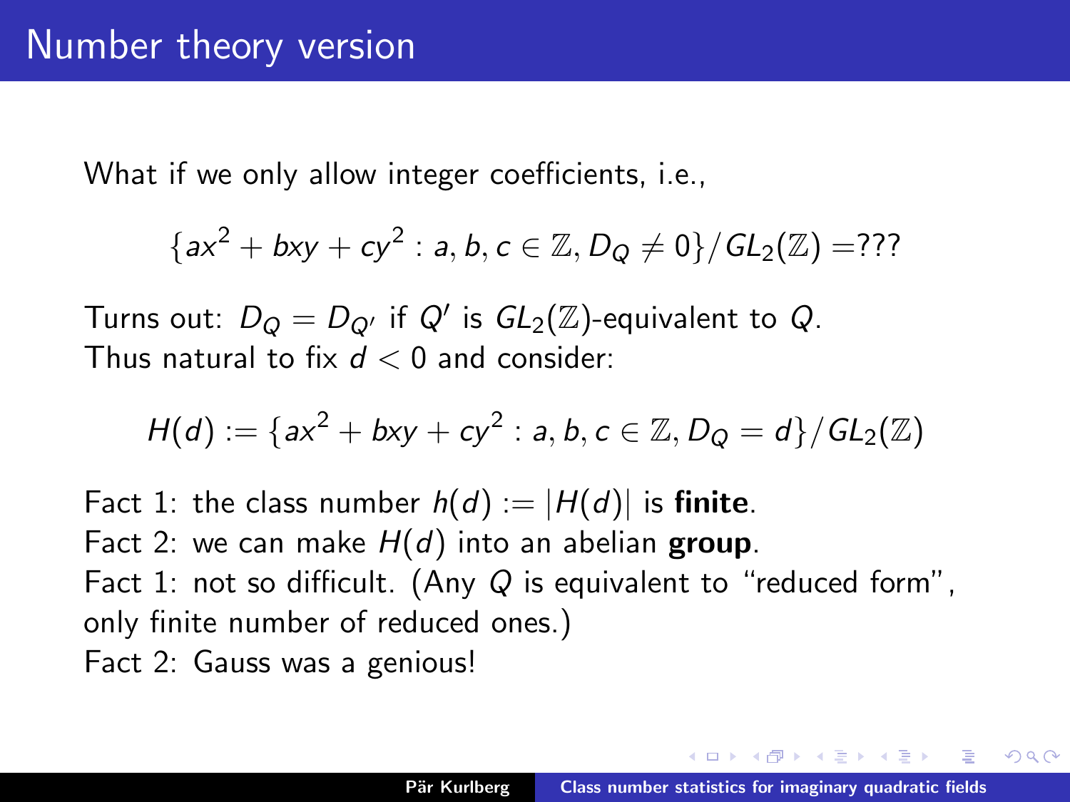# Number theory version

What if we only allow integer coefficients, i.e.,

$$\{ax^2 + bxy + cy^2 : a, b, c \in \mathbb{Z}, D_Q \neq 0\}/GL_2(\mathbb{Z}) = ???$$

Turns out: $D_Q = D_{Q'}$ if $Q'$ is $GL_2(\mathbb{Z})$-equivalent to $Q$.
Thus natural to fix $d < 0$ and consider:

$$H(d) := \{ax^2 + bxy + cy^2 : a, b, c \in \mathbb{Z}, D_Q = d\}/GL_2(\mathbb{Z})$$

Fact 1: the class number $h(d) := |H(d)|$ is **finite**.
Fact 2: we can make $H(d)$ into an abelian **group**.
Fact 1: not so difficult. (Any $Q$ is equivalent to "reduced form", only finite number of reduced ones.)
Fact 2: Gauss was a genious!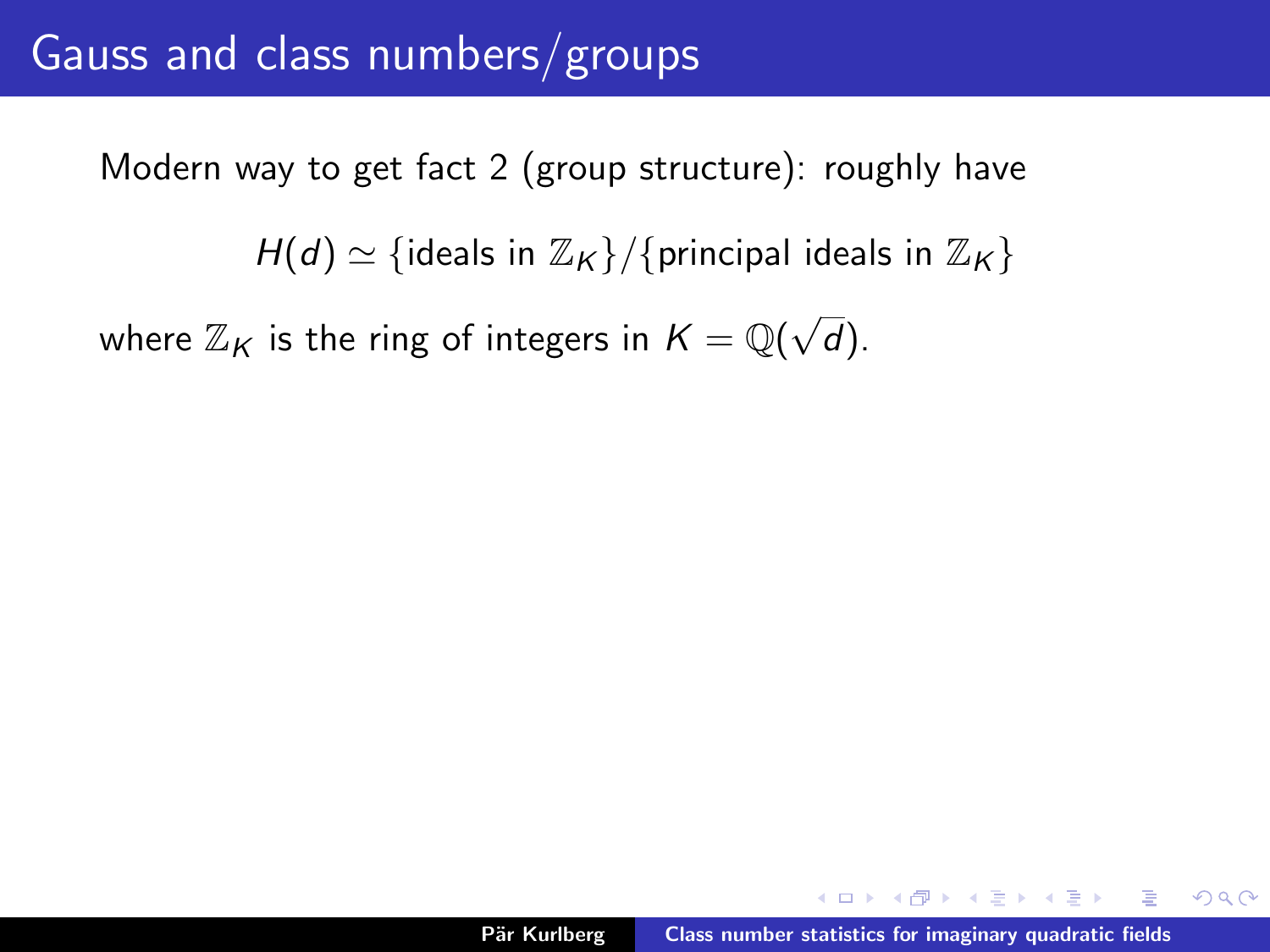# Gauss and class numbers/groups

Modern way to get fact 2 (group structure): roughly have

$$H(d) \simeq \{\text{ideals in } \mathbb{Z}_K\}/\{\text{principal ideals in } \mathbb{Z}_K\}$$

where $\mathbb{Z}_K$ is the ring of integers in $K = \mathbb{Q}(\sqrt{d})$.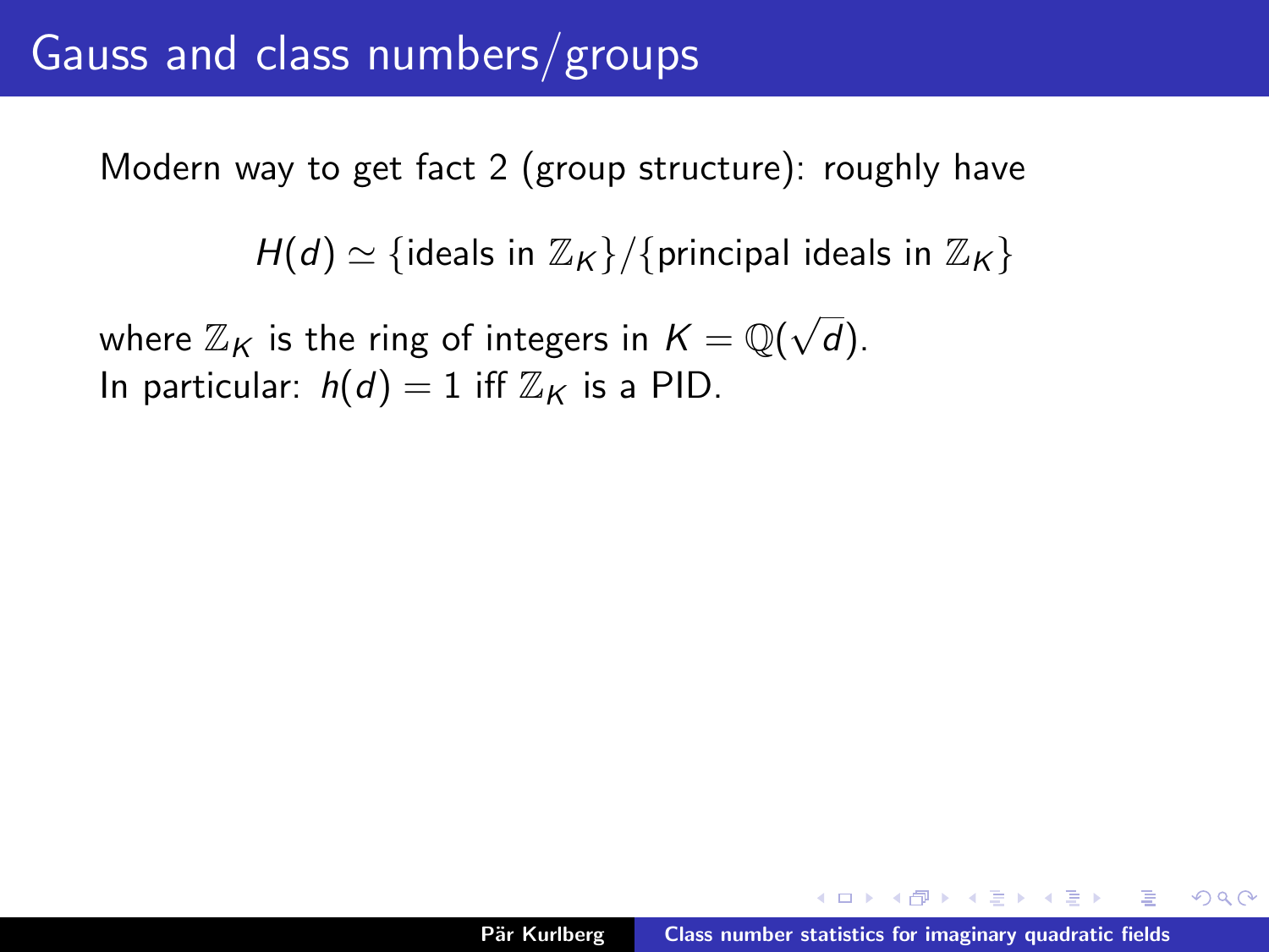# Gauss and class numbers/groups

Modern way to get fact 2 (group structure): roughly have

$$H(d) \simeq \{\text{ideals in } \mathbb{Z}_K\}/\{\text{principal ideals in } \mathbb{Z}_K\}$$

where $\mathbb{Z}_K$ is the ring of integers in $K = \mathbb{Q}(\sqrt{d})$.
In particular: $h(d) = 1$ iff $\mathbb{Z}_K$ is a PID.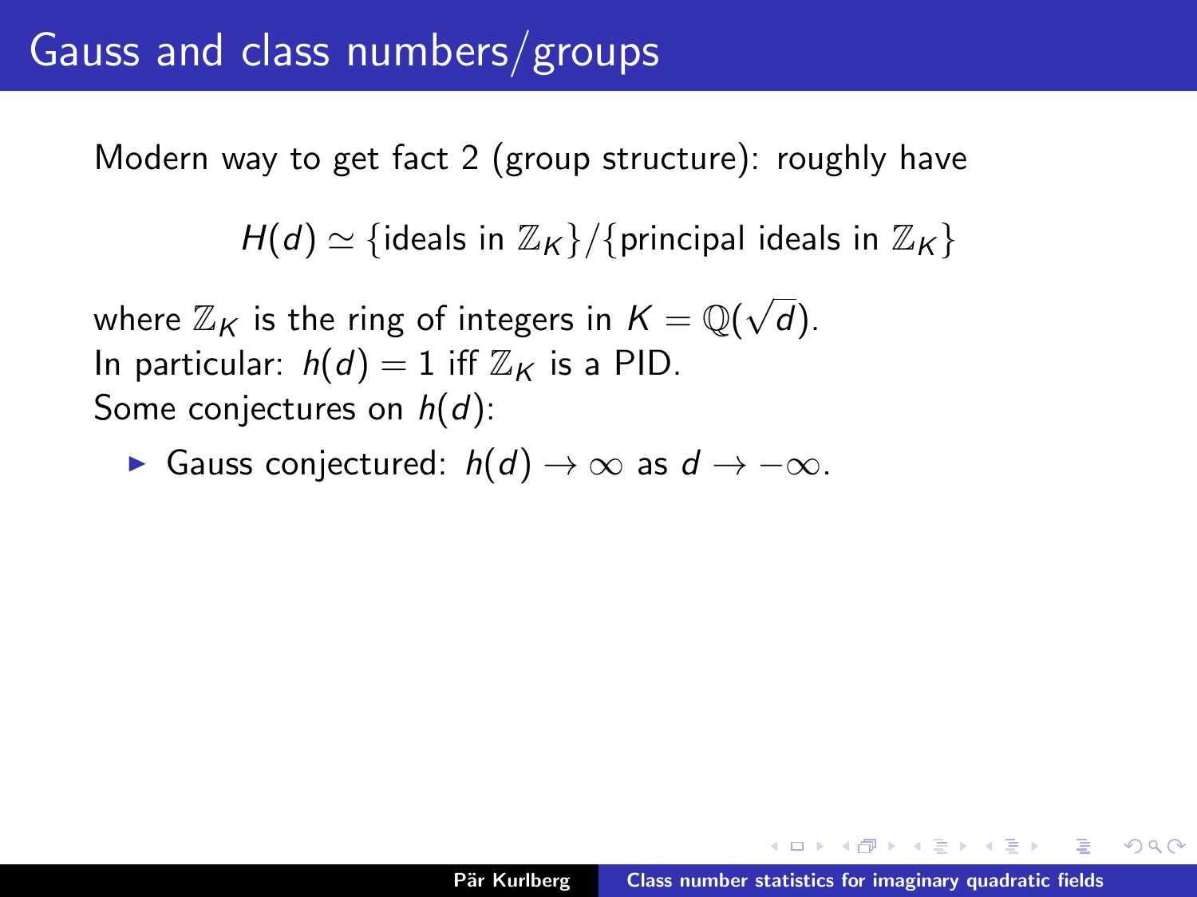# Gauss and class numbers/groups

Modern way to get fact 2 (group structure): roughly have

$$H(d) \simeq \{\text{ideals in } \mathbb{Z}_K\}/\{\text{principal ideals in } \mathbb{Z}_K\}$$

where $\mathbb{Z}_K$ is the ring of integers in $K = \mathbb{Q}(\sqrt{d})$.
In particular: $h(d) = 1$ iff $\mathbb{Z}_K$ is a PID.
Some conjectures on $h(d)$:

- Gauss conjectured: $h(d) \to \infty$ as $d \to -\infty$.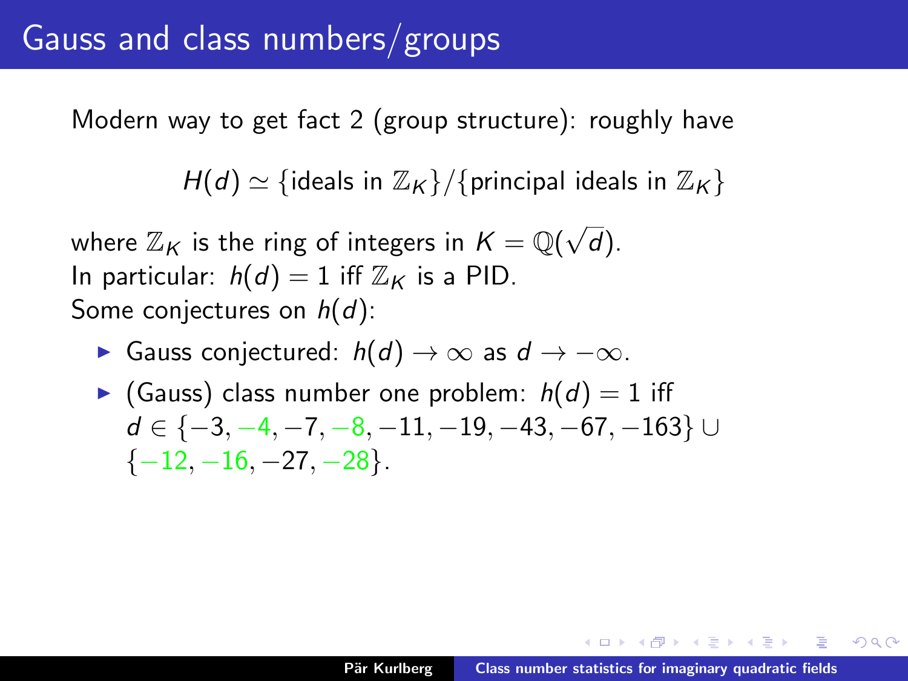# Gauss and class numbers/groups

Modern way to get fact 2 (group structure): roughly have

$$H(d) \simeq \{\text{ideals in } \mathbb{Z}_K\}/\{\text{principal ideals in } \mathbb{Z}_K\}$$

where $\mathbb{Z}_K$ is the ring of integers in $K = \mathbb{Q}(\sqrt{d})$.
In particular: $h(d) = 1$ iff $\mathbb{Z}_K$ is a PID.
Some conjectures on $h(d)$:

- Gauss conjectured: $h(d) \to \infty$ as $d \to -\infty$.
- (Gauss) class number one problem: $h(d) = 1$ iff $d \in \{-3, -4, -7, -8, -11, -19, -43, -67, -163\} \cup \{-12, -16, -27, -28\}$.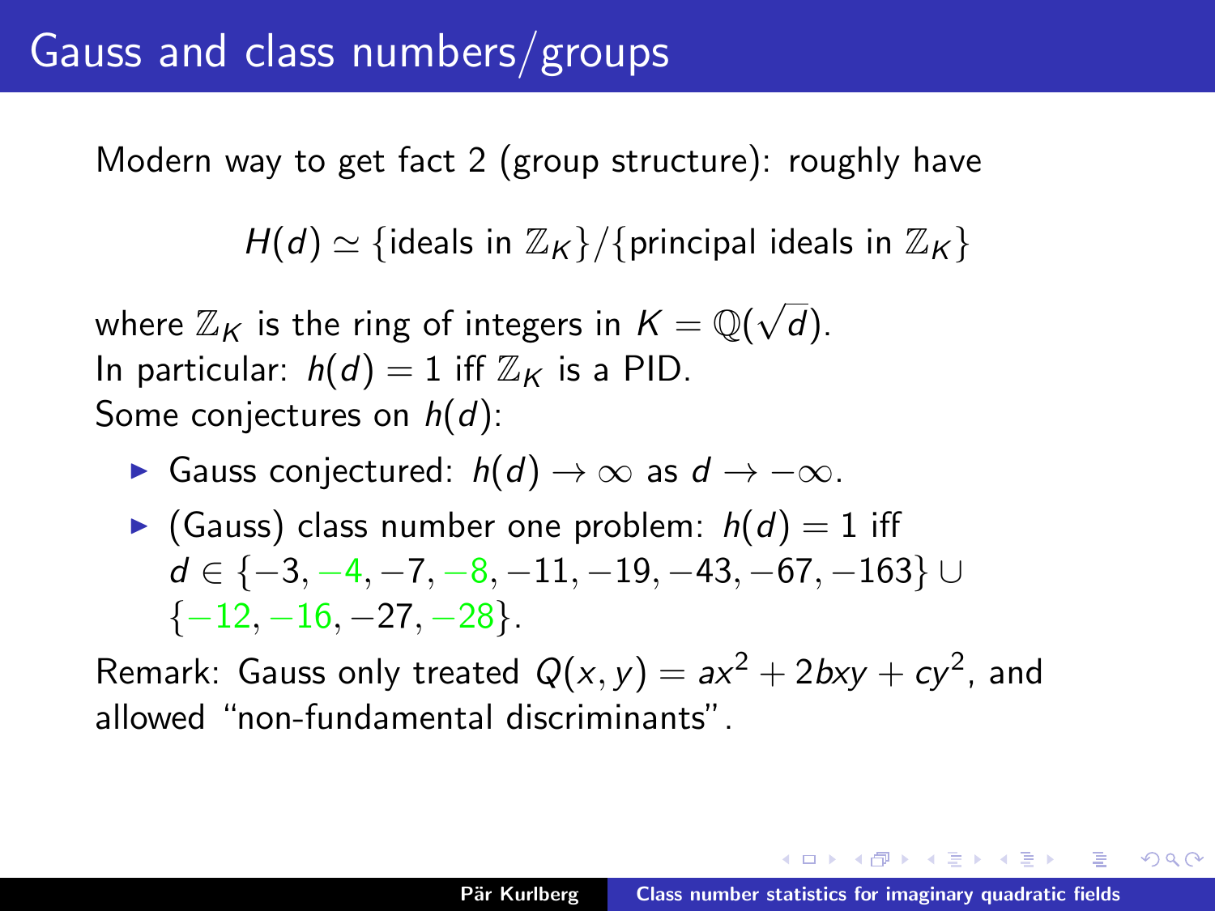# Gauss and class numbers/groups

Modern way to get fact 2 (group structure): roughly have

$$H(d) \simeq \{\text{ideals in } \mathbb{Z}_K\}/\{\text{principal ideals in } \mathbb{Z}_K\}$$

where $\mathbb{Z}_K$ is the ring of integers in $K = \mathbb{Q}(\sqrt{d})$.
In particular: $h(d) = 1$ iff $\mathbb{Z}_K$ is a PID.
Some conjectures on $h(d)$:

- Gauss conjectured: $h(d) \to \infty$ as $d \to -\infty$.
- (Gauss) class number one problem: $h(d) = 1$ iff $d \in \{-3, -4, -7, -8, -11, -19, -43, -67, -163\} \cup \{-12, -16, -27, -28\}$.

Remark: Gauss only treated $Q(x, y) = ax^2 + 2bxy + cy^2$, and allowed "non-fundamental discriminants".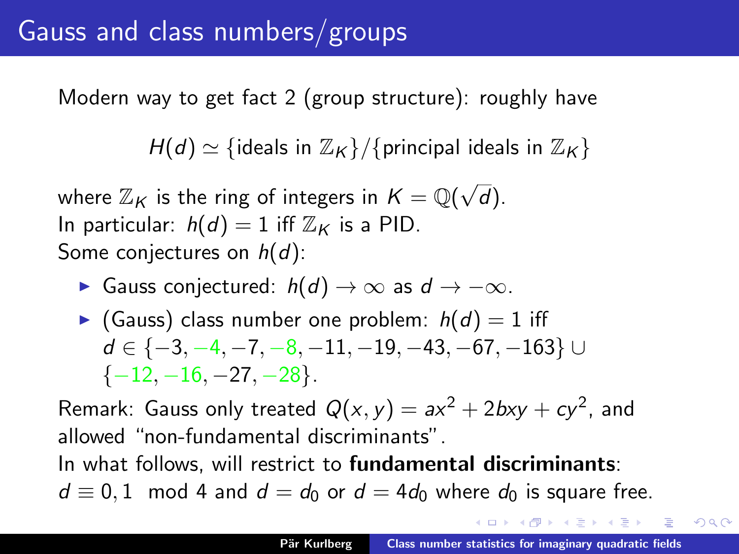# Gauss and class numbers/groups

Modern way to get fact 2 (group structure): roughly have

$$H(d) \simeq \{\text{ideals in } \mathbb{Z}_K\}/\{\text{principal ideals in } \mathbb{Z}_K\}$$

where $\mathbb{Z}_K$ is the ring of integers in $K = \mathbb{Q}(\sqrt{d})$.
In particular: $h(d) = 1$ iff $\mathbb{Z}_K$ is a PID.
Some conjectures on $h(d)$:

- Gauss conjectured: $h(d) \to \infty$ as $d \to -\infty$.
- (Gauss) class number one problem: $h(d) = 1$ iff $d \in \{-3, -4, -7, -8, -11, -19, -43, -67, -163\} \cup \{-12, -16, -27, -28\}$.

Remark: Gauss only treated $Q(x, y) = ax^2 + 2bxy + cy^2$, and allowed "non-fundamental discriminants".
In what follows, will restrict to **fundamental discriminants**: $d \equiv 0, 1 \mod 4$ and $d = d_0$ or $d = 4d_0$ where $d_0$ is square free.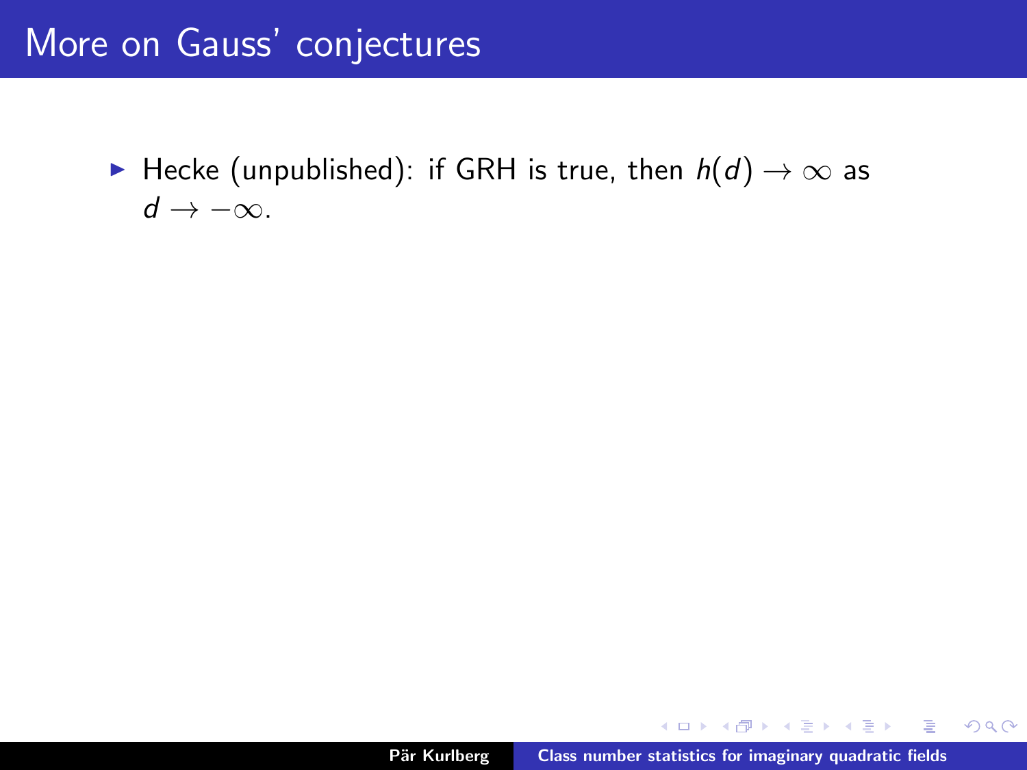# More on Gauss' conjectures

- Hecke (unpublished): if GRH is true, then $h(d) \to \infty$ as $d \to -\infty$.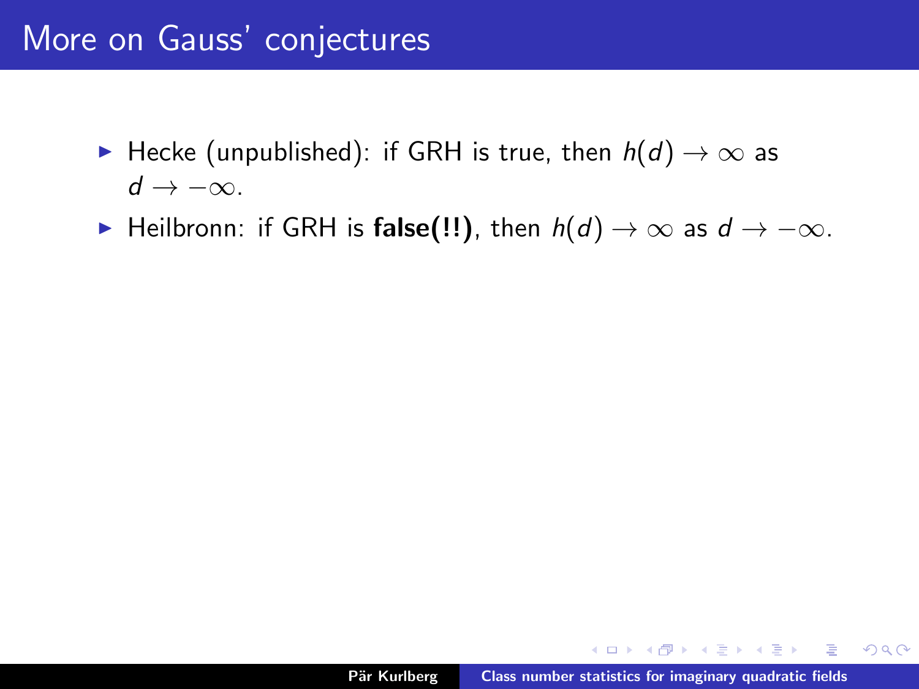# More on Gauss' conjectures

- Hecke (unpublished): if GRH is true, then $h(d) \to \infty$ as $d \to -\infty$.
- Heilbronn: if GRH is **false(!!)**, then $h(d) \to \infty$ as $d \to -\infty$.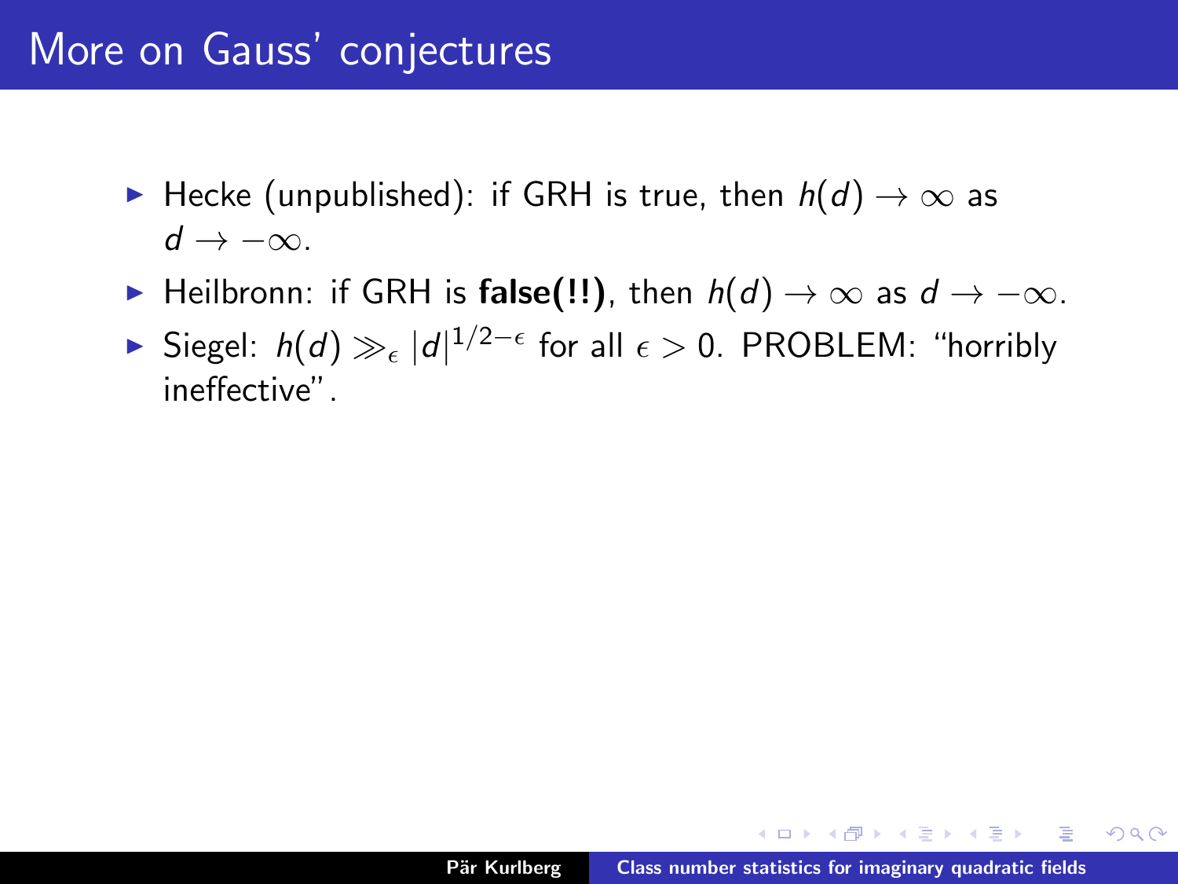# More on Gauss' conjectures

- Hecke (unpublished): if GRH is true, then $h(d) \to \infty$ as $d \to -\infty$.
- Heilbronn: if GRH is **false(!!)**, then $h(d) \to \infty$ as $d \to -\infty$.
- Siegel: $h(d) \gg_\epsilon |d|^{1/2-\epsilon}$ for all $\epsilon > 0$. PROBLEM: "horribly ineffective".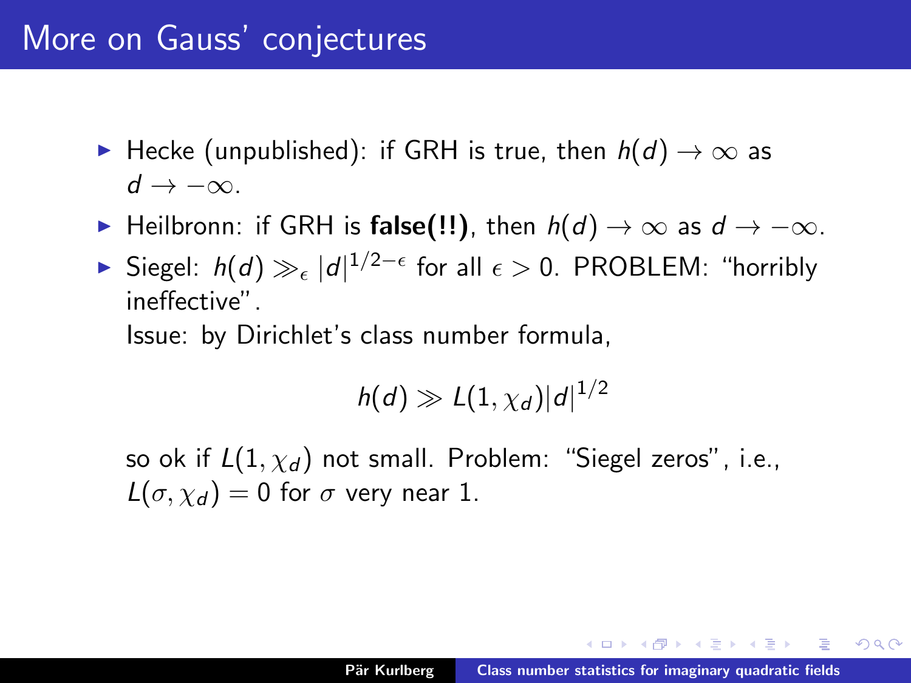# More on Gauss' conjectures

- Hecke (unpublished): if GRH is true, then $h(d) \to \infty$ as $d \to -\infty$.
- Heilbronn: if GRH is **false(!!)**, then $h(d) \to \infty$ as $d \to -\infty$.
- Siegel: $h(d) \gg_\epsilon |d|^{1/2-\epsilon}$ for all $\epsilon > 0$. PROBLEM: "horribly ineffective".

  Issue: by Dirichlet's class number formula,

  $$h(d) \gg L(1, \chi_d)|d|^{1/2}$$

  so ok if $L(1, \chi_d)$ not small. Problem: "Siegel zeros", i.e., $L(\sigma, \chi_d) = 0$ for $\sigma$ very near 1.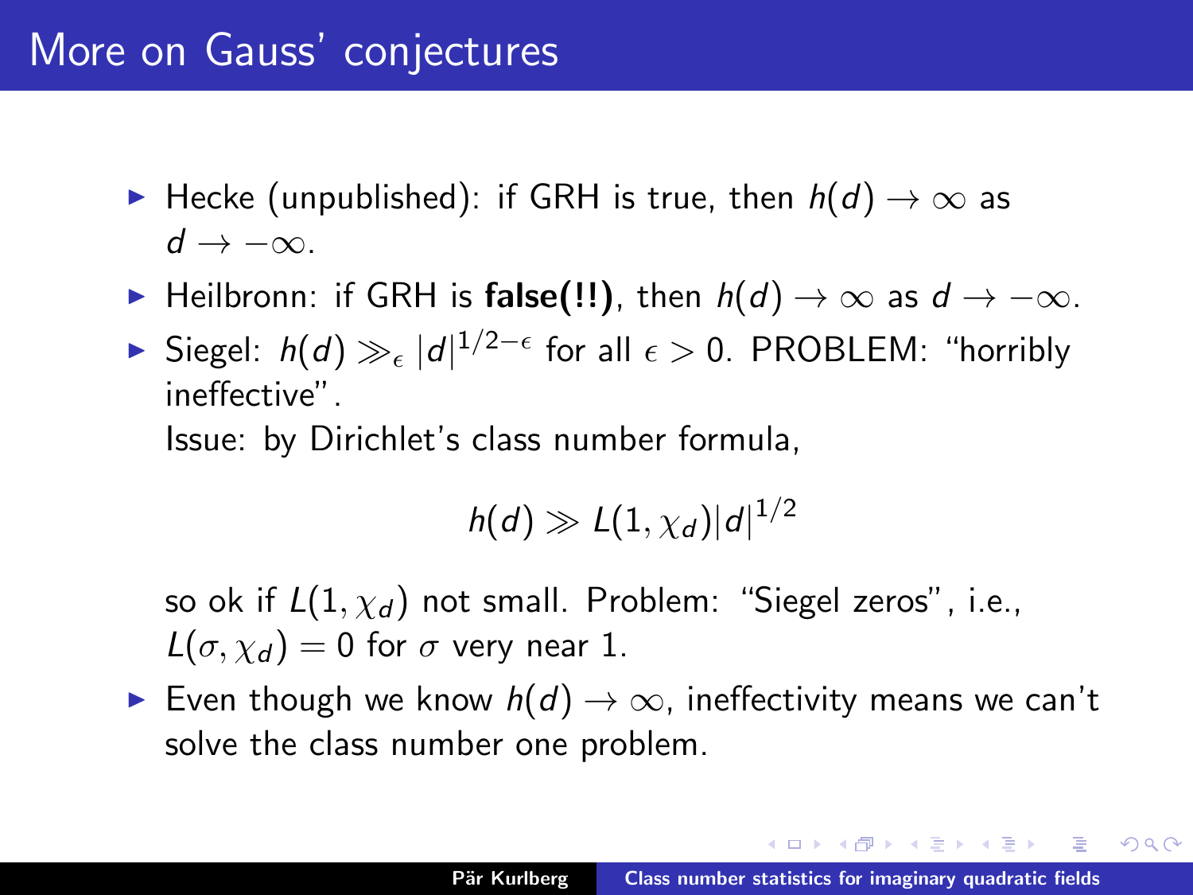# More on Gauss' conjectures

- Hecke (unpublished): if GRH is true, then $h(d) \to \infty$ as $d \to -\infty$.
- Heilbronn: if GRH is **false(!!)**, then $h(d) \to \infty$ as $d \to -\infty$.
- Siegel: $h(d) \gg_\epsilon |d|^{1/2-\epsilon}$ for all $\epsilon > 0$. PROBLEM: "horribly ineffective".

  Issue: by Dirichlet's class number formula,

  $$h(d) \gg L(1, \chi_d)|d|^{1/2}$$

  so ok if $L(1, \chi_d)$ not small. Problem: "Siegel zeros", i.e., $L(\sigma, \chi_d) = 0$ for $\sigma$ very near 1.
- Even though we know $h(d) \to \infty$, ineffectivity means we can't solve the class number one problem.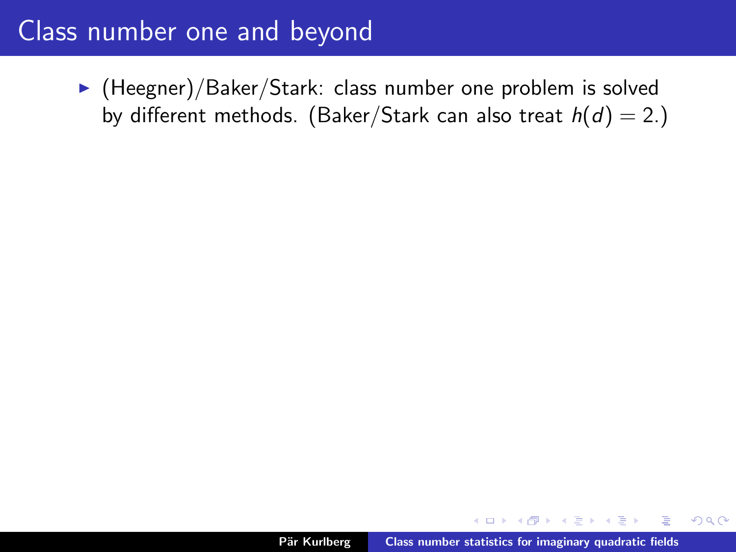# Class number one and beyond

- (Heegner)/Baker/Stark: class number one problem is solved by different methods. (Baker/Stark can also treat $h(d) = 2$.)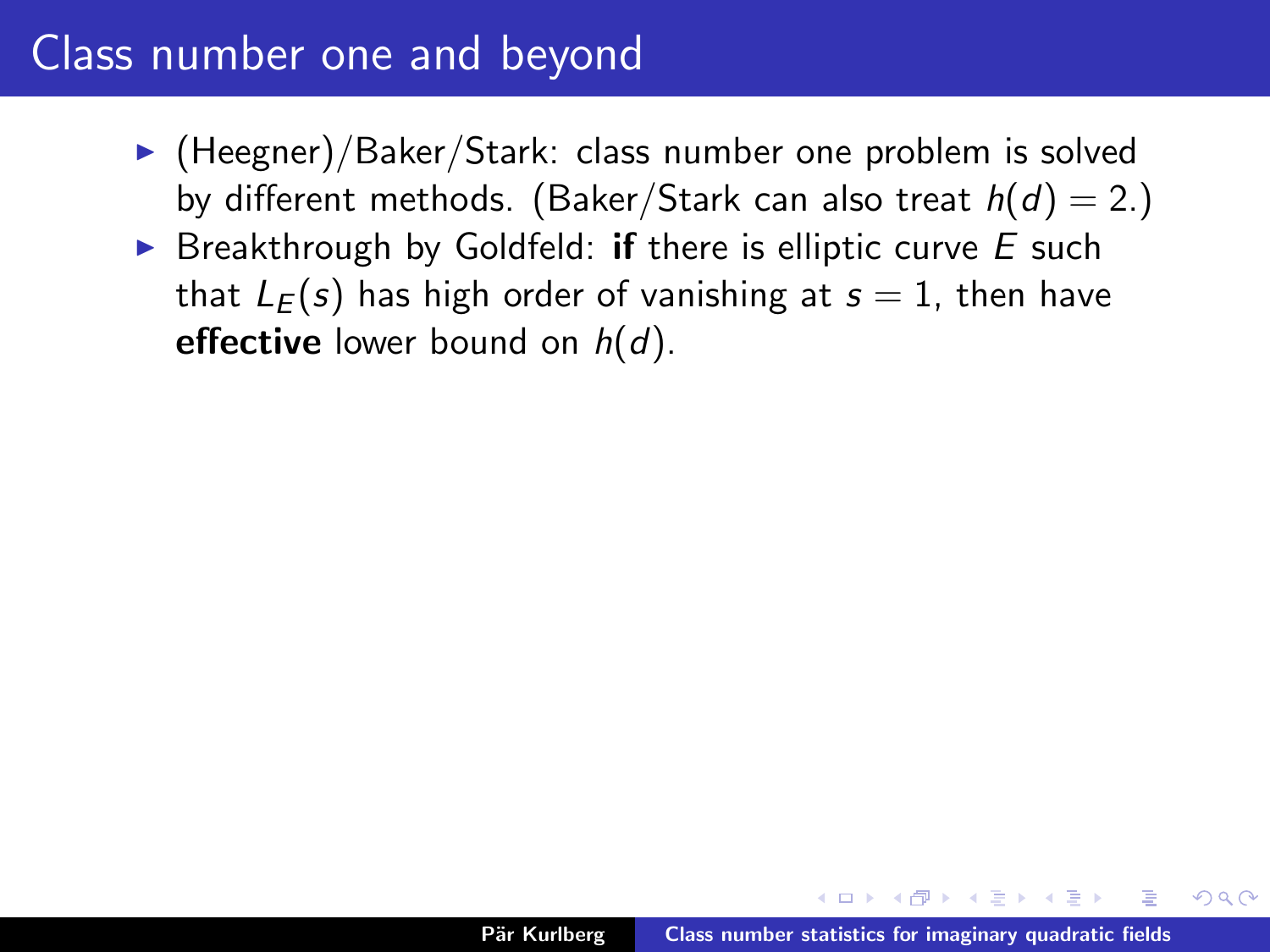# Class number one and beyond

- (Heegner)/Baker/Stark: class number one problem is solved by different methods. (Baker/Stark can also treat $h(d) = 2$.)
- Breakthrough by Goldfeld: **if** there is elliptic curve $E$ such that $L_E(s)$ has high order of vanishing at $s = 1$, then have **effective** lower bound on $h(d)$.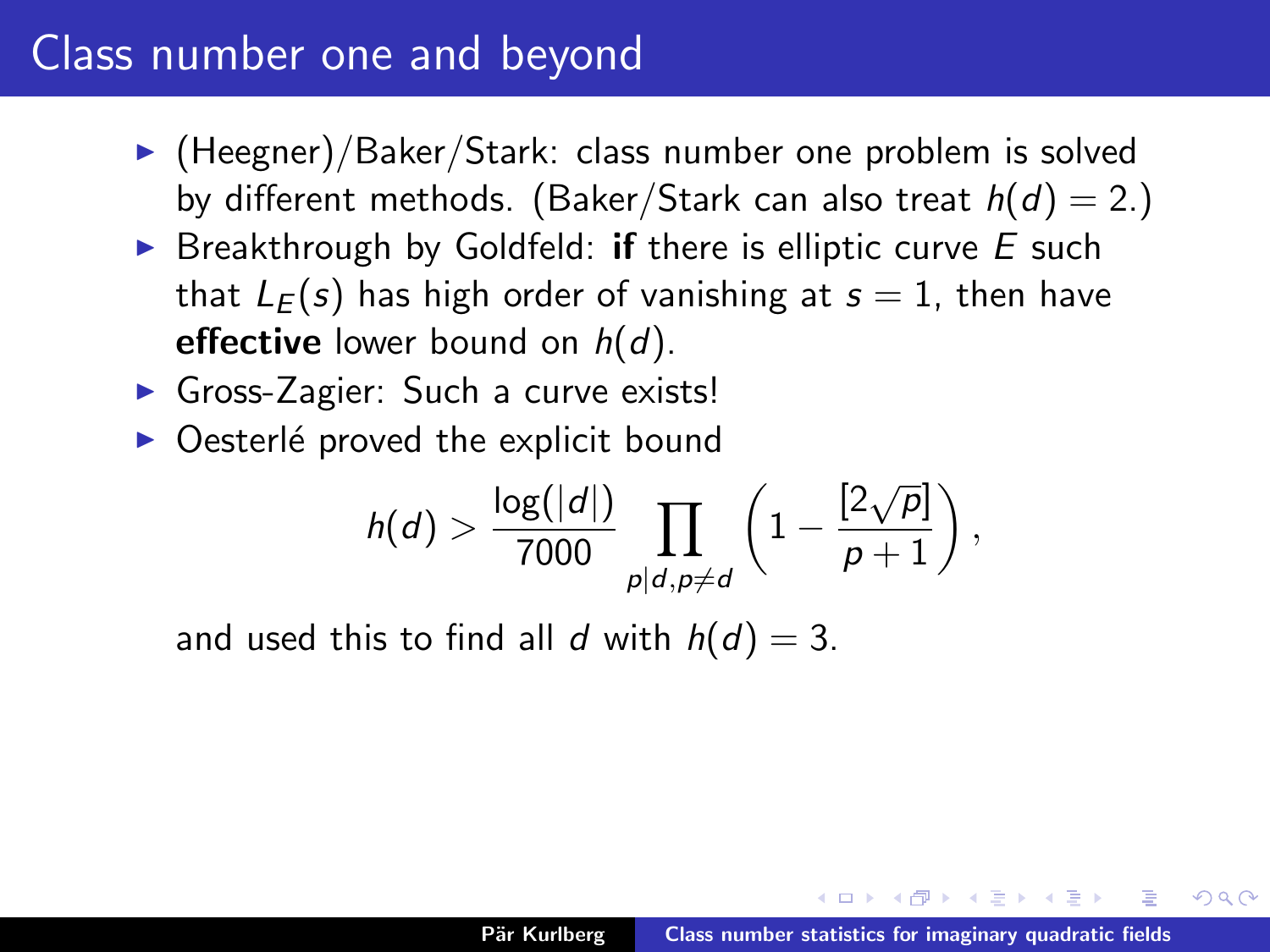# Class number one and beyond

- (Heegner)/Baker/Stark: class number one problem is solved by different methods. (Baker/Stark can also treat $h(d) = 2$.)
- Breakthrough by Goldfeld: **if** there is elliptic curve $E$ such that $L_E(s)$ has high order of vanishing at $s = 1$, then have **effective** lower bound on $h(d)$.
- Gross-Zagier: Such a curve exists!
- Oesterlé proved the explicit bound

$$h(d) > \frac{\log(|d|)}{7000} \prod_{p|d, p \neq d} \left(1 - \frac{[2\sqrt{p}]}{p+1}\right),$$

  and used this to find all $d$ with $h(d) = 3$.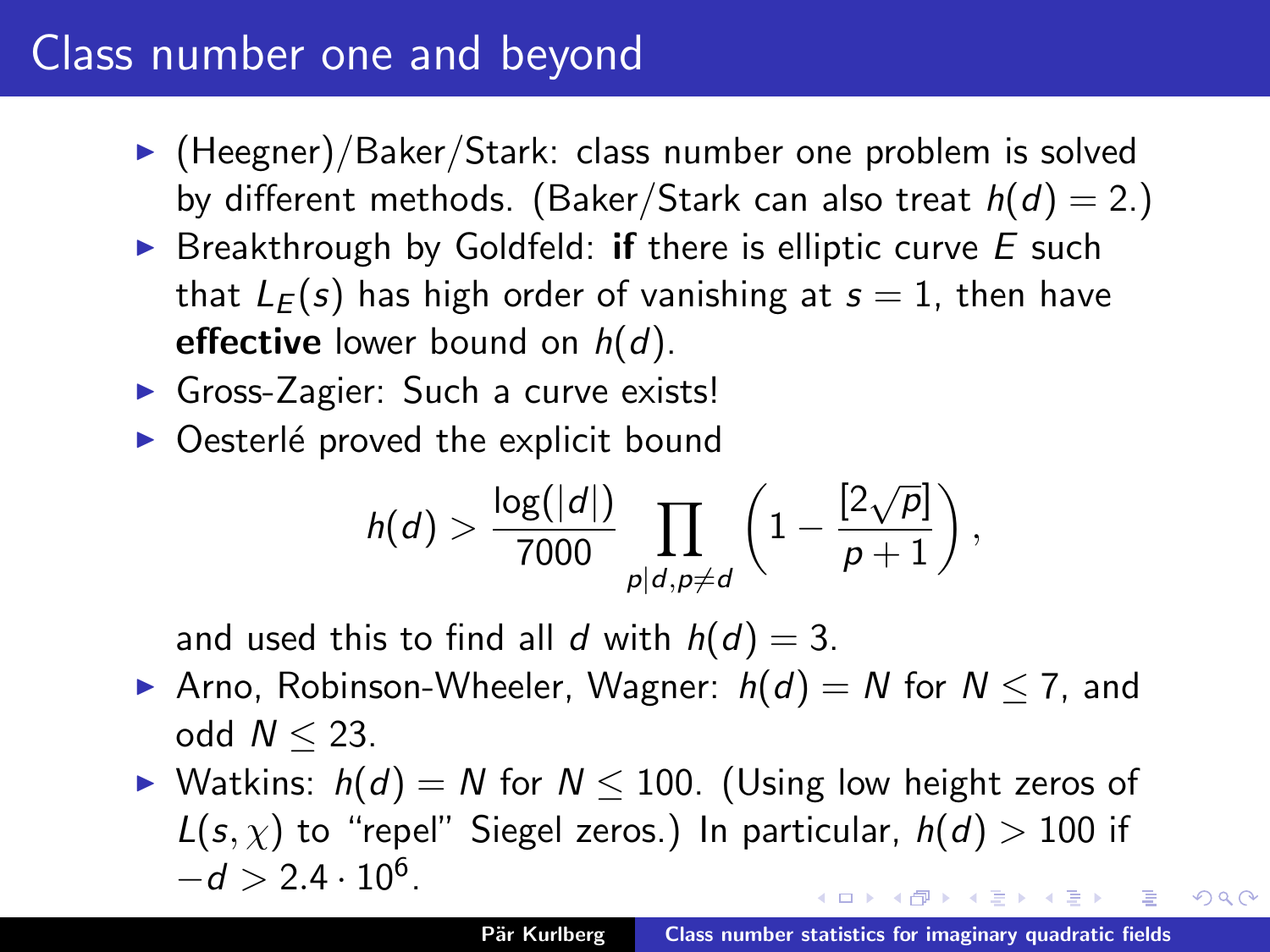# Class number one and beyond

- (Heegner)/Baker/Stark: class number one problem is solved by different methods. (Baker/Stark can also treat $h(d) = 2$.)
- Breakthrough by Goldfeld: **if** there is elliptic curve $E$ such that $L_E(s)$ has high order of vanishing at $s = 1$, then have **effective** lower bound on $h(d)$.
- Gross-Zagier: Such a curve exists!
- Oesterlé proved the explicit bound

$$h(d) > \frac{\log(|d|)}{7000} \prod_{p|d, p \neq d} \left(1 - \frac{[2\sqrt{p}]}{p+1}\right),$$

  and used this to find all $d$ with $h(d) = 3$.
- Arno, Robinson-Wheeler, Wagner: $h(d) = N$ for $N \leq 7$, and odd $N \leq 23$.
- Watkins: $h(d) = N$ for $N \leq 100$. (Using low height zeros of $L(s, \chi)$ to "repel" Siegel zeros.) In particular, $h(d) > 100$ if $-d > 2.4 \cdot 10^6$.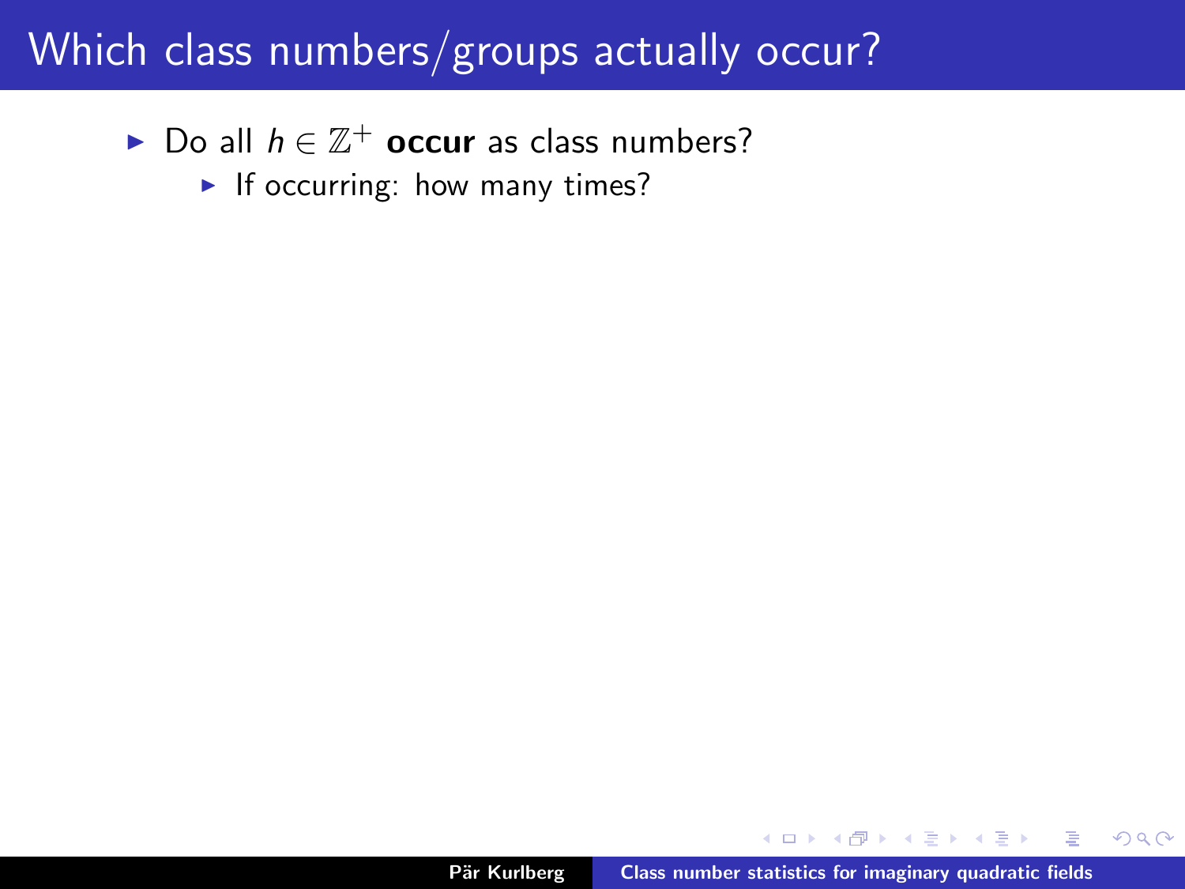# Which class numbers/groups actually occur?

- Do all $h \in \mathbb{Z}^+$ **occur** as class numbers?
  - If occurring: how many times?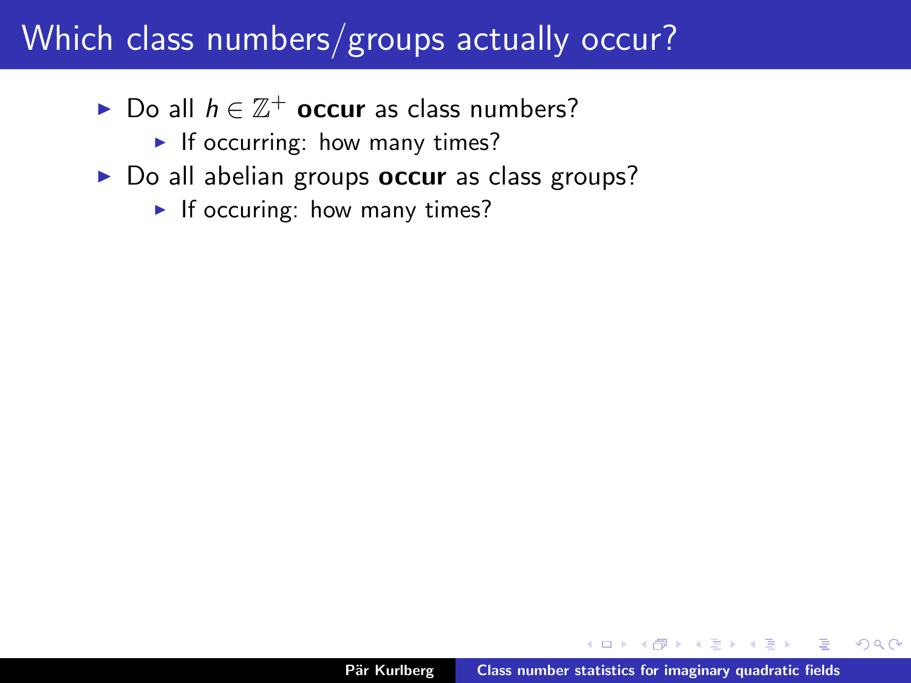# Which class numbers/groups actually occur?

- Do all $h \in \mathbb{Z}^+$ **occur** as class numbers?
  - If occurring: how many times?
- Do all abelian groups **occur** as class groups?
  - If occuring: how many times?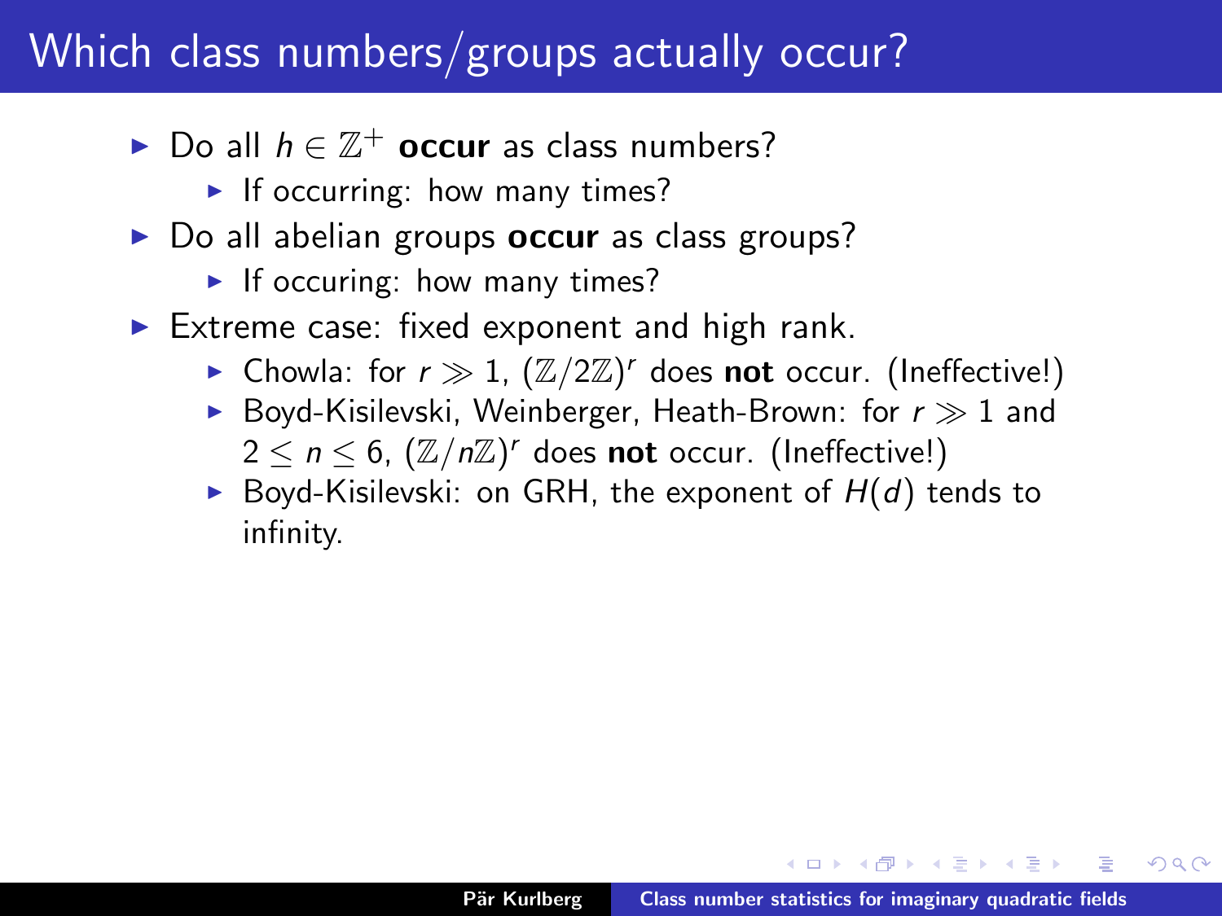# Which class numbers/groups actually occur?

- Do all $h \in \mathbb{Z}^+$ **occur** as class numbers?
  - If occurring: how many times?
- Do all abelian groups **occur** as class groups?
  - If occuring: how many times?
- Extreme case: fixed exponent and high rank.
  - Chowla: for $r \gg 1$, $(\mathbb{Z}/2\mathbb{Z})^r$ does **not** occur. (Ineffective!)
  - Boyd-Kisilevski, Weinberger, Heath-Brown: for $r \gg 1$ and $2 \leq n \leq 6$, $(\mathbb{Z}/n\mathbb{Z})^r$ does **not** occur. (Ineffective!)
  - Boyd-Kisilevski: on GRH, the exponent of $H(d)$ tends to infinity.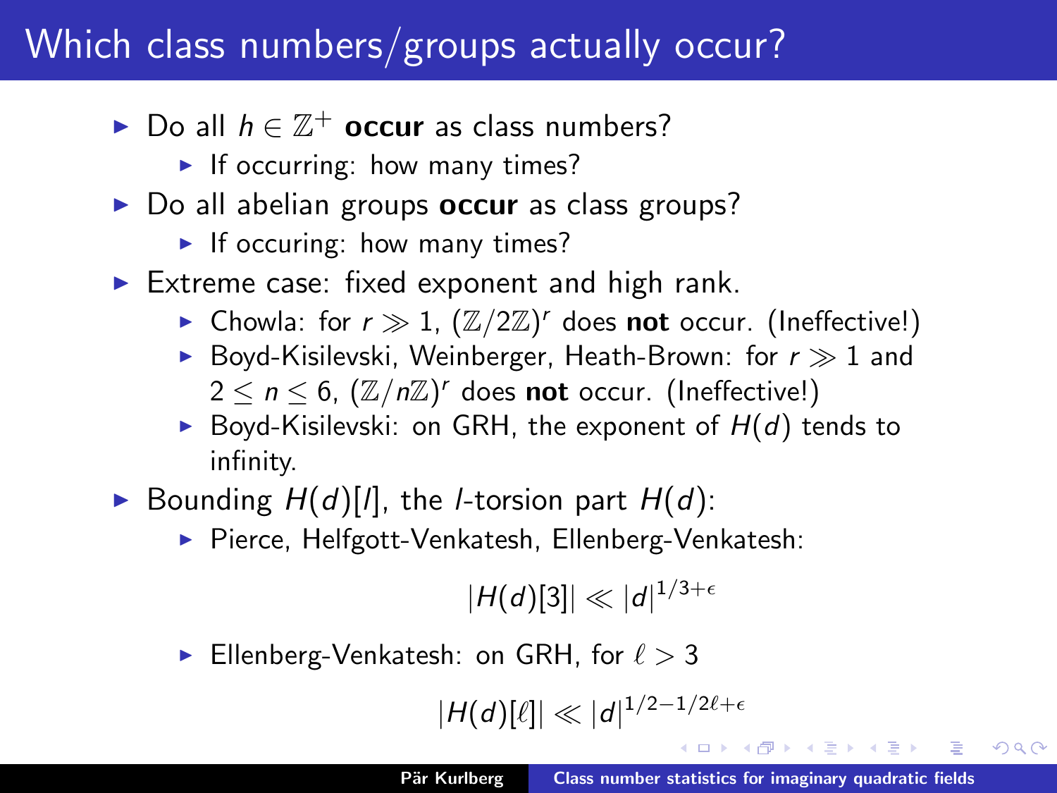# Which class numbers/groups actually occur?

- Do all $h \in \mathbb{Z}^+$ **occur** as class numbers?
  - If occurring: how many times?
- Do all abelian groups **occur** as class groups?
  - If occuring: how many times?
- Extreme case: fixed exponent and high rank.
  - Chowla: for $r \gg 1$, $(\mathbb{Z}/2\mathbb{Z})^r$ does **not** occur. (Ineffective!)
  - Boyd-Kisilevski, Weinberger, Heath-Brown: for $r \gg 1$ and $2 \leq n \leq 6$, $(\mathbb{Z}/n\mathbb{Z})^r$ does **not** occur. (Ineffective!)
  - Boyd-Kisilevski: on GRH, the exponent of $H(d)$ tends to infinity.
- Bounding $H(d)[l]$, the $l$-torsion part $H(d)$:
  - Pierce, Helfgott-Venkatesh, Ellenberg-Venkatesh:

$$|H(d)[3]| \ll |d|^{1/3+\epsilon}$$

  - Ellenberg-Venkatesh: on GRH, for $\ell > 3$

$$|H(d)[\ell]| \ll |d|^{1/2-1/2\ell+\epsilon}$$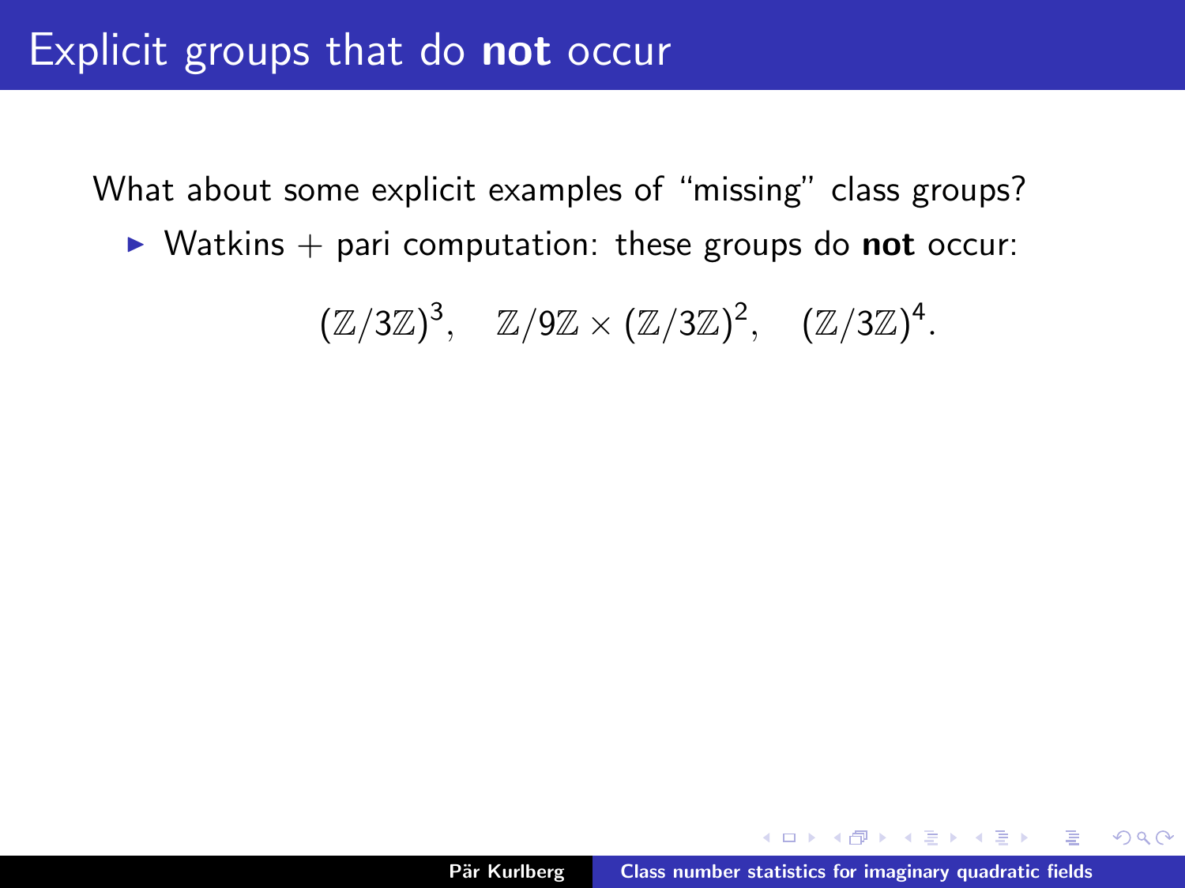# Explicit groups that do **not** occur

What about some explicit examples of "missing" class groups?

- Watkins + pari computation: these groups do **not** occur:

$$(\mathbb{Z}/3\mathbb{Z})^3, \quad \mathbb{Z}/9\mathbb{Z} \times (\mathbb{Z}/3\mathbb{Z})^2, \quad (\mathbb{Z}/3\mathbb{Z})^4.$$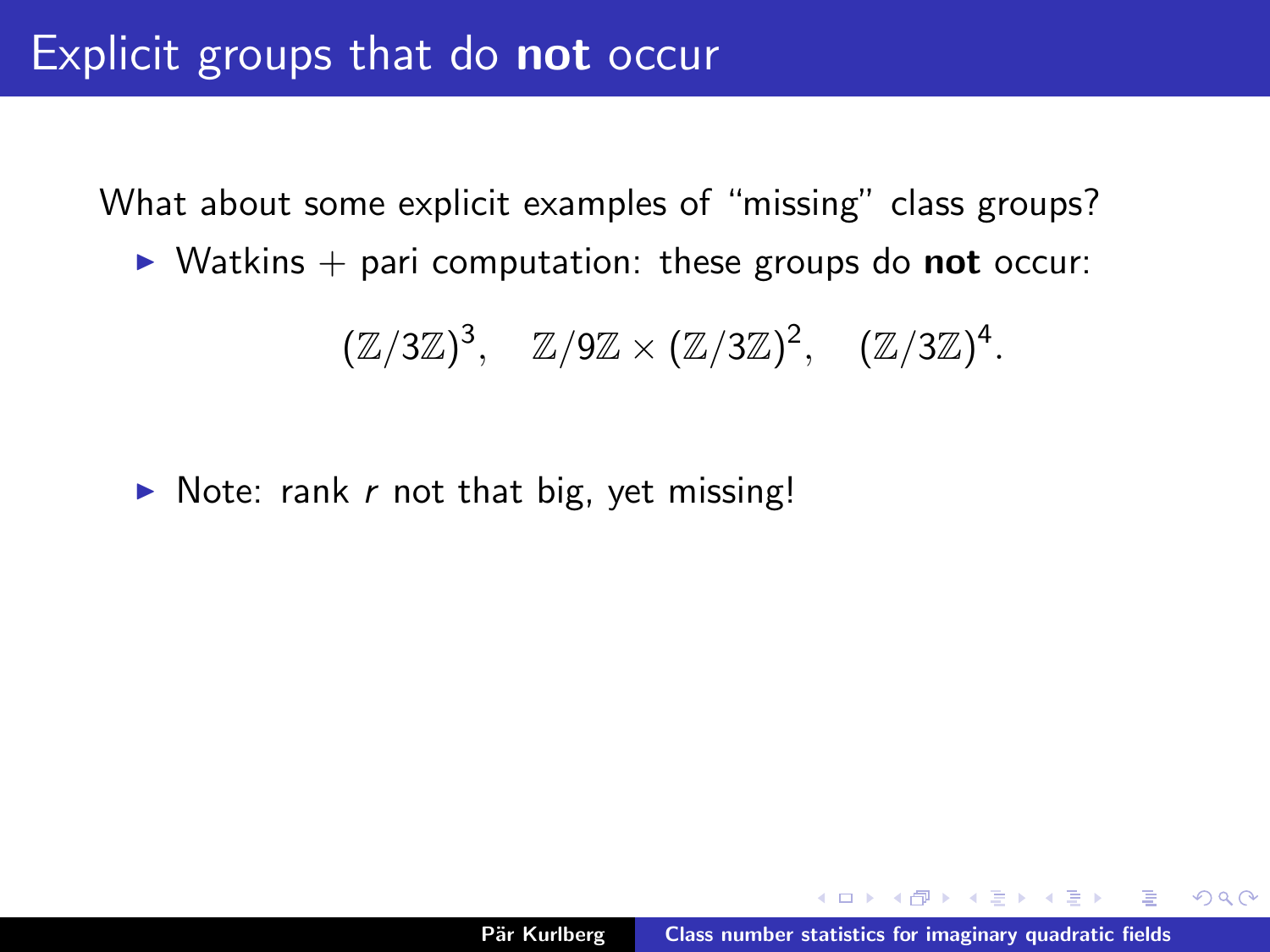# Explicit groups that do **not** occur

What about some explicit examples of "missing" class groups?

- Watkins + pari computation: these groups do **not** occur:

$$(\mathbb{Z}/3\mathbb{Z})^3, \quad \mathbb{Z}/9\mathbb{Z} \times (\mathbb{Z}/3\mathbb{Z})^2, \quad (\mathbb{Z}/3\mathbb{Z})^4.$$

- Note: rank $r$ not that big, yet missing!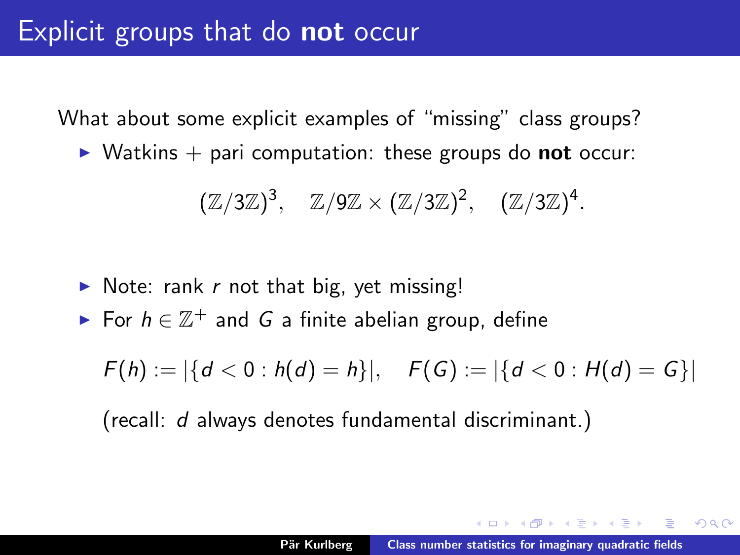# Explicit groups that do **not** occur

What about some explicit examples of "missing" class groups?

- Watkins + pari computation: these groups do **not** occur:

$$(\mathbb{Z}/3\mathbb{Z})^3, \quad \mathbb{Z}/9\mathbb{Z} \times (\mathbb{Z}/3\mathbb{Z})^2, \quad (\mathbb{Z}/3\mathbb{Z})^4.$$

- Note: rank $r$ not that big, yet missing!
- For $h \in \mathbb{Z}^+$ and $G$ a finite abelian group, define

  $$F(h) := |\{d < 0 : h(d) = h\}|, \quad F(G) := |\{d < 0 : H(d) = G\}|$$

  (recall: $d$ always denotes fundamental discriminant.)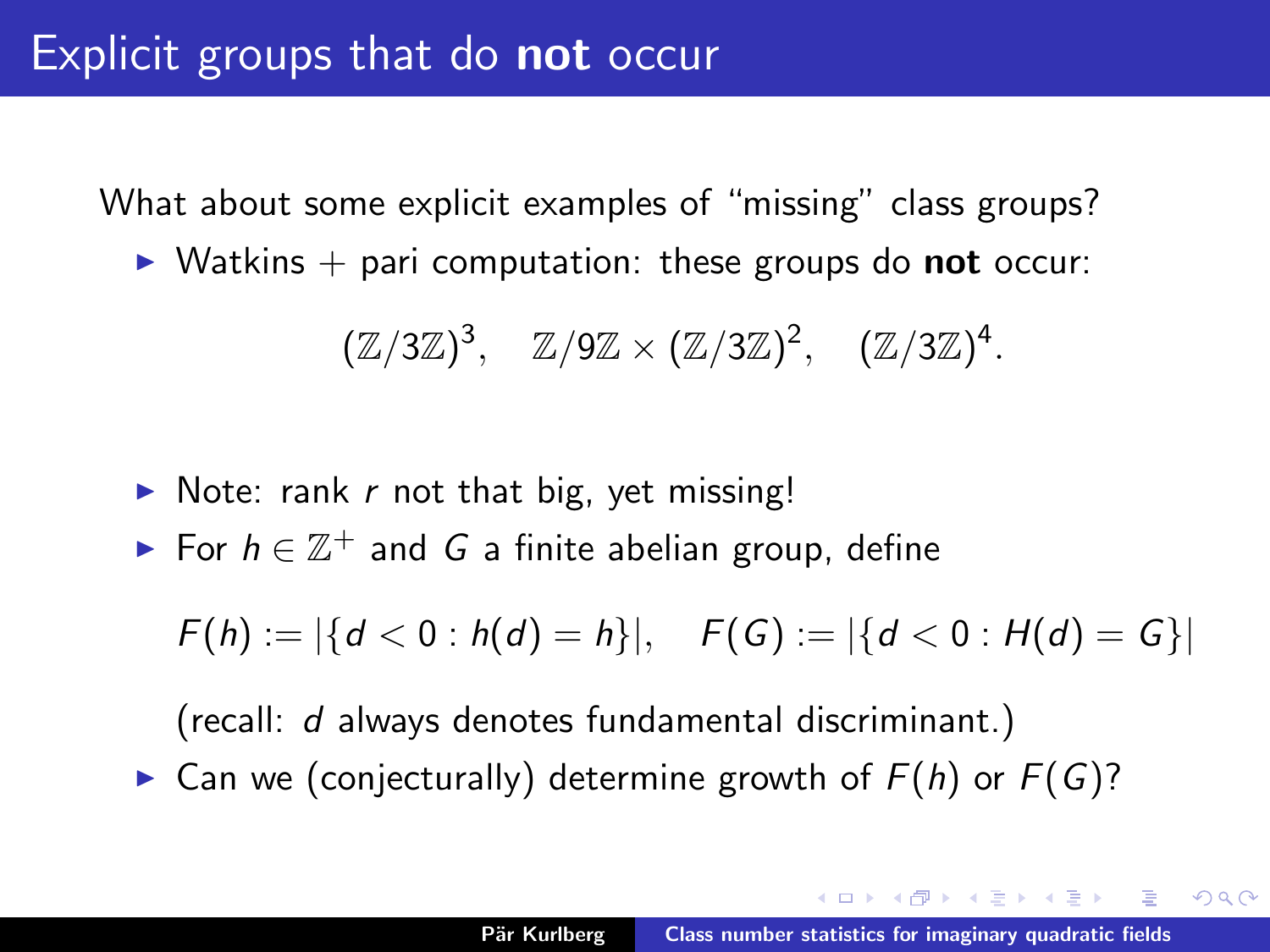# Explicit groups that do **not** occur

What about some explicit examples of "missing" class groups?

- Watkins + pari computation: these groups do **not** occur:

$$(\mathbb{Z}/3\mathbb{Z})^3, \quad \mathbb{Z}/9\mathbb{Z} \times (\mathbb{Z}/3\mathbb{Z})^2, \quad (\mathbb{Z}/3\mathbb{Z})^4.$$

- Note: rank $r$ not that big, yet missing!
- For $h \in \mathbb{Z}^+$ and $G$ a finite abelian group, define

  $$F(h) := |\{d < 0 : h(d) = h\}|, \quad F(G) := |\{d < 0 : H(d) = G\}|$$

  (recall: $d$ always denotes fundamental discriminant.)
- Can we (conjecturally) determine growth of $F(h)$ or $F(G)$?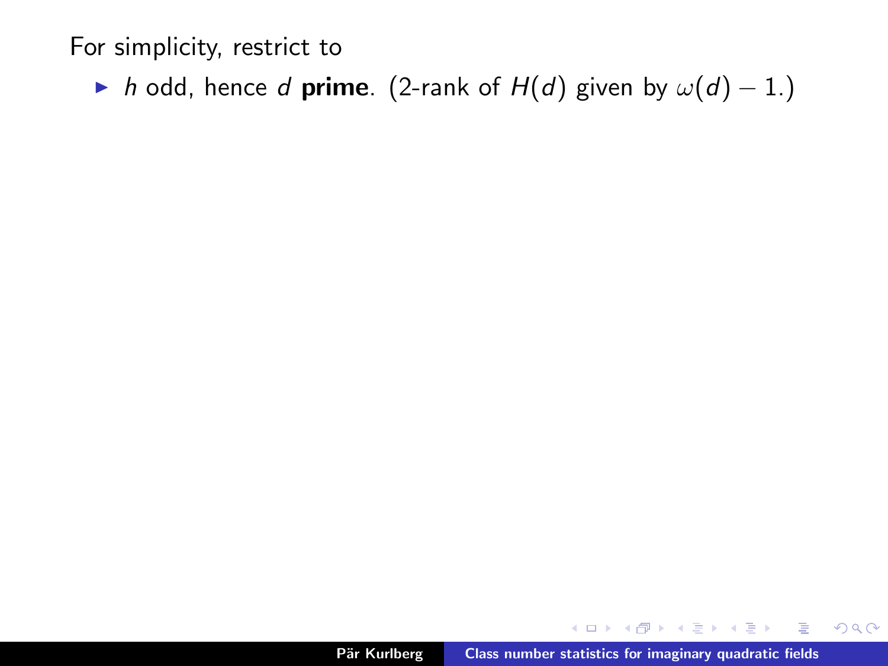For simplicity, restrict to

- $h$ odd, hence $d$ **prime**. (2-rank of $H(d)$ given by $\omega(d) - 1$.)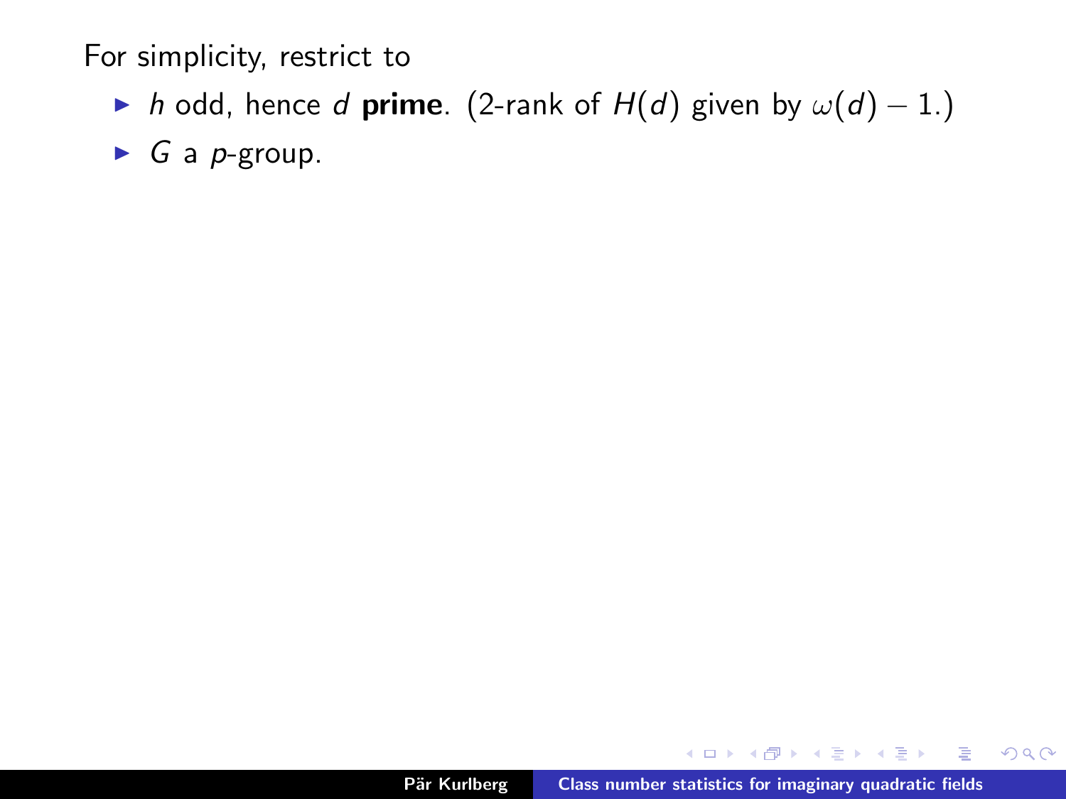For simplicity, restrict to

- $h$ odd, hence $d$ **prime**. (2-rank of $H(d)$ given by $\omega(d) - 1$.)
- $G$ a $p$-group.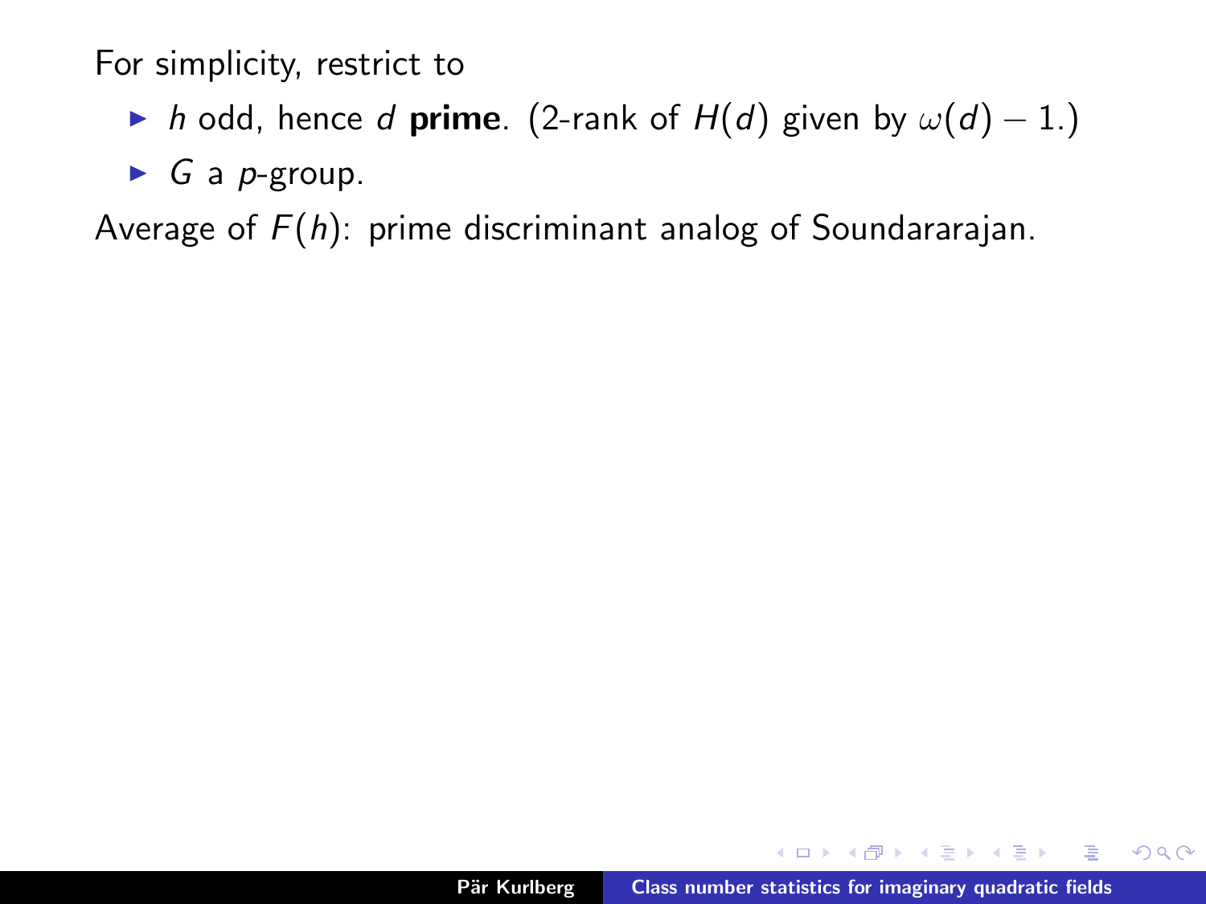For simplicity, restrict to

- $h$ odd, hence $d$ **prime**. (2-rank of $H(d)$ given by $\omega(d) - 1$.)
- $G$ a $p$-group.

Average of $F(h)$: prime discriminant analog of Soundararajan.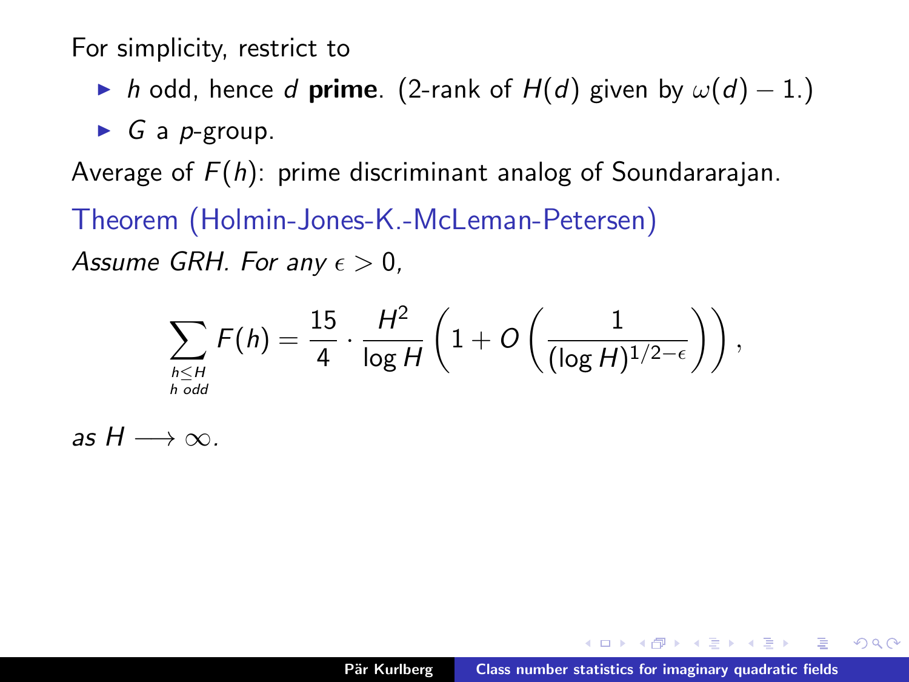For simplicity, restrict to

- $h$ odd, hence $d$ **prime**. (2-rank of $H(d)$ given by $\omega(d) - 1$.)
- $G$ a $p$-group.

Average of $F(h)$: prime discriminant analog of Soundararajan.

Theorem (Holmin-Jones-K.-McLeman-Petersen)

*Assume GRH. For any $\epsilon > 0$,*

$$\sum_{\substack{h \leq H \\ h \text{ odd}}} F(h) = \frac{15}{4} \cdot \frac{H^2}{\log H} \left( 1 + O\left( \frac{1}{(\log H)^{1/2-\epsilon}} \right) \right),$$

*as $H \longrightarrow \infty$.*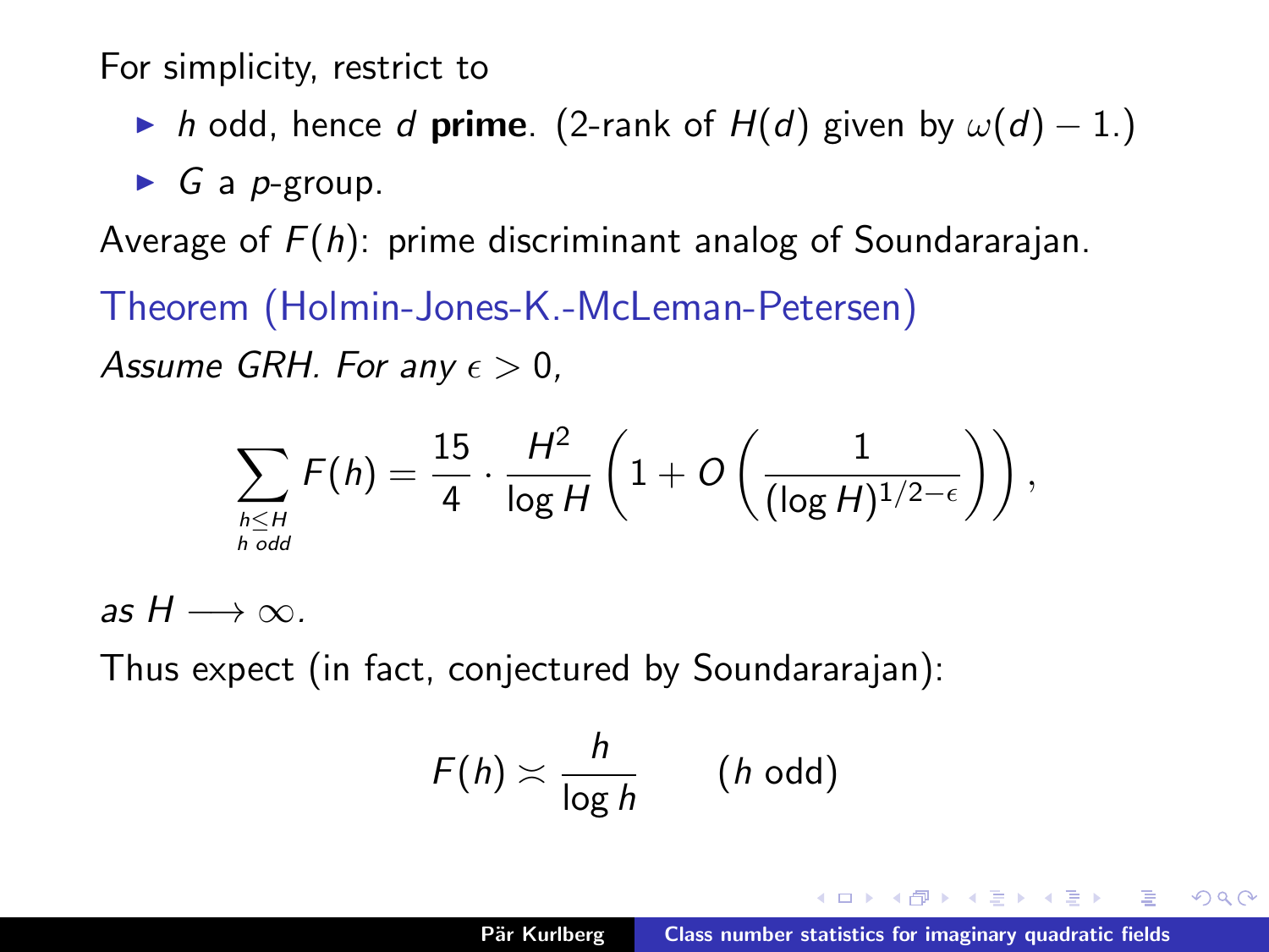For simplicity, restrict to

- $h$ odd, hence $d$ **prime**. (2-rank of $H(d)$ given by $\omega(d) - 1$.)
- $G$ a $p$-group.

Average of $F(h)$: prime discriminant analog of Soundararajan.

**Theorem (Holmin-Jones-K.-McLeman-Petersen)**

*Assume GRH. For any $\epsilon > 0$,*

$$\sum_{\substack{h \leq H \\ h \text{ odd}}} F(h) = \frac{15}{4} \cdot \frac{H^2}{\log H} \left( 1 + O\left( \frac{1}{(\log H)^{1/2-\epsilon}} \right) \right),$$

*as $H \longrightarrow \infty$.*

Thus expect (in fact, conjectured by Soundararajan):

$$F(h) \asymp \frac{h}{\log h} \qquad (h \text{ odd})$$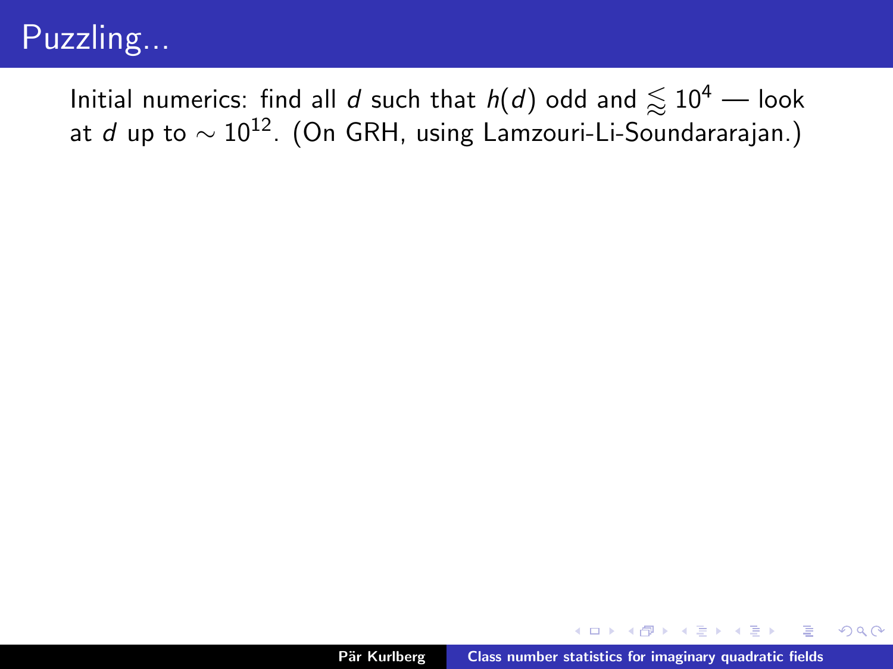# Puzzling...

Initial numerics: find all $d$ such that $h(d)$ odd and $\lessapprox 10^4$ — look at $d$ up to $\sim 10^{12}$. (On GRH, using Lamzouri-Li-Soundararajan.)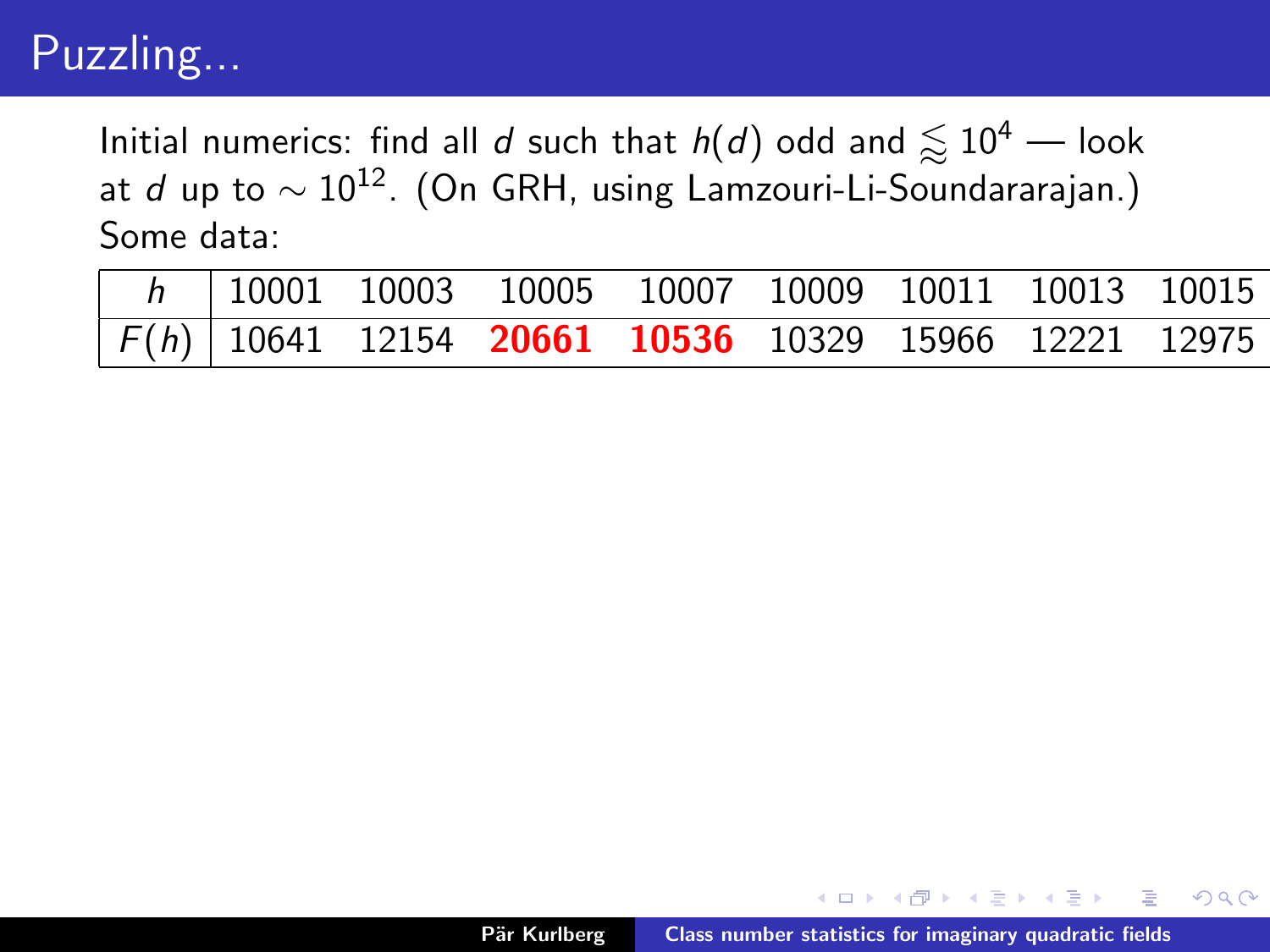# Puzzling...

Initial numerics: find all $d$ such that $h(d)$ odd and $\lessapprox 10^4$ — look at $d$ up to $\sim 10^{12}$. (On GRH, using Lamzouri-Li-Soundararajan.)
Some data:

| $h$ | 10001 | 10003 | 10005 | 10007 | 10009 | 10011 | 10013 | 10015 |
|---|---|---|---|---|---|---|---|---|
| $F(h)$ | 10641 | 12154 | **20661** | **10536** | 10329 | 15966 | 12221 | 12975 |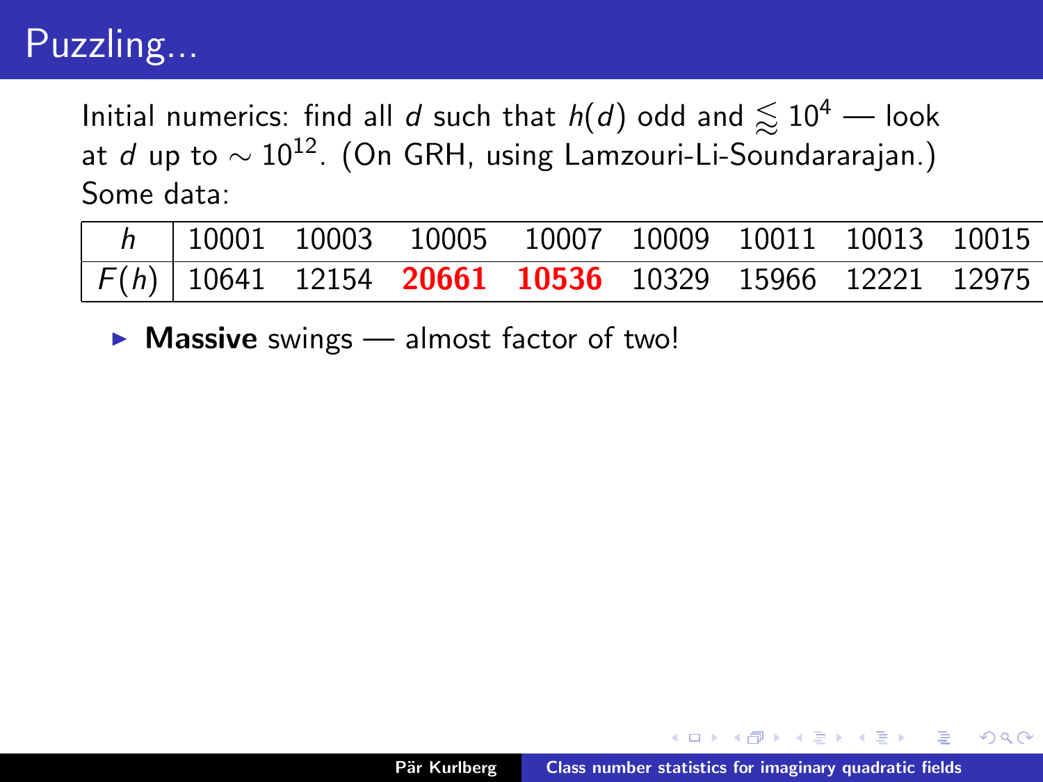# Puzzling...

Initial numerics: find all $d$ such that $h(d)$ odd and $\lessapprox 10^4$ — look at $d$ up to $\sim 10^{12}$. (On GRH, using Lamzouri-Li-Soundararajan.)
Some data:

| $h$ | 10001 | 10003 | 10005 | 10007 | 10009 | 10011 | 10013 | 10015 |
|---|---|---|---|---|---|---|---|---|
| $F(h)$ | 10641 | 12154 | **20661** | **10536** | 10329 | 15966 | 12221 | 12975 |

- **Massive** swings — almost factor of two!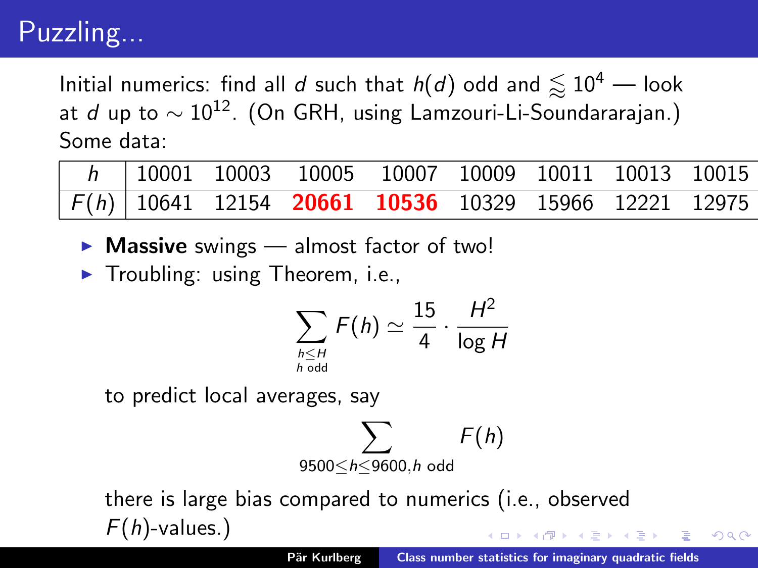# Puzzling...

Initial numerics: find all $d$ such that $h(d)$ odd and $\lessapprox 10^4$ — look at $d$ up to $\sim 10^{12}$. (On GRH, using Lamzouri-Li-Soundararajan.) Some data:

| $h$ | 10001 | 10003 | 10005 | 10007 | 10009 | 10011 | 10013 | 10015 |
|---|---|---|---|---|---|---|---|---|
| $F(h)$ | 10641 | 12154 | **20661** | **10536** | 10329 | 15966 | 12221 | 12975 |

- **Massive** swings — almost factor of two!
- Troubling: using Theorem, i.e.,

$$\sum_{\substack{h \leq H \\ h \text{ odd}}} F(h) \simeq \frac{15}{4} \cdot \frac{H^2}{\log H}$$

  to predict local averages, say

$$\sum_{9500 \leq h \leq 9600, h \text{ odd}} F(h)$$

  there is large bias compared to numerics (i.e., observed $F(h)$-values.)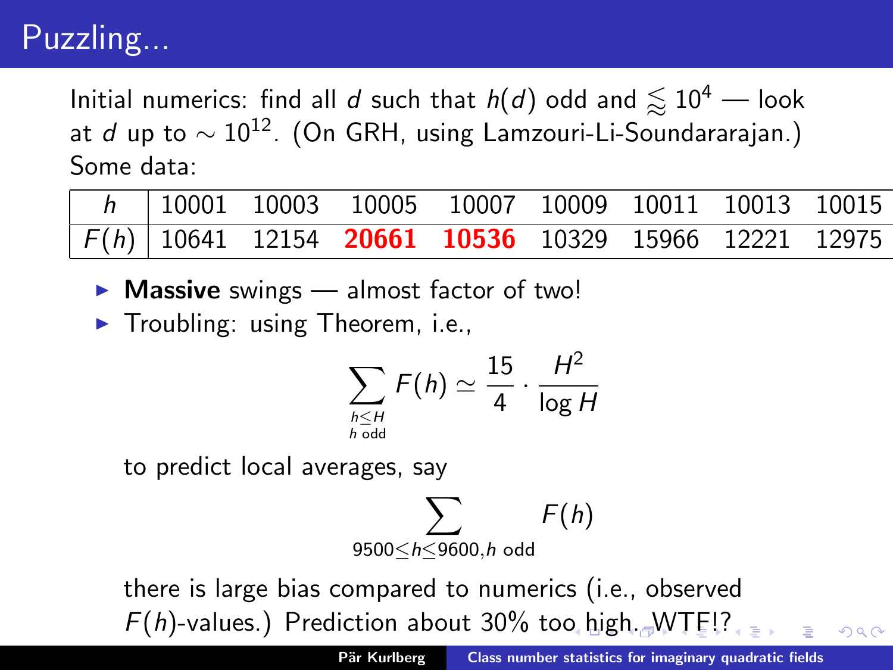# Puzzling...

Initial numerics: find all $d$ such that $h(d)$ odd and $\lessapprox 10^4$ — look at $d$ up to $\sim 10^{12}$. (On GRH, using Lamzouri-Li-Soundararajan.) Some data:

| $h$ | 10001 | 10003 | 10005 | 10007 | 10009 | 10011 | 10013 | 10015 |
|---|---|---|---|---|---|---|---|---|
| $F(h)$ | 10641 | 12154 | **20661** | **10536** | 10329 | 15966 | 12221 | 12975 |

- **Massive** swings — almost factor of two!
- Troubling: using Theorem, i.e.,

$$\sum_{\substack{h \leq H \\ h \text{ odd}}} F(h) \simeq \frac{15}{4} \cdot \frac{H^2}{\log H}$$

  to predict local averages, say

$$\sum_{9500 \leq h \leq 9600, h \text{ odd}} F(h)$$

  there is large bias compared to numerics (i.e., observed $F(h)$-values.) Prediction about 30% too high. WTF!?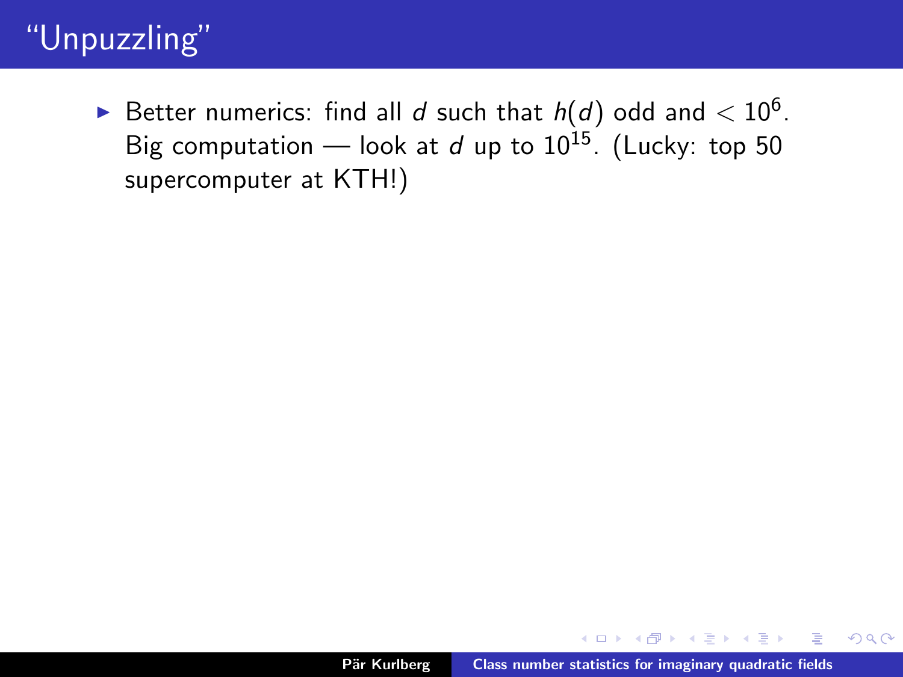# "Unpuzzling"

- Better numerics: find all $d$ such that $h(d)$ odd and $< 10^6$. Big computation — look at $d$ up to $10^{15}$. (Lucky: top 50 supercomputer at KTH!)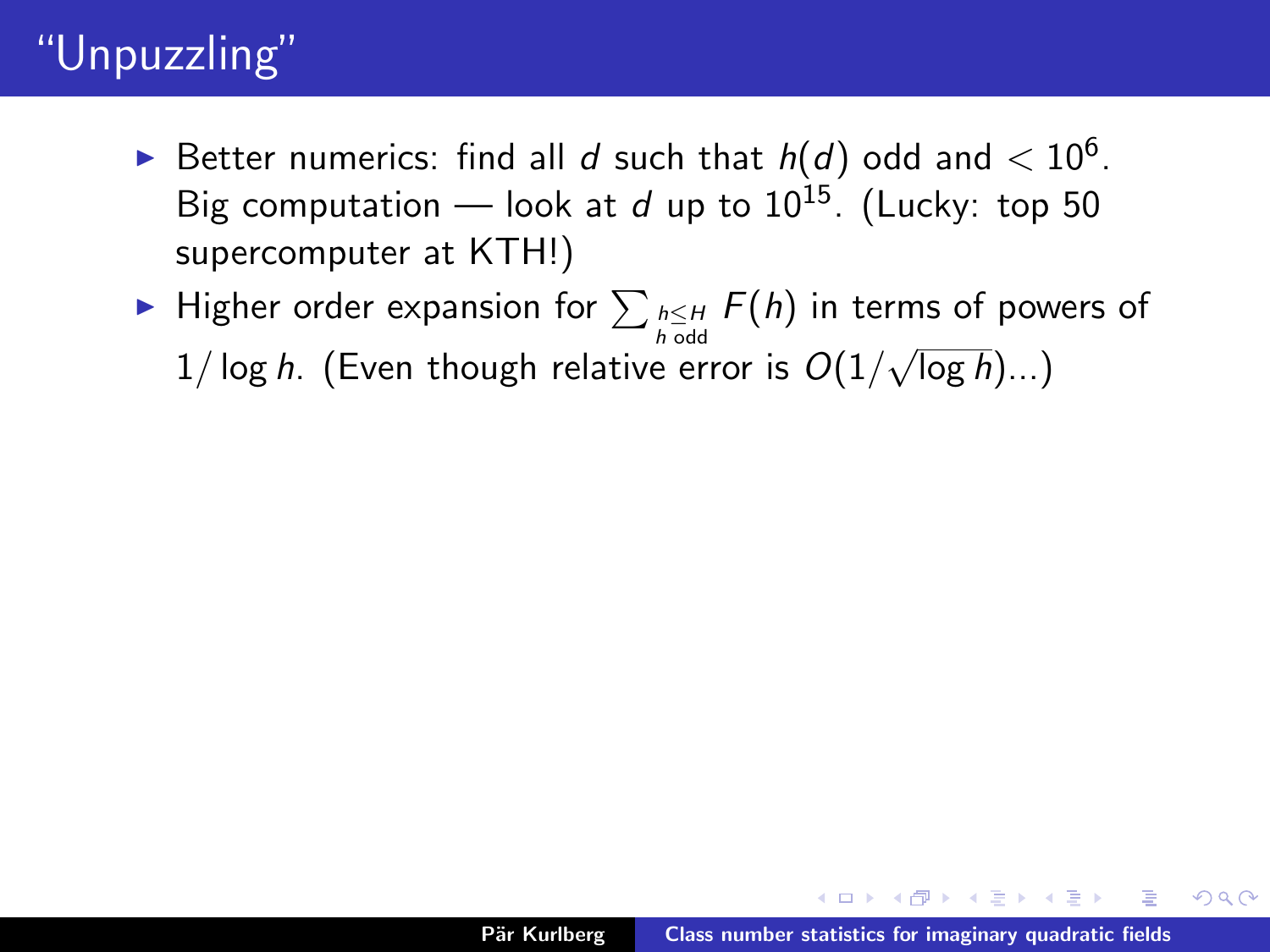# "Unpuzzling"

- Better numerics: find all $d$ such that $h(d)$ odd and $< 10^6$. Big computation — look at $d$ up to $10^{15}$. (Lucky: top 50 supercomputer at KTH!)
- Higher order expansion for $\sum_{\substack{h \leq H \\ h \text{ odd}}} F(h)$ in terms of powers of $1/\log h$. (Even though relative error is $O(1/\sqrt{\log h})$...)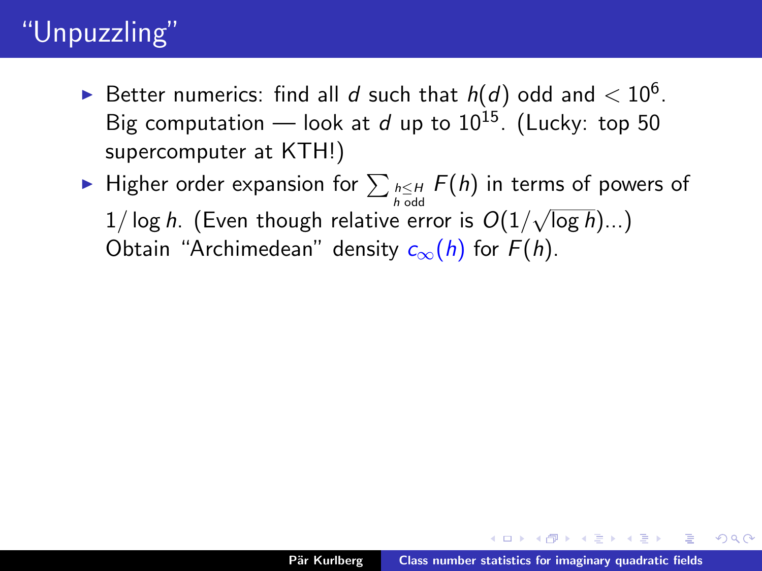# "Unpuzzling"

- Better numerics: find all $d$ such that $h(d)$ odd and $< 10^6$. Big computation — look at $d$ up to $10^{15}$. (Lucky: top 50 supercomputer at KTH!)
- Higher order expansion for $\sum_{\substack{h \leq H \\ h \text{ odd}}} F(h)$ in terms of powers of $1/\log h$. (Even though relative error is $O(1/\sqrt{\log h})$...) Obtain "Archimedean" density $c_\infty(h)$ for $F(h)$.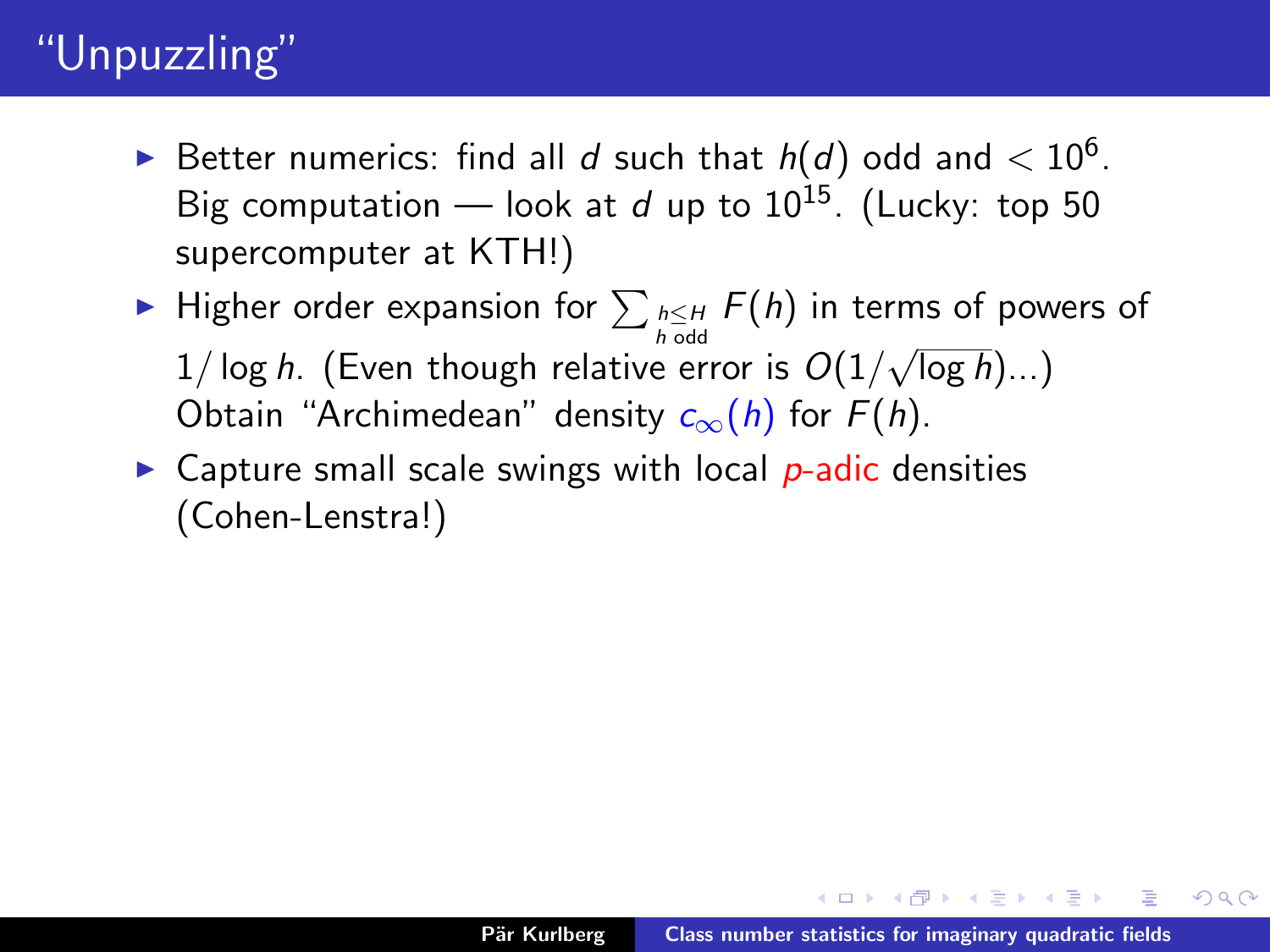# "Unpuzzling"

- Better numerics: find all $d$ such that $h(d)$ odd and $< 10^6$. Big computation — look at $d$ up to $10^{15}$. (Lucky: top 50 supercomputer at KTH!)
- Higher order expansion for $\sum_{\substack{h \le H \\ h \text{ odd}}} F(h)$ in terms of powers of $1/\log h$. (Even though relative error is $O(1/\sqrt{\log h})$...) Obtain "Archimedean" density $c_\infty(h)$ for $F(h)$.
- Capture small scale swings with local $p$-adic densities (Cohen-Lenstra!)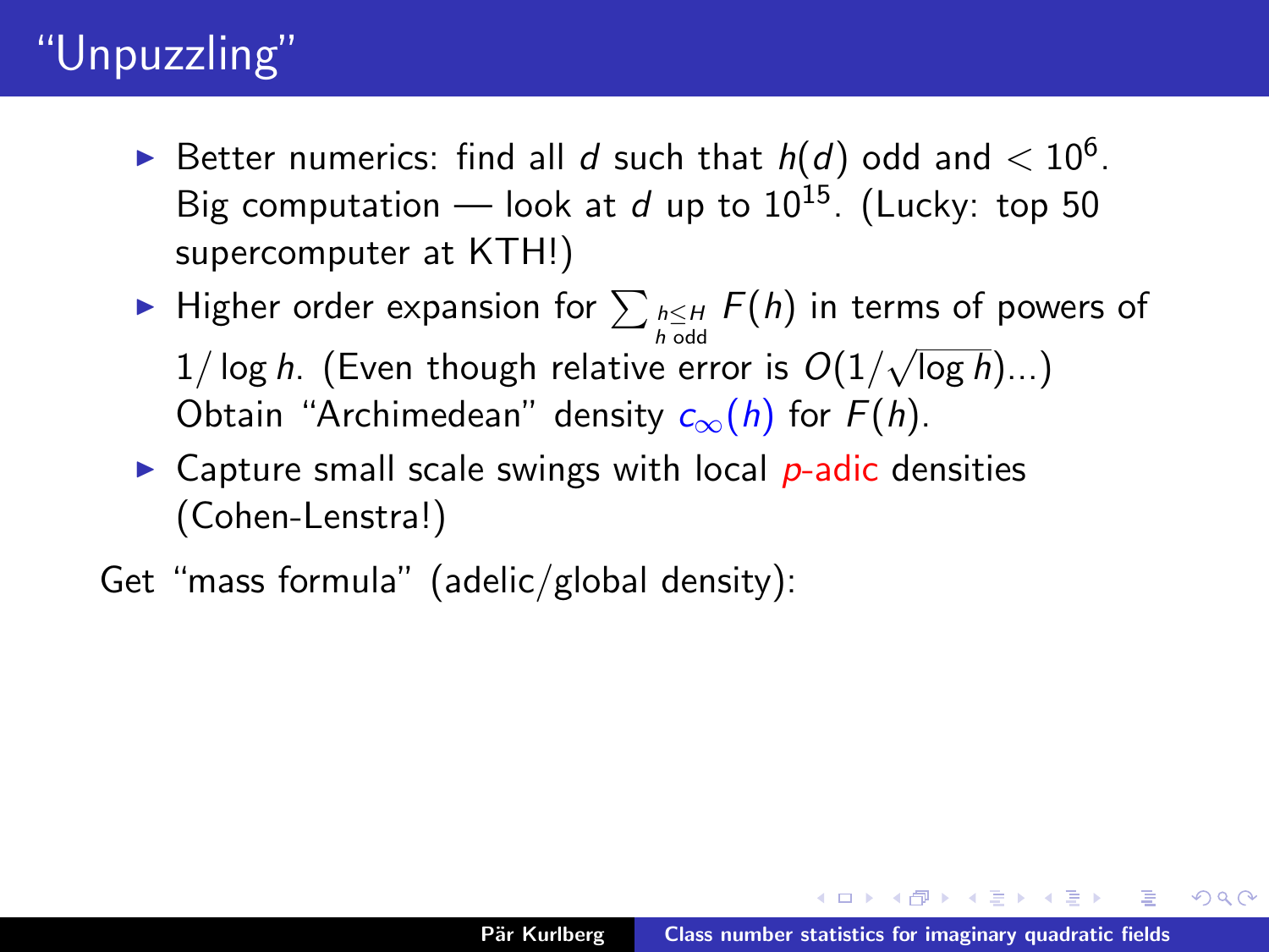# "Unpuzzling"

- Better numerics: find all $d$ such that $h(d)$ odd and $< 10^6$. Big computation — look at $d$ up to $10^{15}$. (Lucky: top 50 supercomputer at KTH!)
- Higher order expansion for $\sum_{\substack{h \leq H \\ h \text{ odd}}} F(h)$ in terms of powers of $1/\log h$. (Even though relative error is $O(1/\sqrt{\log h})$...) Obtain "Archimedean" density $c_\infty(h)$ for $F(h)$.
- Capture small scale swings with local $p$-adic densities (Cohen-Lenstra!)

Get "mass formula" (adelic/global density):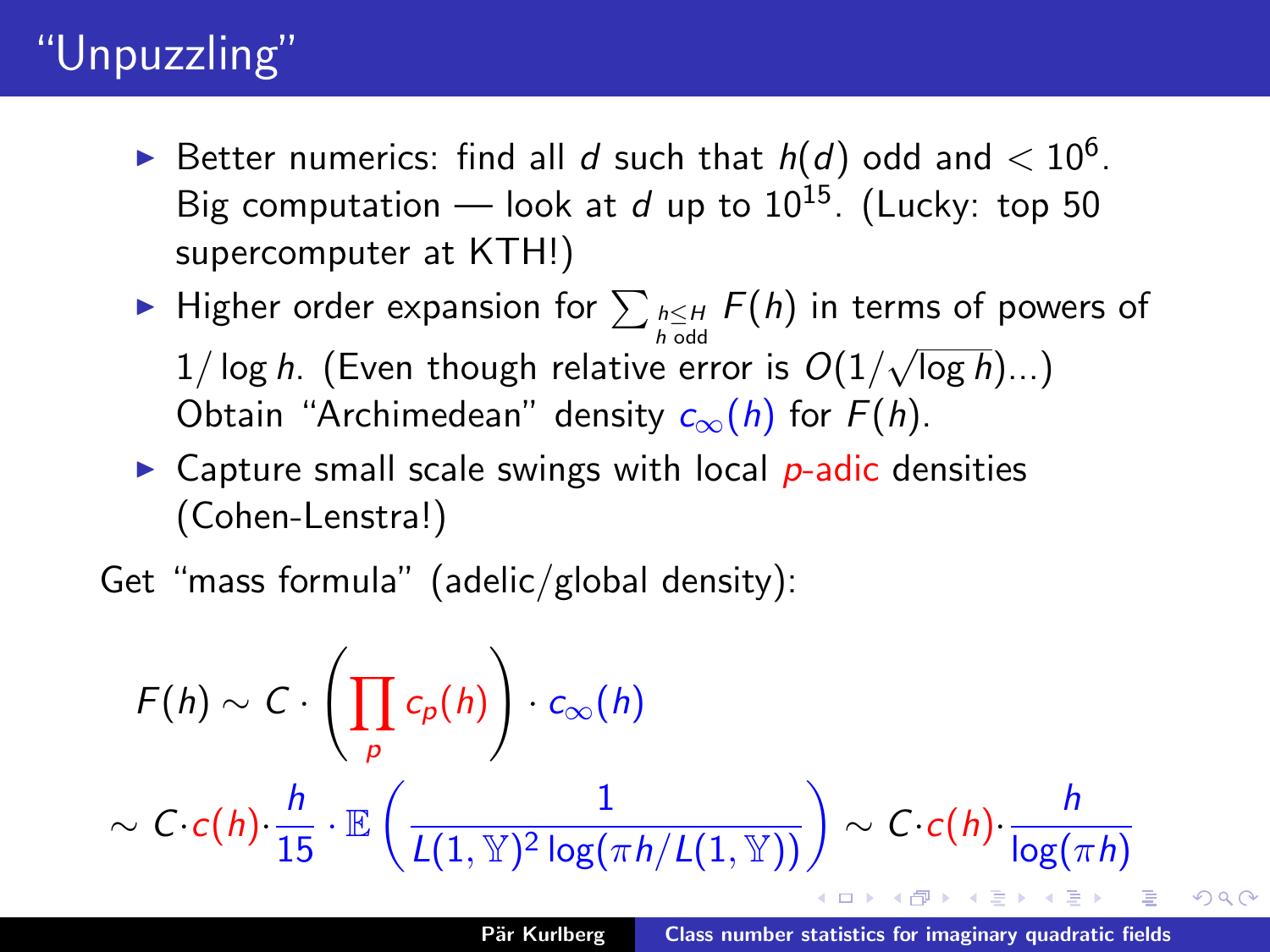# "Unpuzzling"

- Better numerics: find all $d$ such that $h(d)$ odd and $< 10^6$. Big computation — look at $d$ up to $10^{15}$. (Lucky: top 50 supercomputer at KTH!)
- Higher order expansion for $\sum_{\substack{h \leq H \\ h \text{ odd}}} F(h)$ in terms of powers of $1/\log h$. (Even though relative error is $O(1/\sqrt{\log h})$...) Obtain "Archimedean" density $c_\infty(h)$ for $F(h)$.
- Capture small scale swings with local $p$-adic densities (Cohen-Lenstra!)

Get "mass formula" (adelic/global density):

$$F(h) \sim C \cdot \left( \prod_p c_p(h) \right) \cdot c_\infty(h)$$

$$\sim C \cdot c(h) \cdot \frac{h}{15} \cdot \mathbb{E}\left( \frac{1}{L(1, \mathbb{Y})^2 \log(\pi h / L(1, \mathbb{Y}))} \right) \sim C \cdot c(h) \cdot \frac{h}{\log(\pi h)}$$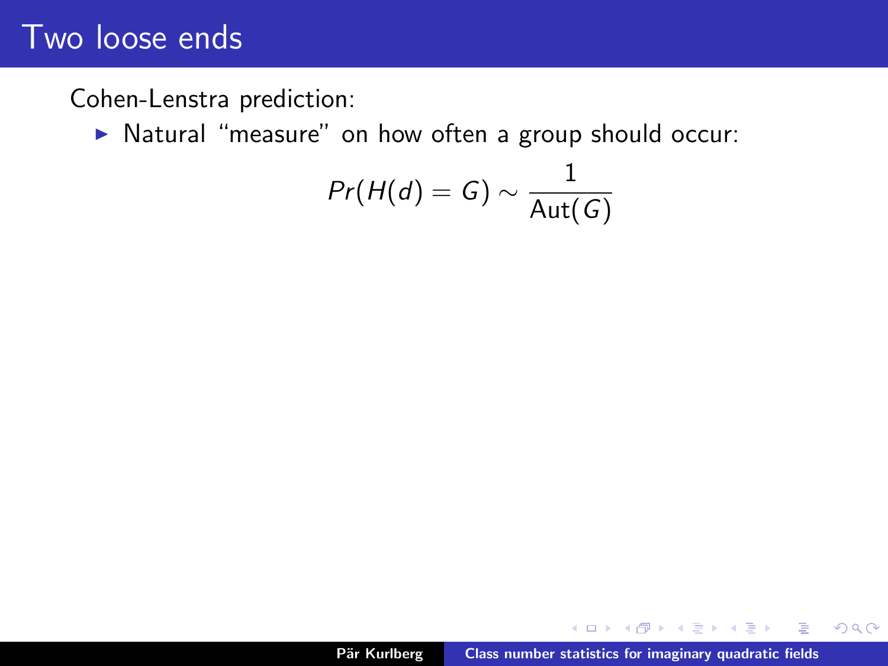# Two loose ends

Cohen-Lenstra prediction:

- Natural "measure" on how often a group should occur:

$$Pr(H(d) = G) \sim \frac{1}{\text{Aut}(G)}$$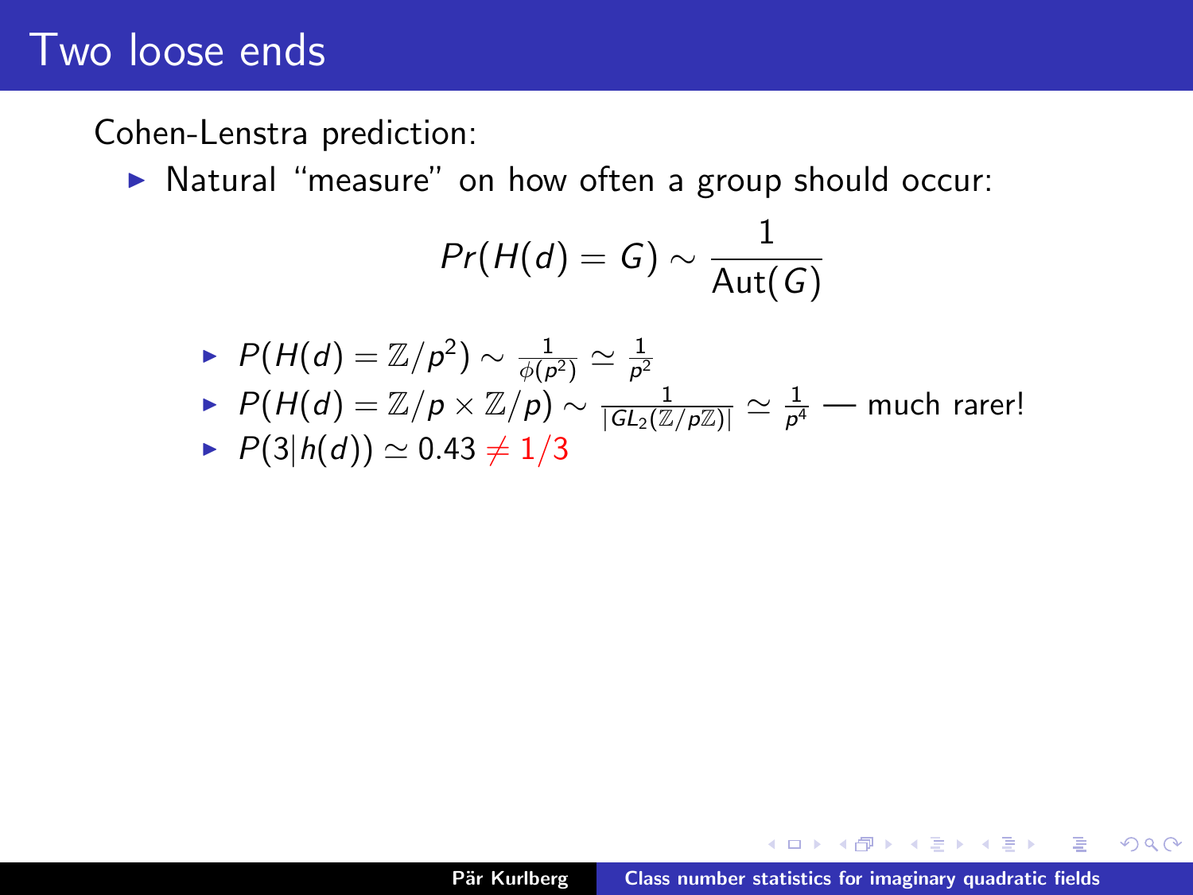# Two loose ends

Cohen-Lenstra prediction:

- Natural "measure" on how often a group should occur:

$$Pr(H(d) = G) \sim \frac{1}{\text{Aut}(G)}$$

  - $P(H(d) = \mathbb{Z}/p^2) \sim \frac{1}{\phi(p^2)} \simeq \frac{1}{p^2}$
  - $P(H(d) = \mathbb{Z}/p \times \mathbb{Z}/p) \sim \frac{1}{|GL_2(\mathbb{Z}/p\mathbb{Z})|} \simeq \frac{1}{p^4}$ — much rarer!
  - $P(3|h(d)) \simeq 0.43 \neq 1/3$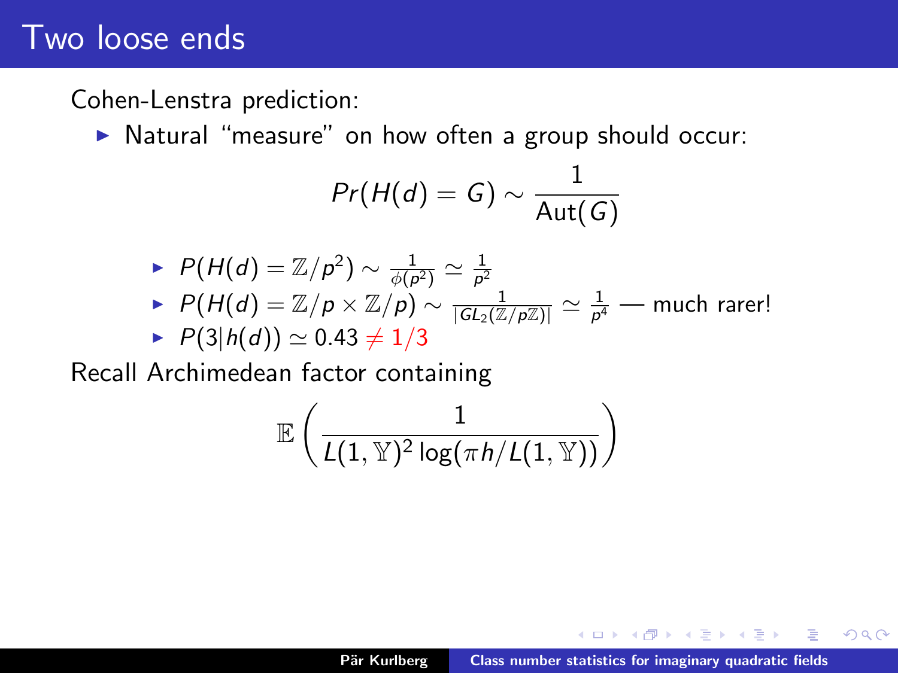# Two loose ends

Cohen-Lenstra prediction:

- Natural "measure" on how often a group should occur:

$$Pr(H(d) = G) \sim \frac{1}{\text{Aut}(G)}$$

  - $P(H(d) = \mathbb{Z}/p^2) \sim \frac{1}{\phi(p^2)} \simeq \frac{1}{p^2}$
  - $P(H(d) = \mathbb{Z}/p \times \mathbb{Z}/p) \sim \frac{1}{|GL_2(\mathbb{Z}/p\mathbb{Z})|} \simeq \frac{1}{p^4}$ — much rarer!
  - $P(3|h(d)) \simeq 0.43 \neq 1/3$

Recall Archimedean factor containing

$$\mathbb{E}\left(\frac{1}{L(1,\mathbb{Y})^2 \log(\pi h / L(1,\mathbb{Y}))}\right)$$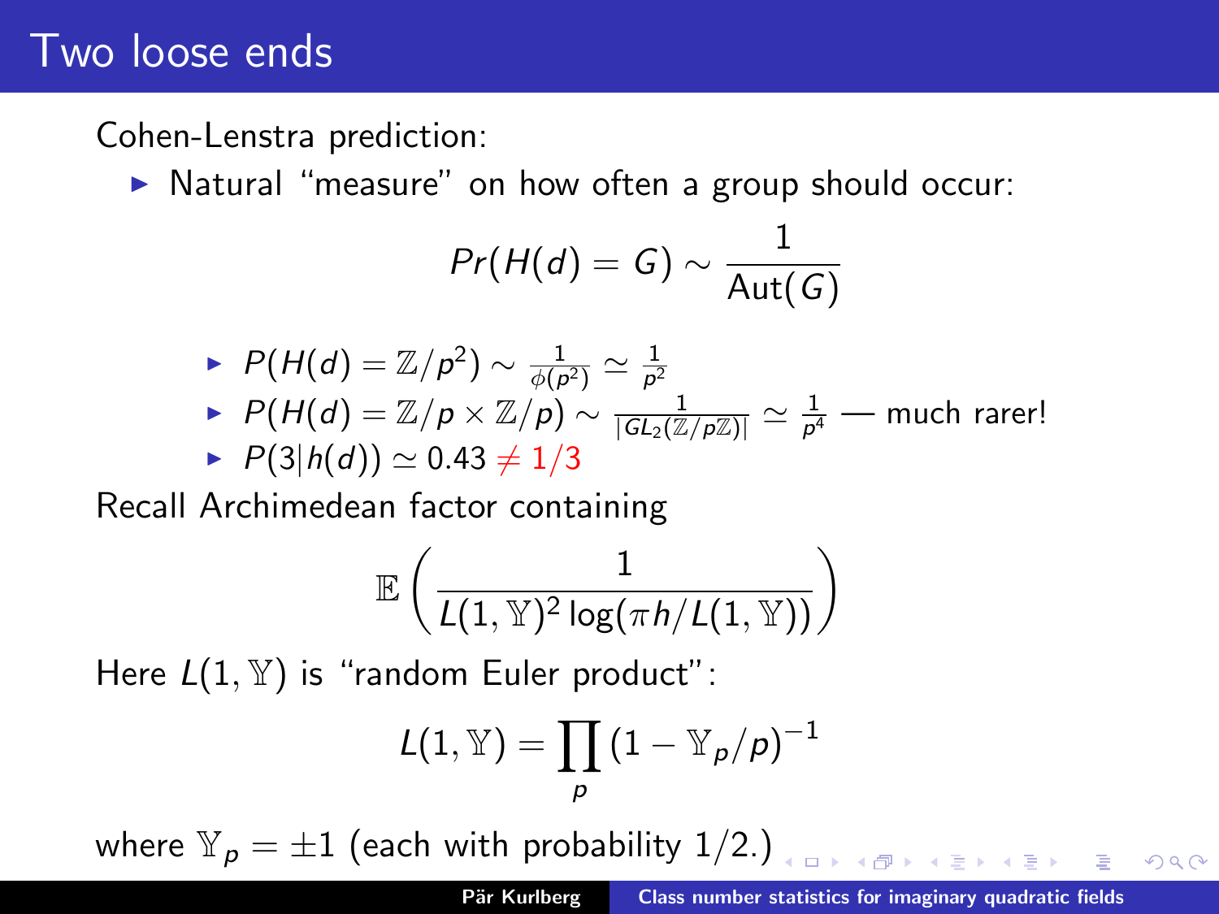# Two loose ends

Cohen-Lenstra prediction:

- Natural "measure" on how often a group should occur:

$$Pr(H(d) = G) \sim \frac{1}{\text{Aut}(G)}$$

  - $P(H(d) = \mathbb{Z}/p^2) \sim \frac{1}{\phi(p^2)} \simeq \frac{1}{p^2}$
  - $P(H(d) = \mathbb{Z}/p \times \mathbb{Z}/p) \sim \frac{1}{|GL_2(\mathbb{Z}/p\mathbb{Z})|} \simeq \frac{1}{p^4}$ — much rarer!
  - $P(3|h(d)) \simeq 0.43 \neq 1/3$

Recall Archimedean factor containing

$$\mathbb{E}\left(\frac{1}{L(1,\mathbb{Y})^2 \log(\pi h / L(1,\mathbb{Y}))}\right)$$

Here $L(1,\mathbb{Y})$ is "random Euler product":

$$L(1,\mathbb{Y}) = \prod_p (1 - \mathbb{Y}_p/p)^{-1}$$

where $\mathbb{Y}_p = \pm 1$ (each with probability 1/2.)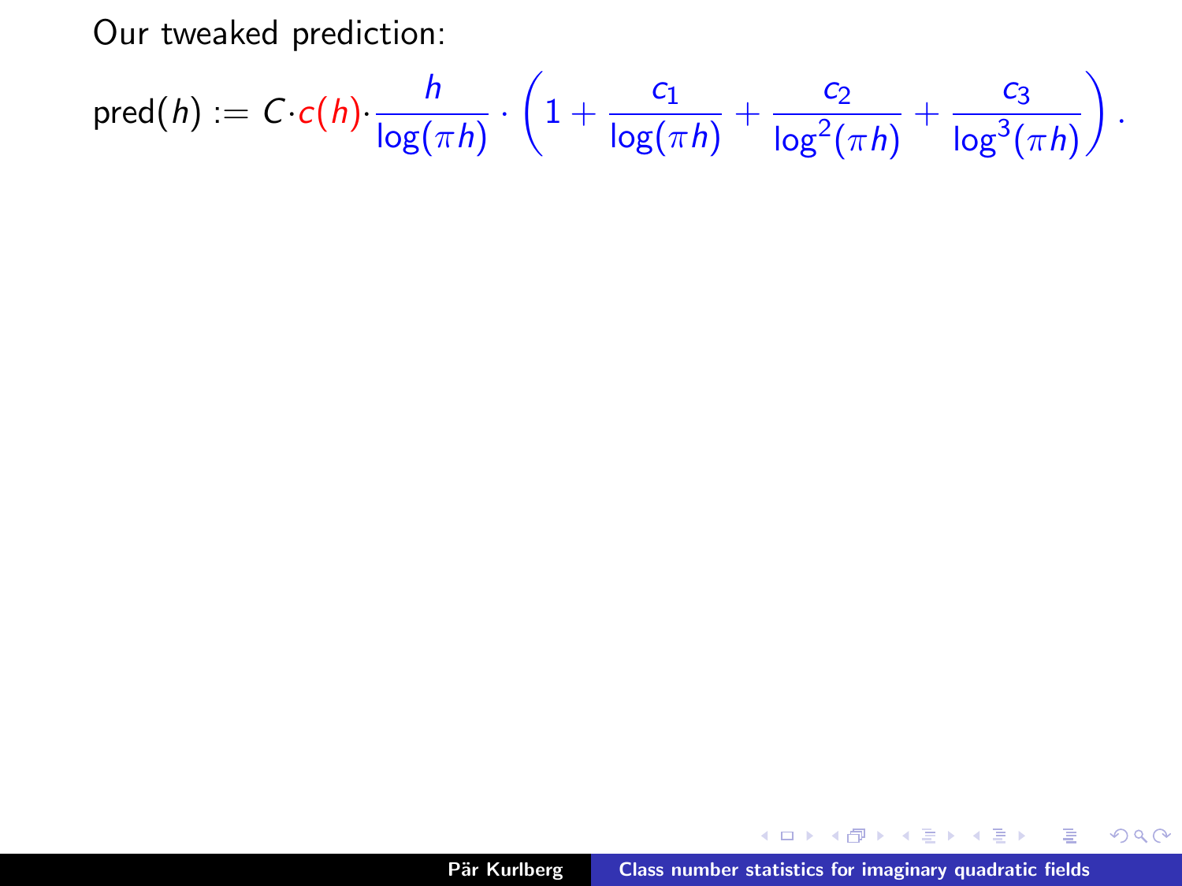Our tweaked prediction:

$$\text{pred}(h) := C \cdot c(h) \cdot \frac{h}{\log(\pi h)} \cdot \left(1 + \frac{c_1}{\log(\pi h)} + \frac{c_2}{\log^2(\pi h)} + \frac{c_3}{\log^3(\pi h)}\right).$$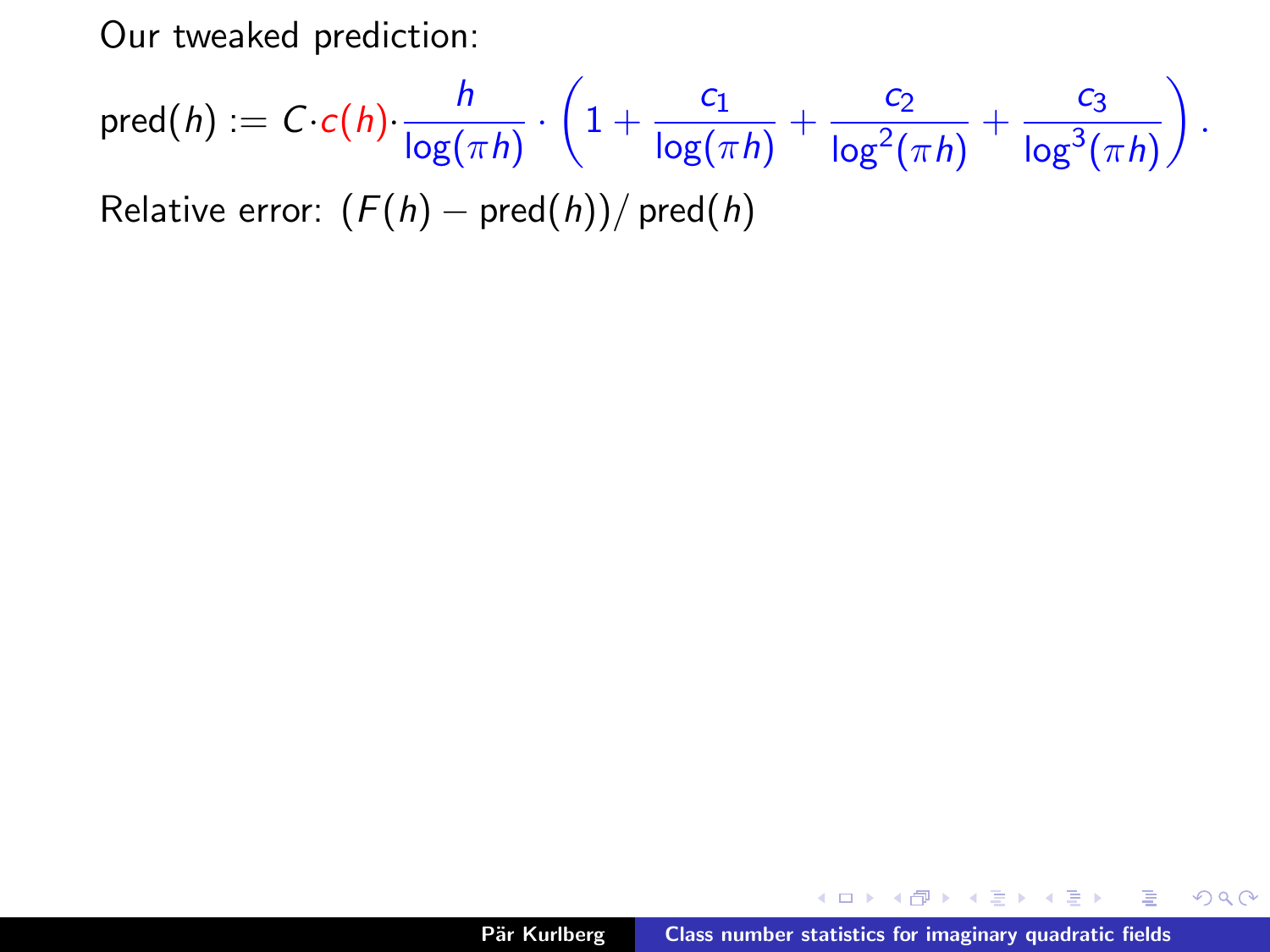Our tweaked prediction:

$$\mathrm{pred}(h) := C \cdot c(h) \cdot \frac{h}{\log(\pi h)} \cdot \left(1 + \frac{c_1}{\log(\pi h)} + \frac{c_2}{\log^2(\pi h)} + \frac{c_3}{\log^3(\pi h)}\right).$$

Relative error: $(F(h) - \mathrm{pred}(h))/\,\mathrm{pred}(h)$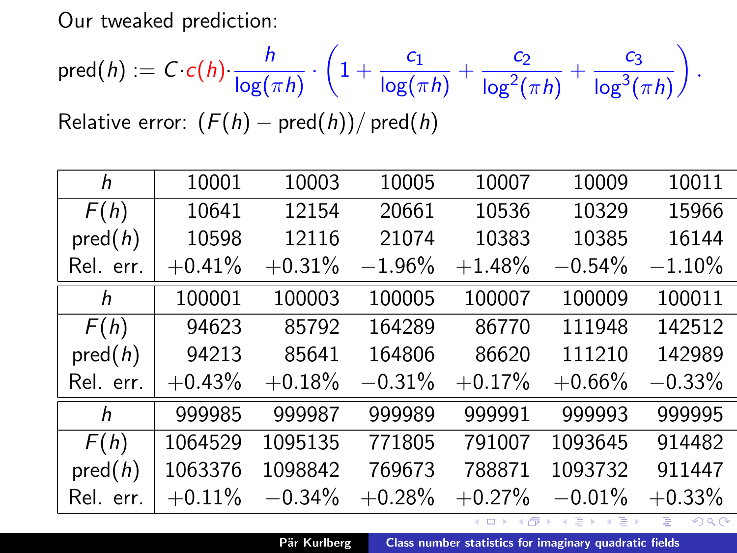Our tweaked prediction:

$$\text{pred}(h) := C \cdot c(h) \cdot \frac{h}{\log(\pi h)} \cdot \left(1 + \frac{c_1}{\log(\pi h)} + \frac{c_2}{\log^2(\pi h)} + \frac{c_3}{\log^3(\pi h)}\right).$$

Relative error: $(F(h) - \text{pred}(h))/\,\text{pred}(h)$

| $h$ | 10001 | 10003 | 10005 | 10007 | 10009 | 10011 |
|---|---|---|---|---|---|---|
| $F(h)$ | 10641 | 12154 | 20661 | 10536 | 10329 | 15966 |
| pred$(h)$ | 10598 | 12116 | 21074 | 10383 | 10385 | 16144 |
| Rel. err. | +0.41% | +0.31% | −1.96% | +1.48% | −0.54% | −1.10% |
| $h$ | 100001 | 100003 | 100005 | 100007 | 100009 | 100011 |
| $F(h)$ | 94623 | 85792 | 164289 | 86770 | 111948 | 142512 |
| pred$(h)$ | 94213 | 85641 | 164806 | 86620 | 111210 | 142989 |
| Rel. err. | +0.43% | +0.18% | −0.31% | +0.17% | +0.66% | −0.33% |
| $h$ | 999985 | 999987 | 999989 | 999991 | 999993 | 999995 |
| $F(h)$ | 1064529 | 1095135 | 771805 | 791007 | 1093645 | 914482 |
| pred$(h)$ | 1063376 | 1098842 | 769673 | 788871 | 1093732 | 911447 |
| Rel. err. | +0.11% | −0.34% | +0.28% | +0.27% | −0.01% | +0.33% |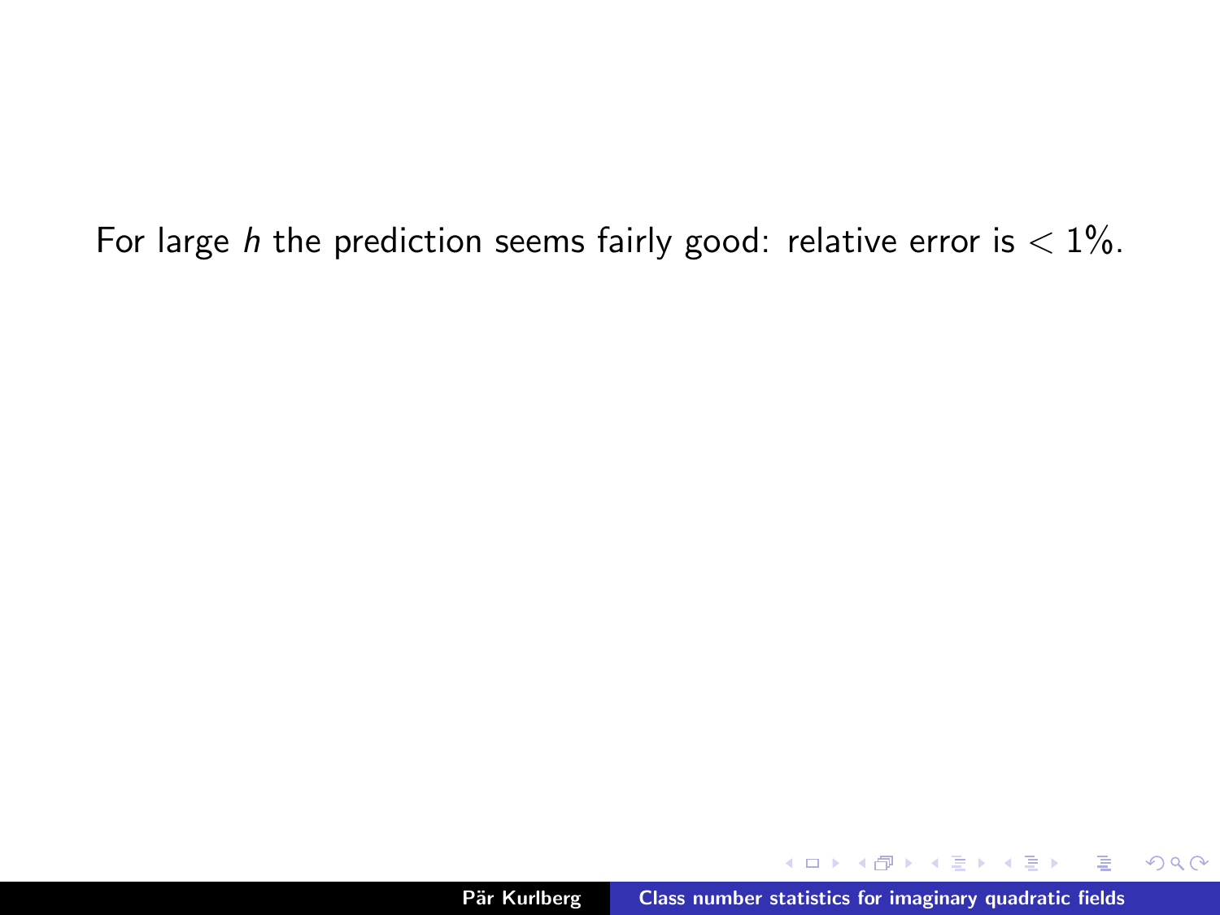For large $h$ the prediction seems fairly good: relative error is $< 1\%$.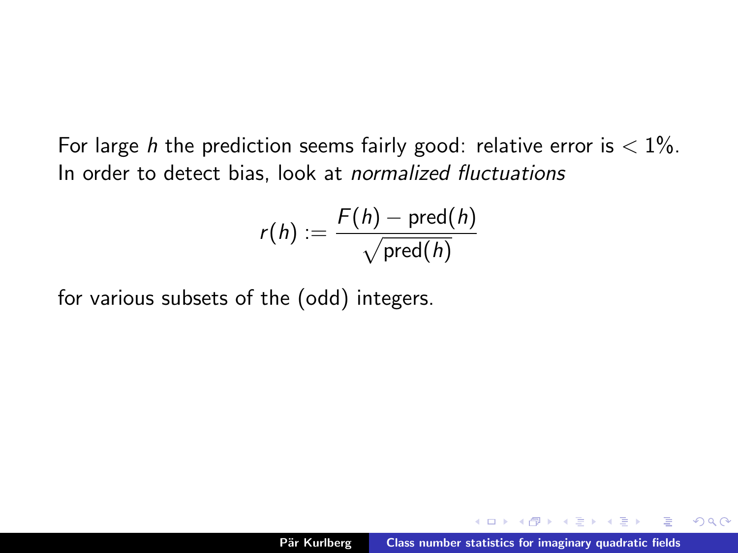For large $h$ the prediction seems fairly good: relative error is $< 1\%$.
In order to detect bias, look at *normalized fluctuations*

$$r(h) := \frac{F(h) - \mathrm{pred}(h)}{\sqrt{\mathrm{pred}(h)}}$$

for various subsets of the (odd) integers.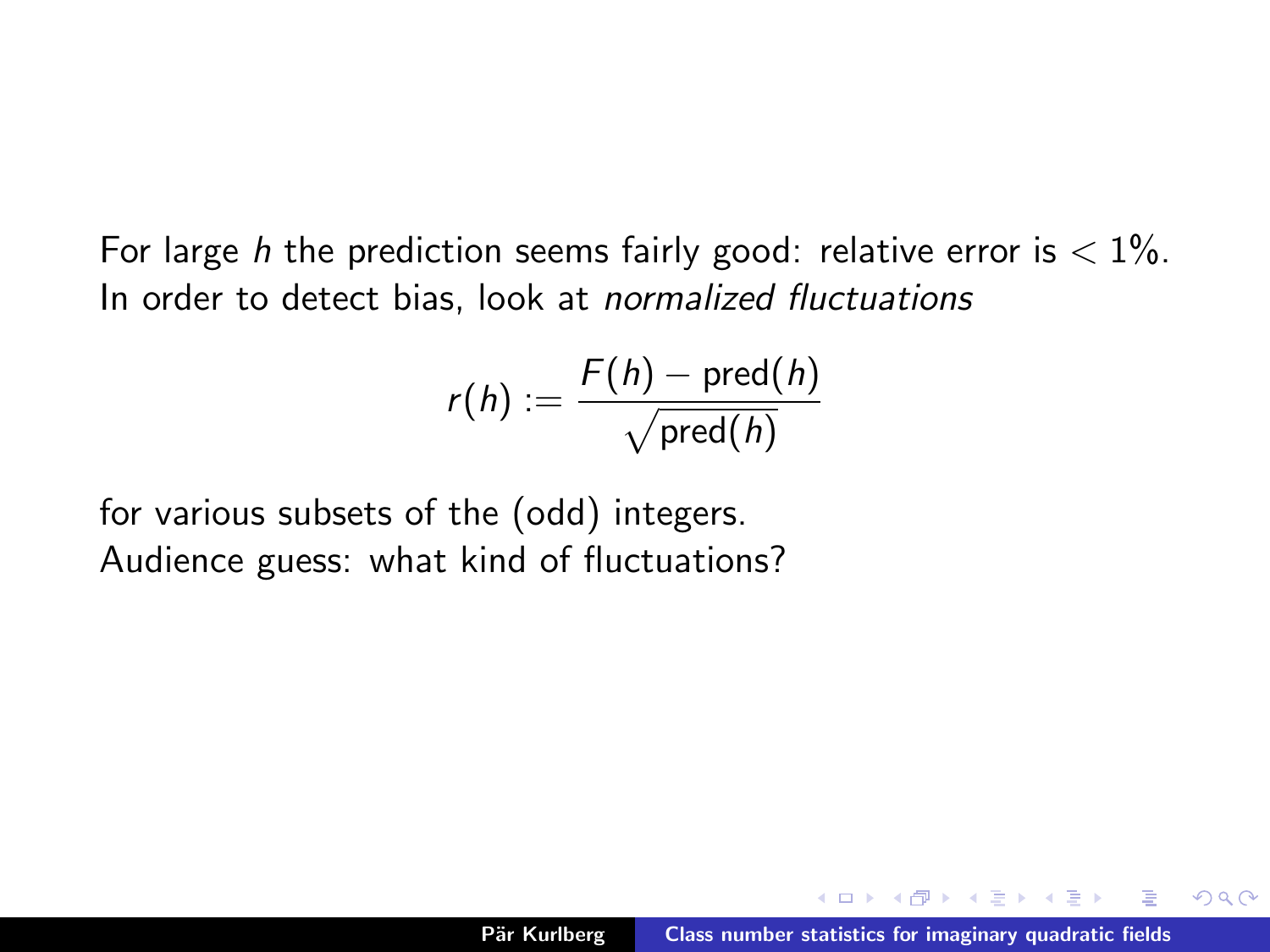For large $h$ the prediction seems fairly good: relative error is $< 1\%$.
In order to detect bias, look at *normalized fluctuations*

$$r(h) := \frac{F(h) - \text{pred}(h)}{\sqrt{\text{pred}(h)}}$$

for various subsets of the (odd) integers.
Audience guess: what kind of fluctuations?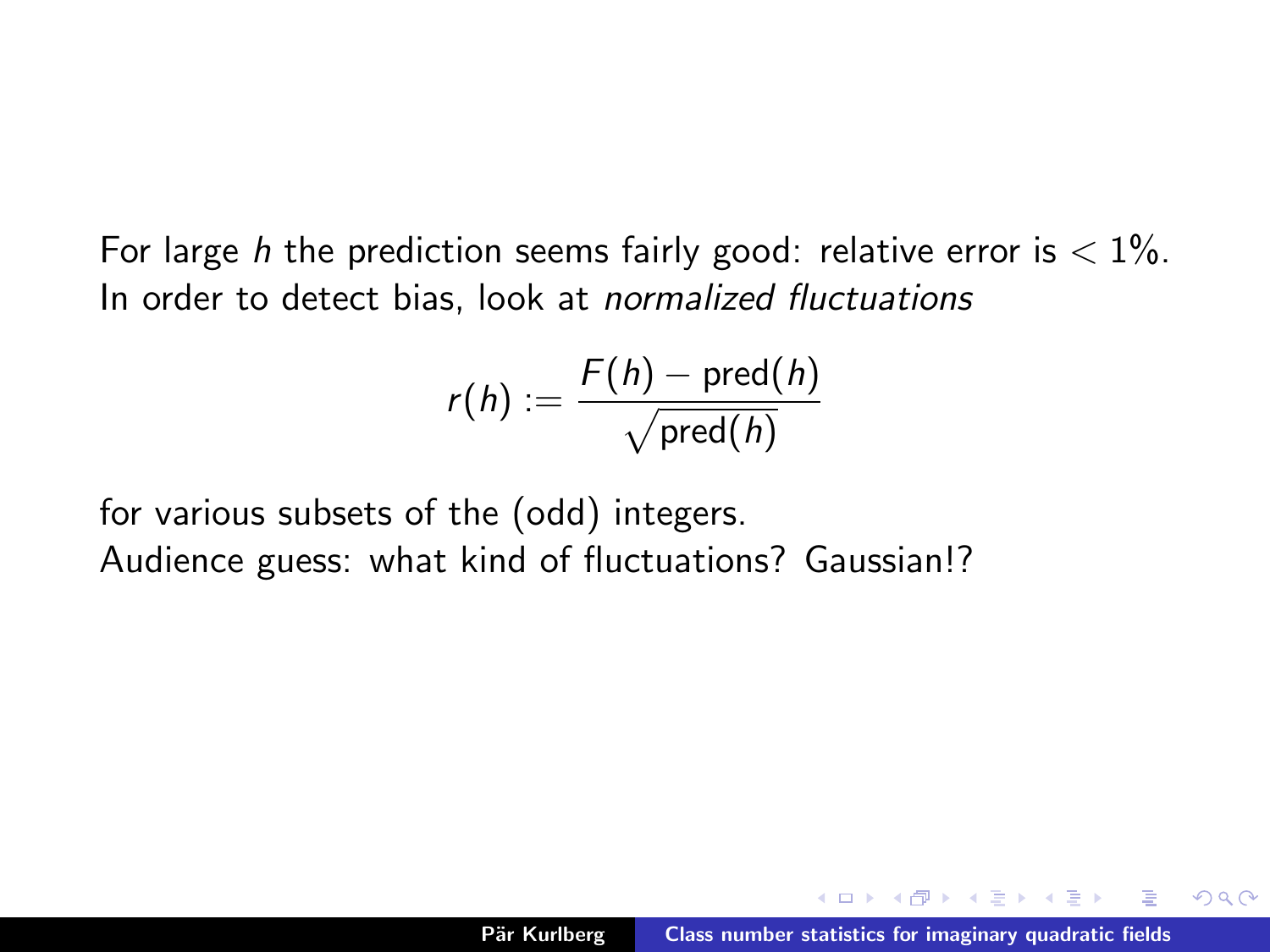For large $h$ the prediction seems fairly good: relative error is $< 1\%$.
In order to detect bias, look at *normalized fluctuations*

$$r(h) := \frac{F(h) - \text{pred}(h)}{\sqrt{\text{pred}(h)}}$$

for various subsets of the (odd) integers.
Audience guess: what kind of fluctuations? Gaussian!?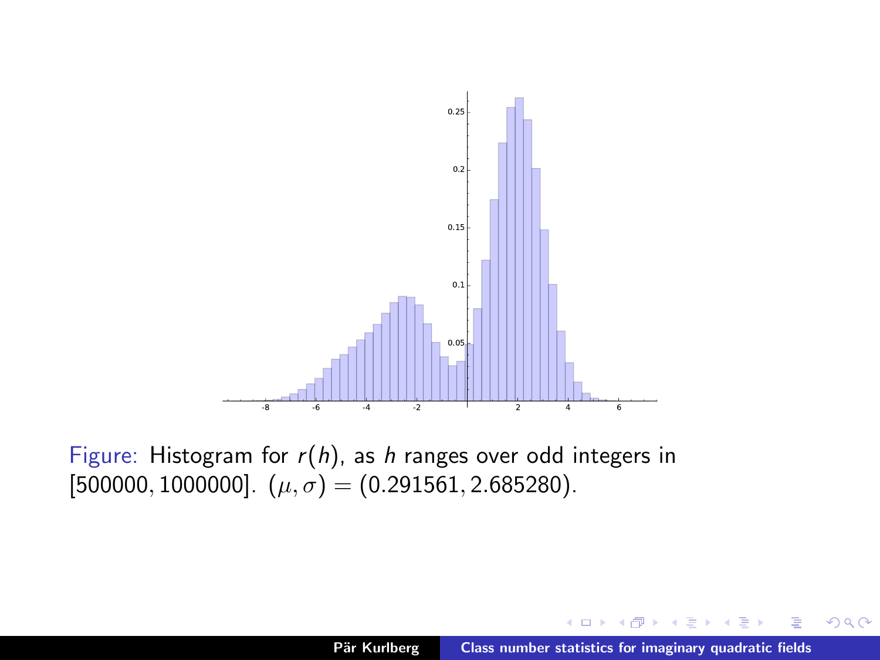Figure: Histogram for $r(h)$, as $h$ ranges over odd integers in $[500000, 1000000]$. $(\mu, \sigma) = (0.291561, 2.685280)$.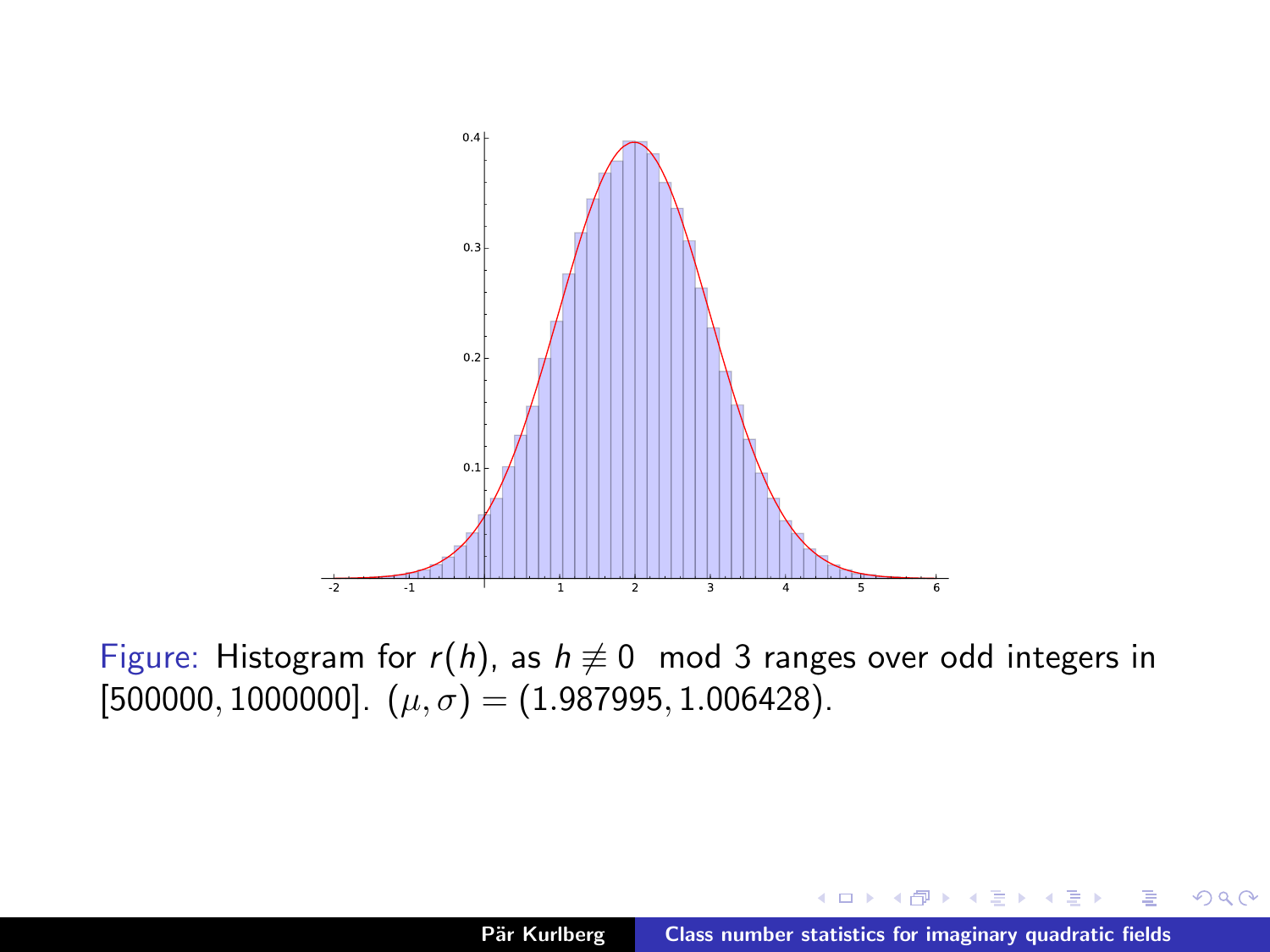Figure: Histogram for $r(h)$, as $h \not\equiv 0 \mod 3$ ranges over odd integers in $[500000, 1000000]$. $(\mu, \sigma) = (1.987995, 1.006428)$.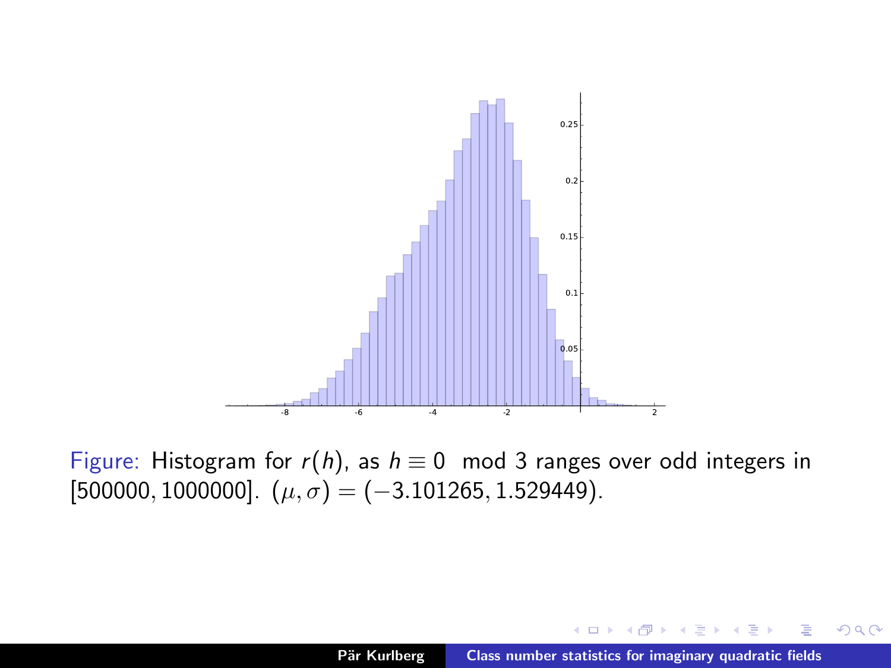Figure: Histogram for $r(h)$, as $h \equiv 0 \mod 3$ ranges over odd integers in $[500000, 1000000]$. $(\mu, \sigma) = (-3.101265, 1.529449)$.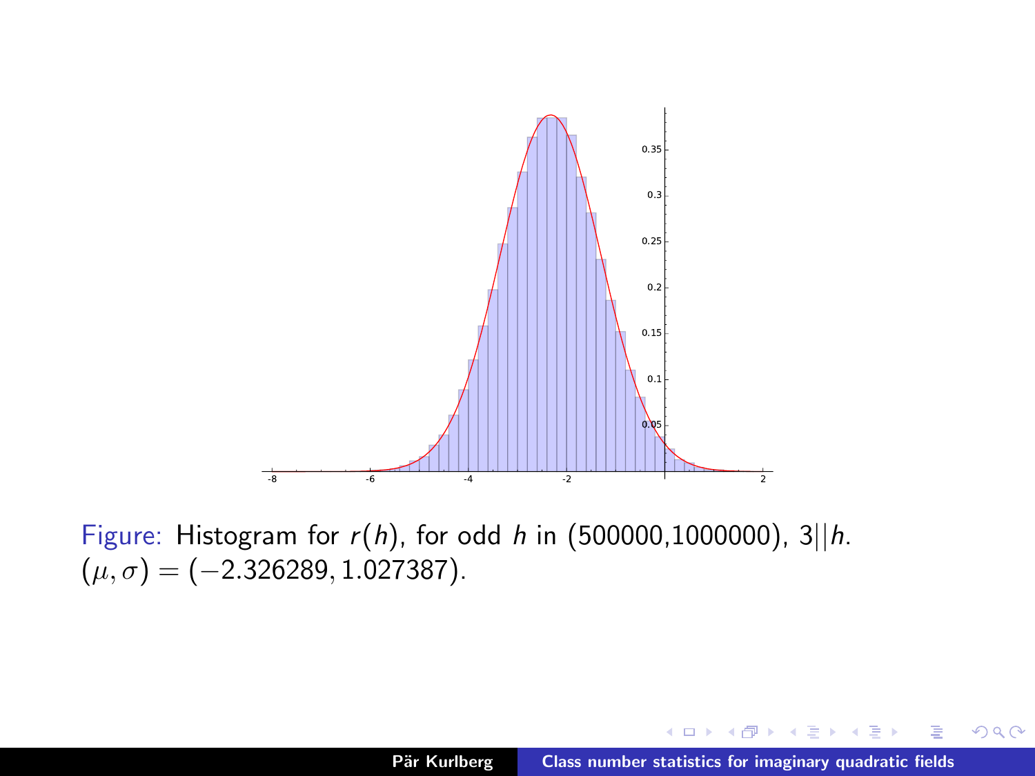Figure: Histogram for $r(h)$, for odd $h$ in (500000,1000000), $3||h$. $(\mu, \sigma) = (-2.326289, 1.027387)$.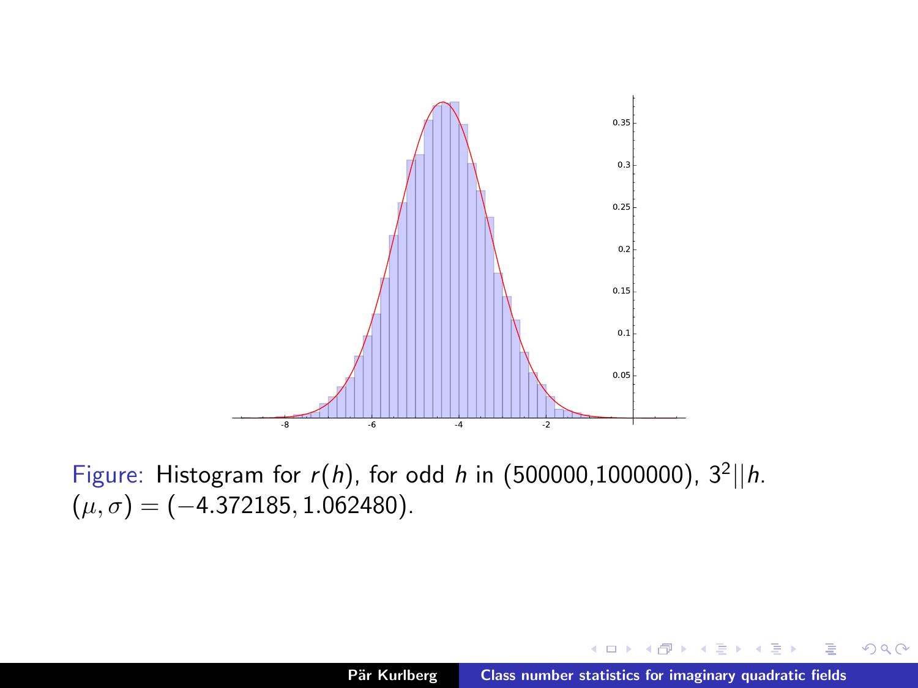Figure: Histogram for $r(h)$, for odd $h$ in (500000,1000000), $3^2 || h$. $(\mu, \sigma) = (-4.372185, 1.062480)$.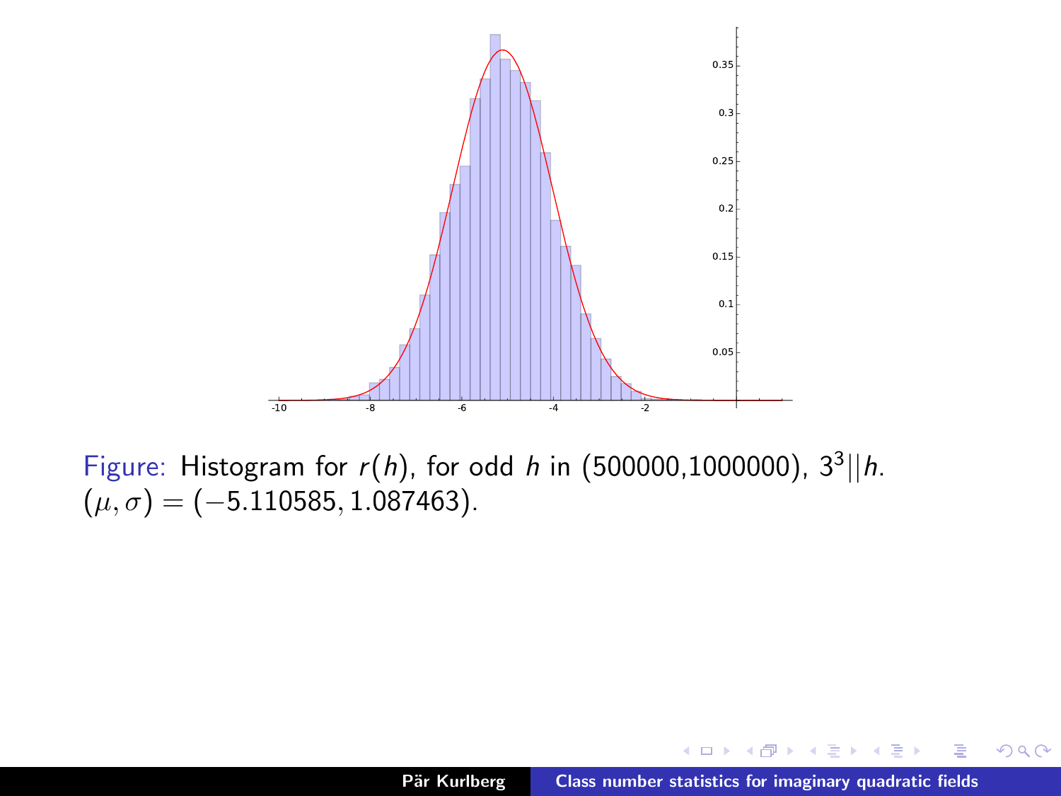Figure: Histogram for $r(h)$, for odd $h$ in (500000,1000000), $3^3||h$. $(\mu, \sigma) = (-5.110585, 1.087463)$.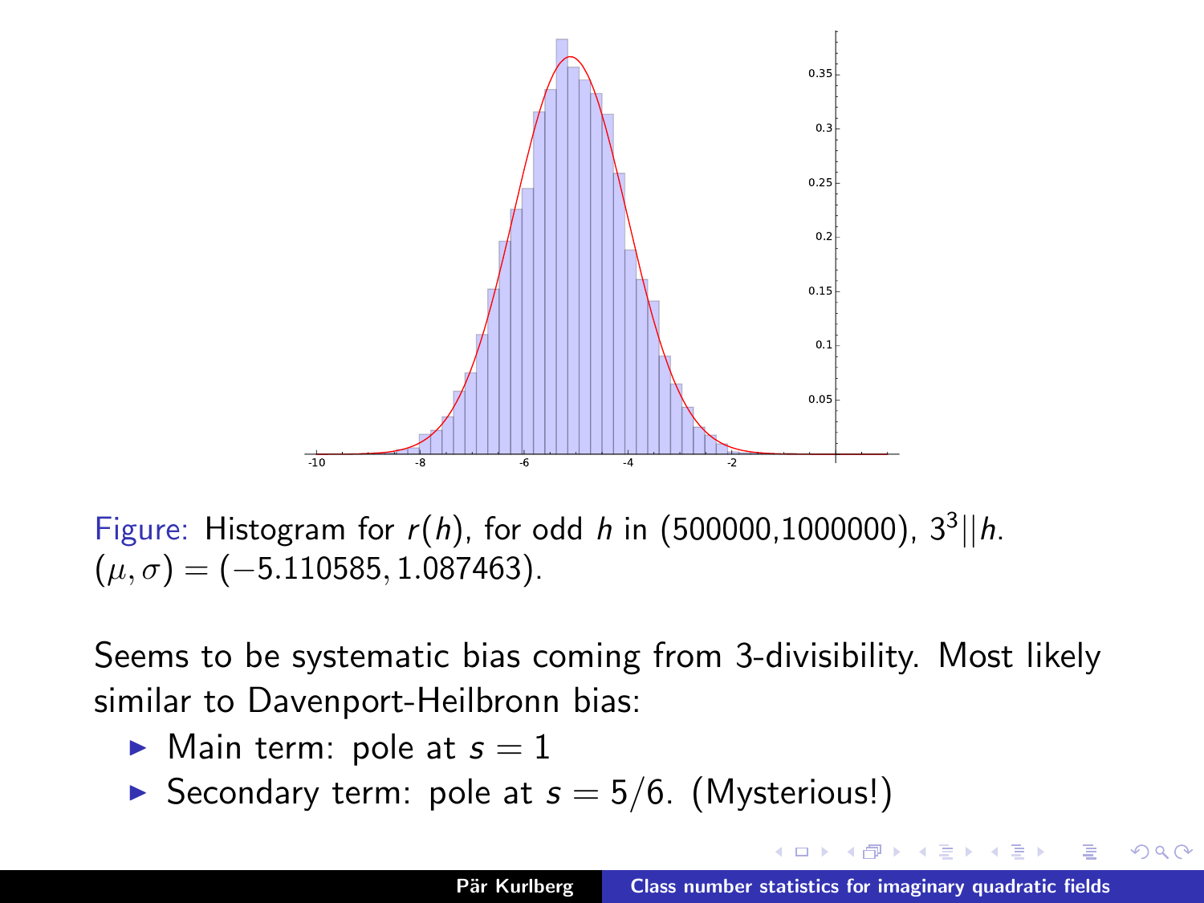Figure: Histogram for $r(h)$, for odd $h$ in (500000,1000000), $3^3 || h$. $(\mu, \sigma) = (-5.110585, 1.087463)$.

Seems to be systematic bias coming from 3-divisibility. Most likely similar to Davenport-Heilbronn bias:

- Main term: pole at $s = 1$
- Secondary term: pole at $s = 5/6$. (Mysterious!)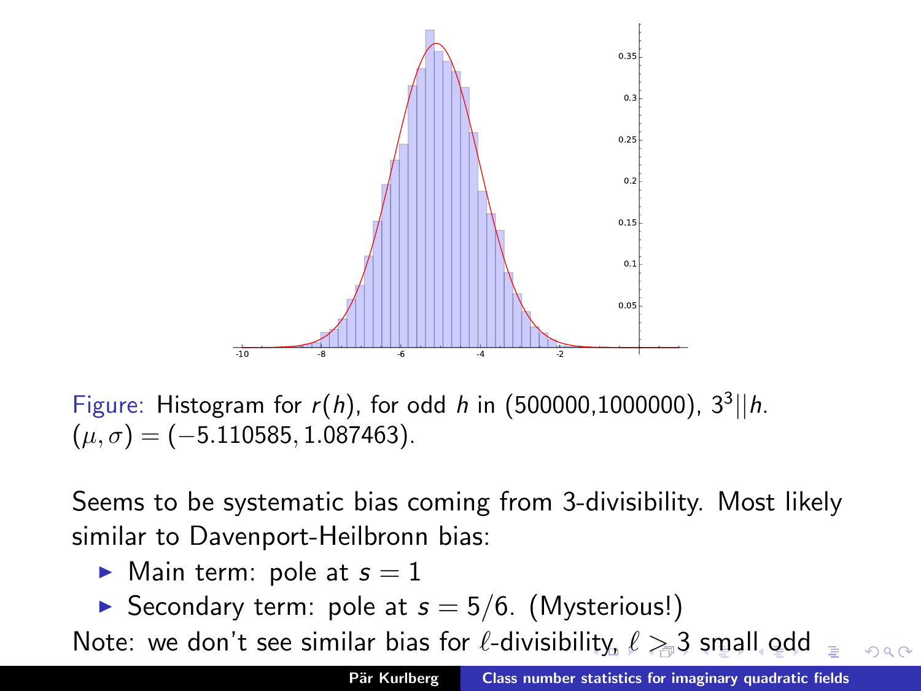Figure: Histogram for $r(h)$, for odd $h$ in (500000,1000000), $3^3 || h$. $(\mu, \sigma) = (-5.110585, 1.087463)$.

Seems to be systematic bias coming from 3-divisibility. Most likely similar to Davenport-Heilbronn bias:

- Main term: pole at $s = 1$
- Secondary term: pole at $s = 5/6$. (Mysterious!)

Note: we don't see similar bias for $\ell$-divisibility, $\ell > 3$ small odd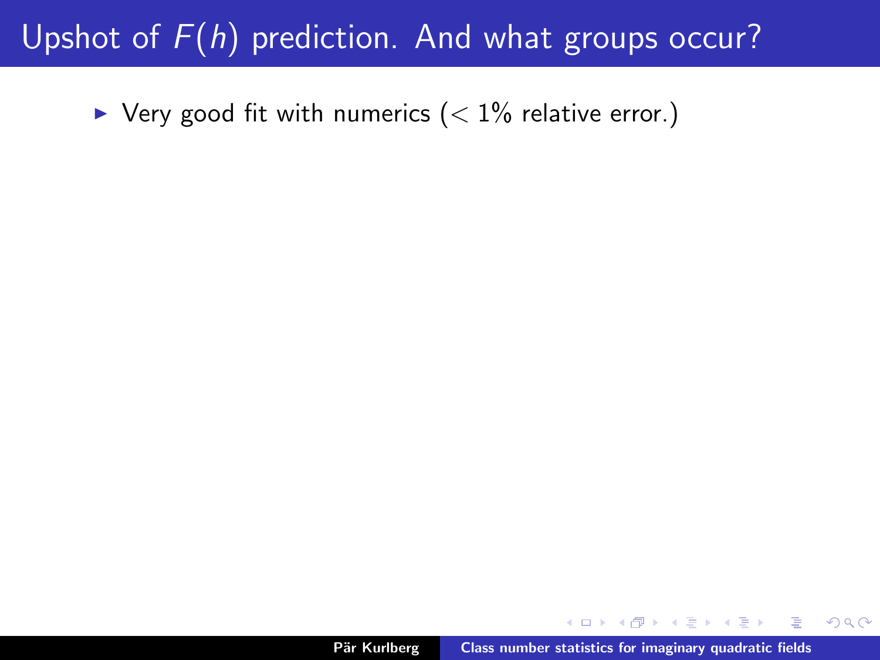# Upshot of $F(h)$ prediction. And what groups occur?

- Very good fit with numerics ($< 1\%$ relative error.)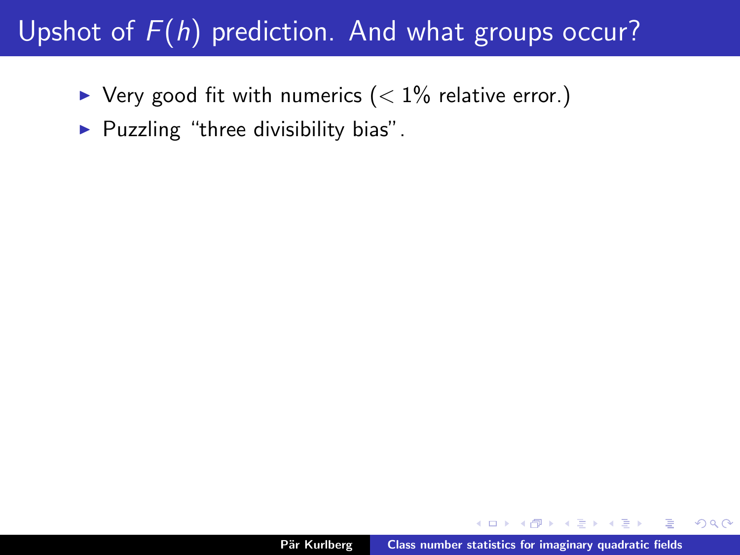# Upshot of $F(h)$ prediction. And what groups occur?

- Very good fit with numerics ($< 1\%$ relative error.)
- Puzzling "three divisibility bias".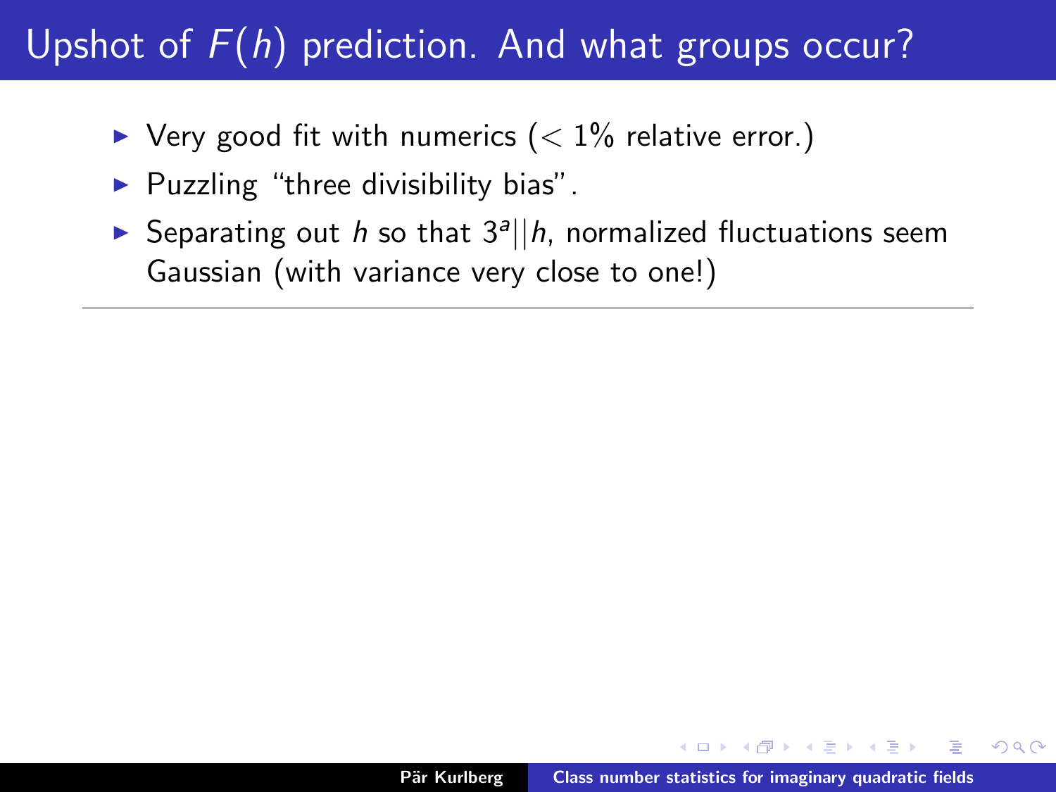# Upshot of $F(h)$ prediction. And what groups occur?

- Very good fit with numerics ($< 1\%$ relative error.)
- Puzzling "three divisibility bias".
- Separating out $h$ so that $3^a || h$, normalized fluctuations seem Gaussian (with variance very close to one!)

---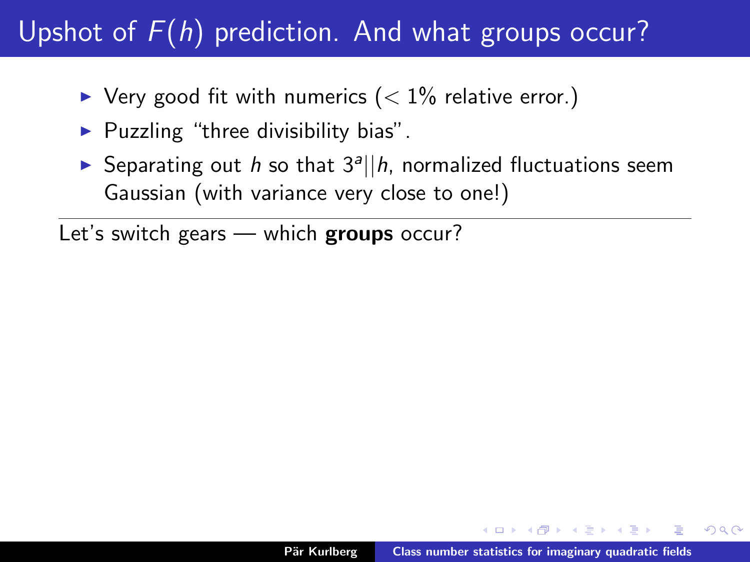# Upshot of $F(h)$ prediction. And what groups occur?

- Very good fit with numerics ($< 1\%$ relative error.)
- Puzzling "three divisibility bias".
- Separating out $h$ so that $3^a || h$, normalized fluctuations seem Gaussian (with variance very close to one!)

---

Let's switch gears — which **groups** occur?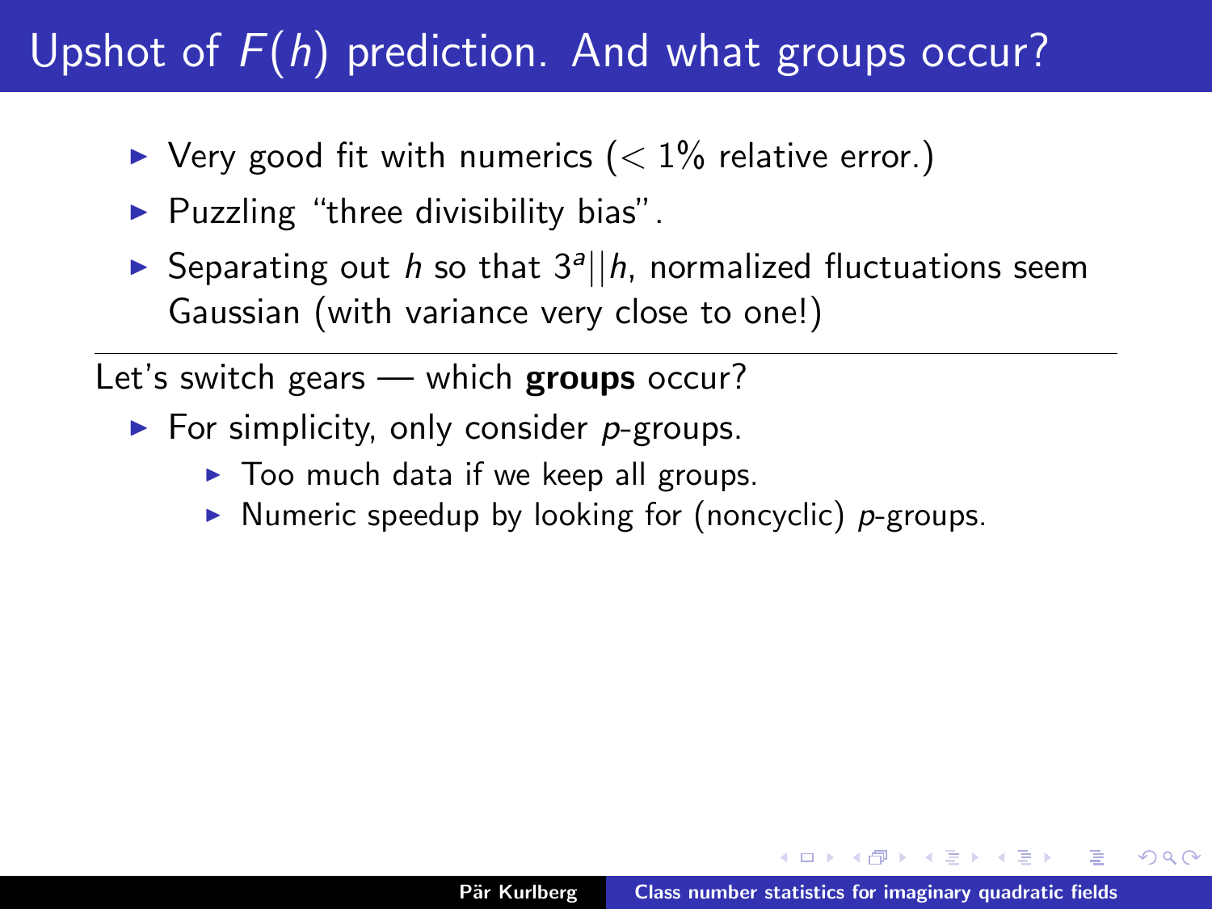# Upshot of $F(h)$ prediction. And what groups occur?

- Very good fit with numerics ($< 1\%$ relative error.)
- Puzzling "three divisibility bias".
- Separating out $h$ so that $3^a || h$, normalized fluctuations seem Gaussian (with variance very close to one!)

---

Let's switch gears — which **groups** occur?

- For simplicity, only consider $p$-groups.
  - Too much data if we keep all groups.
  - Numeric speedup by looking for (noncyclic) $p$-groups.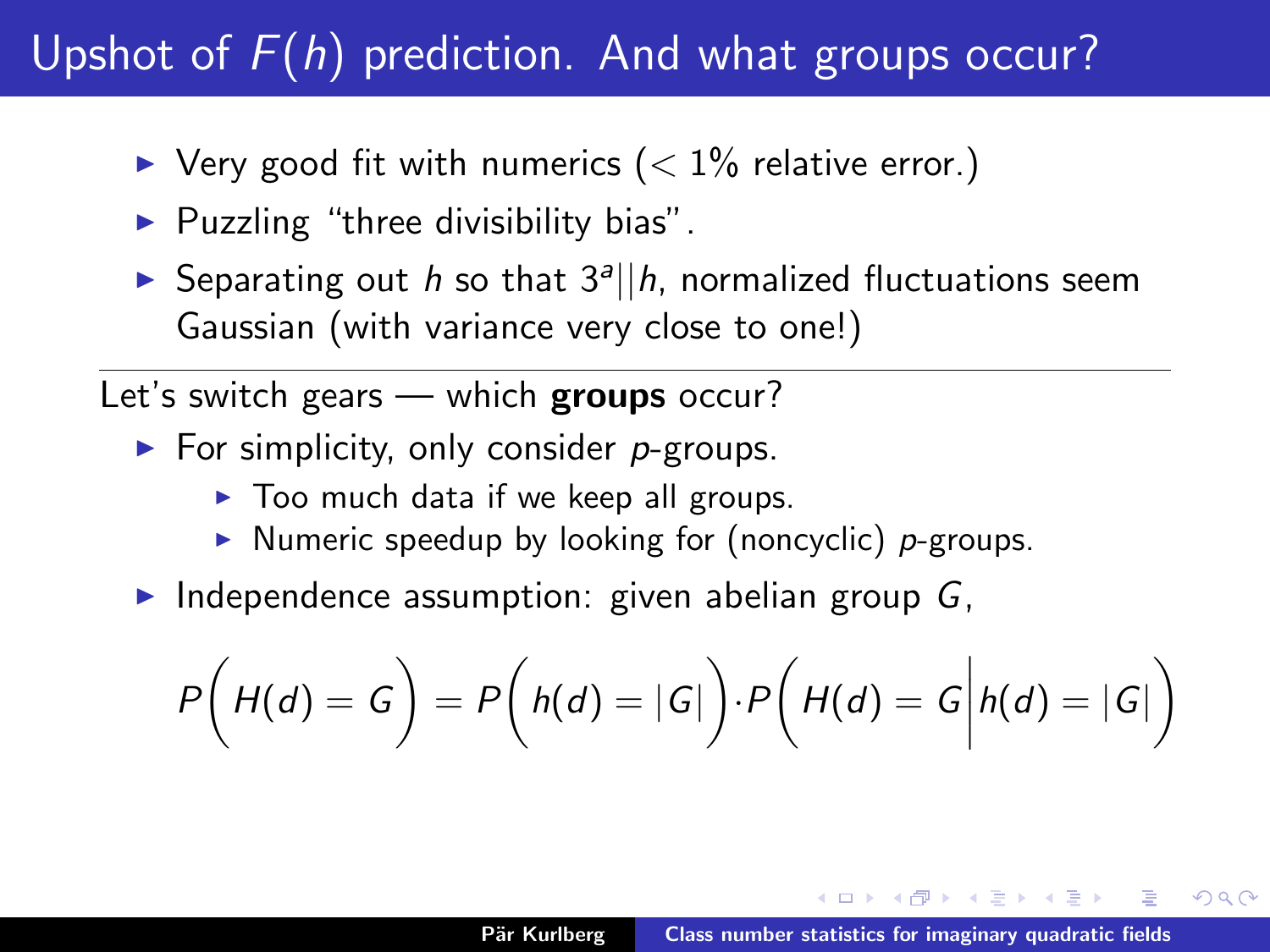# Upshot of $F(h)$ prediction. And what groups occur?

- Very good fit with numerics ($< 1\%$ relative error.)
- Puzzling "three divisibility bias".
- Separating out $h$ so that $3^a || h$, normalized fluctuations seem Gaussian (with variance very close to one!)

---

Let's switch gears — which **groups** occur?

- For simplicity, only consider $p$-groups.
  - Too much data if we keep all groups.
  - Numeric speedup by looking for (noncyclic) $p$-groups.
- Independence assumption: given abelian group $G$,

$$P\Big(H(d) = G\Big) = P\Big(h(d) = |G|\Big) \cdot P\Big(H(d) = G \Big| h(d) = |G|\Big)$$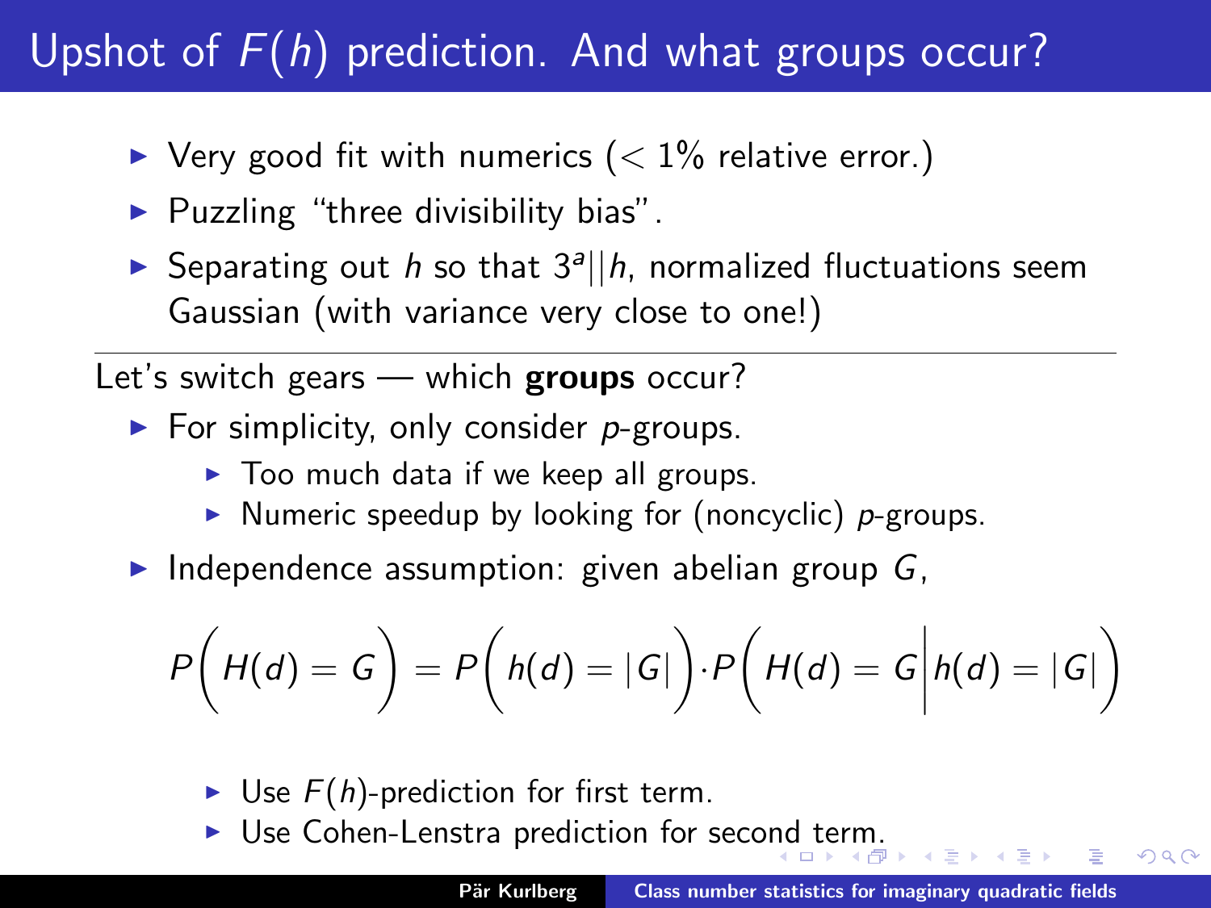# Upshot of $F(h)$ prediction. And what groups occur?

- Very good fit with numerics ($< 1\%$ relative error.)
- Puzzling "three divisibility bias".
- Separating out $h$ so that $3^a || h$, normalized fluctuations seem Gaussian (with variance very close to one!)

---

Let's switch gears — which **groups** occur?

- For simplicity, only consider $p$-groups.
  - Too much data if we keep all groups.
  - Numeric speedup by looking for (noncyclic) $p$-groups.
- Independence assumption: given abelian group $G$,

$$P\Big(H(d) = G\Big) = P\Big(h(d) = |G|\Big) \cdot P\Big(H(d) = G \Big| h(d) = |G|\Big)$$

  - Use $F(h)$-prediction for first term.
  - Use Cohen-Lenstra prediction for second term.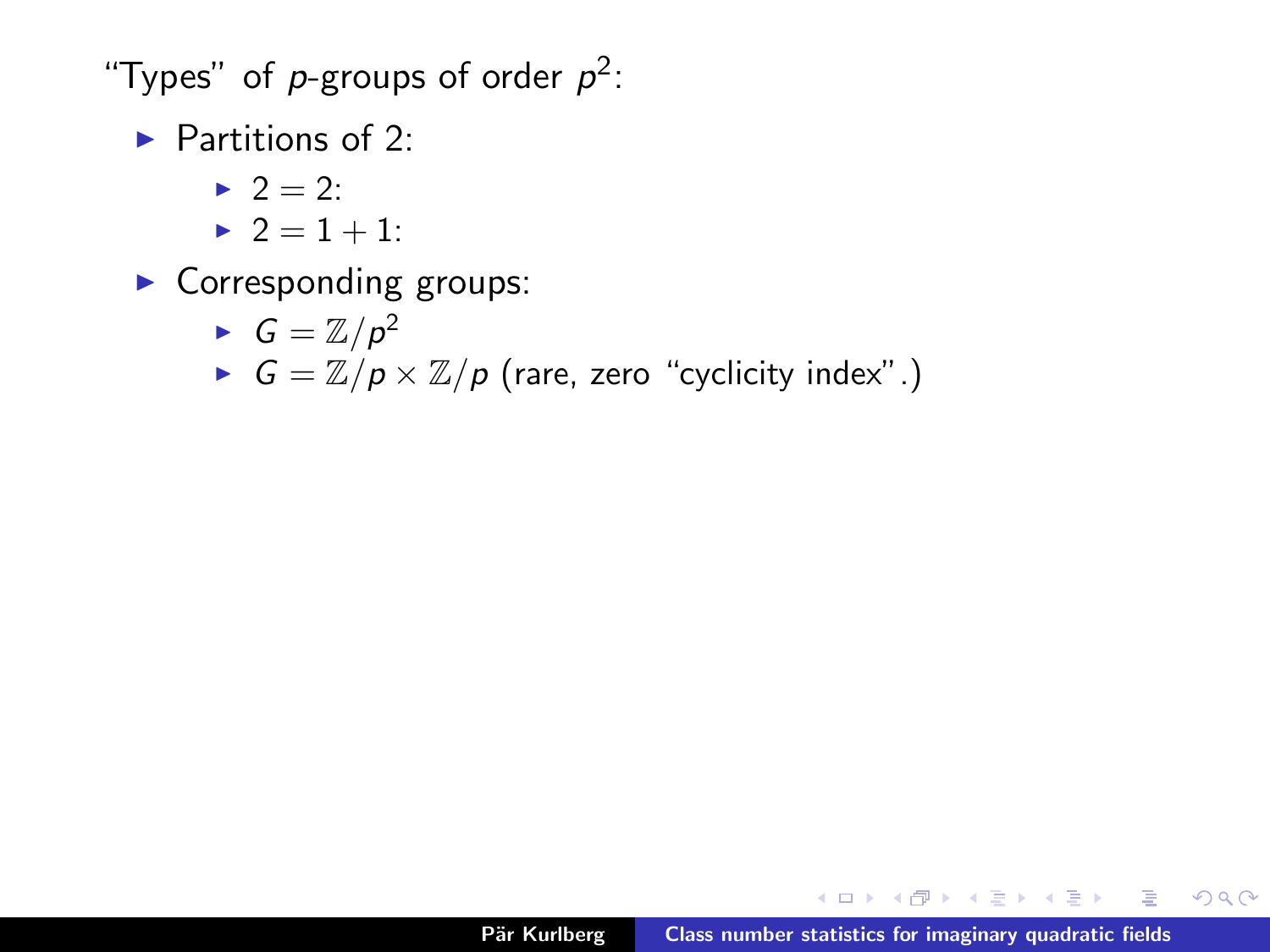"Types" of $p$-groups of order $p^2$:

- Partitions of 2:
  - $2 = 2$:
  - $2 = 1 + 1$:
- Corresponding groups:
  - $G = \mathbb{Z}/p^2$
  - $G = \mathbb{Z}/p \times \mathbb{Z}/p$ (rare, zero "cyclicity index".)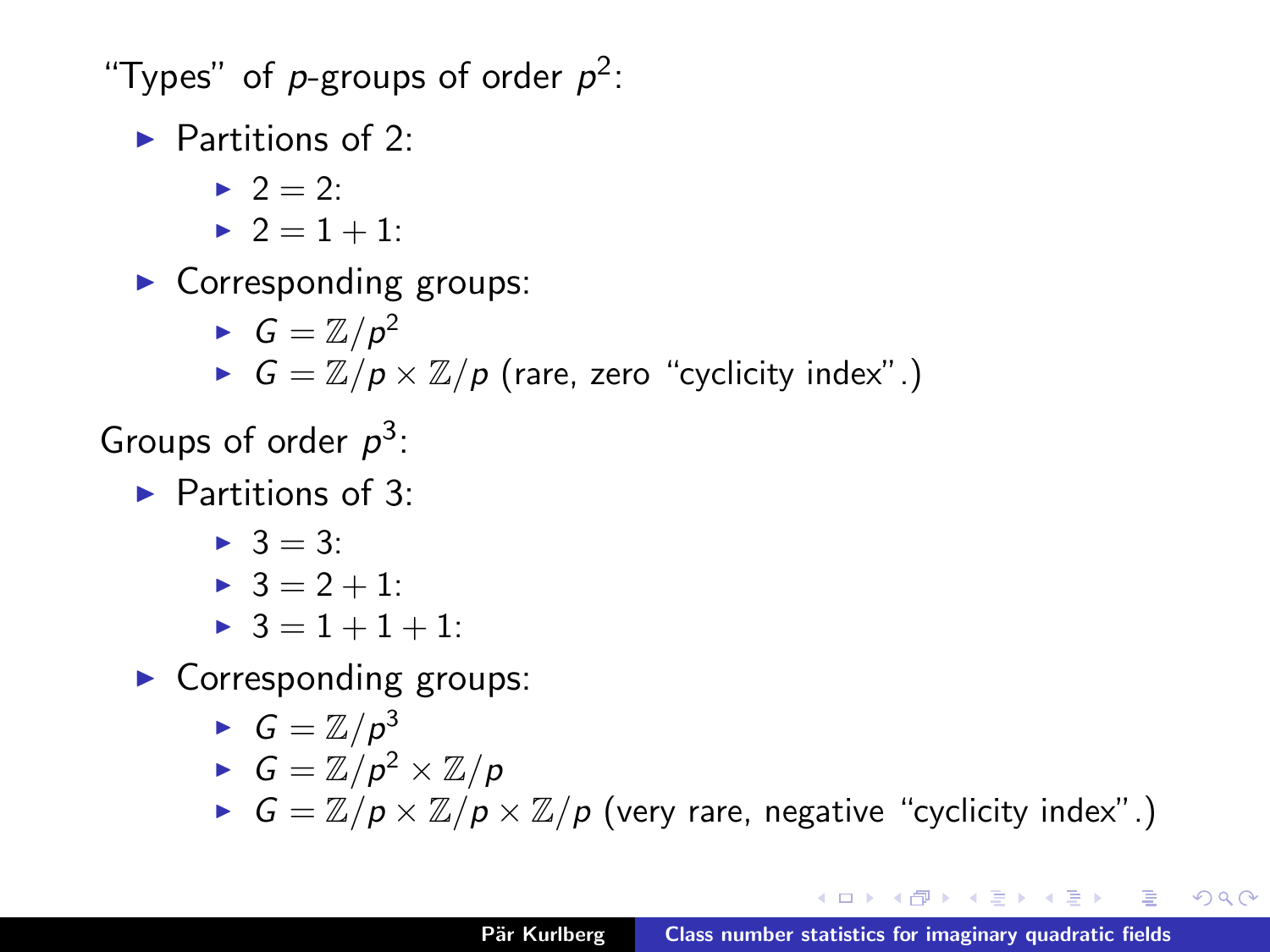"Types" of $p$-groups of order $p^2$:

- Partitions of 2:
  - $2 = 2$:
  - $2 = 1 + 1$:
- Corresponding groups:
  - $G = \mathbb{Z}/p^2$
  - $G = \mathbb{Z}/p \times \mathbb{Z}/p$ (rare, zero "cyclicity index".)

Groups of order $p^3$:

- Partitions of 3:
  - $3 = 3$:
  - $3 = 2 + 1$:
  - $3 = 1 + 1 + 1$:
- Corresponding groups:
  - $G = \mathbb{Z}/p^3$
  - $G = \mathbb{Z}/p^2 \times \mathbb{Z}/p$
  - $G = \mathbb{Z}/p \times \mathbb{Z}/p \times \mathbb{Z}/p$ (very rare, negative "cyclicity index".)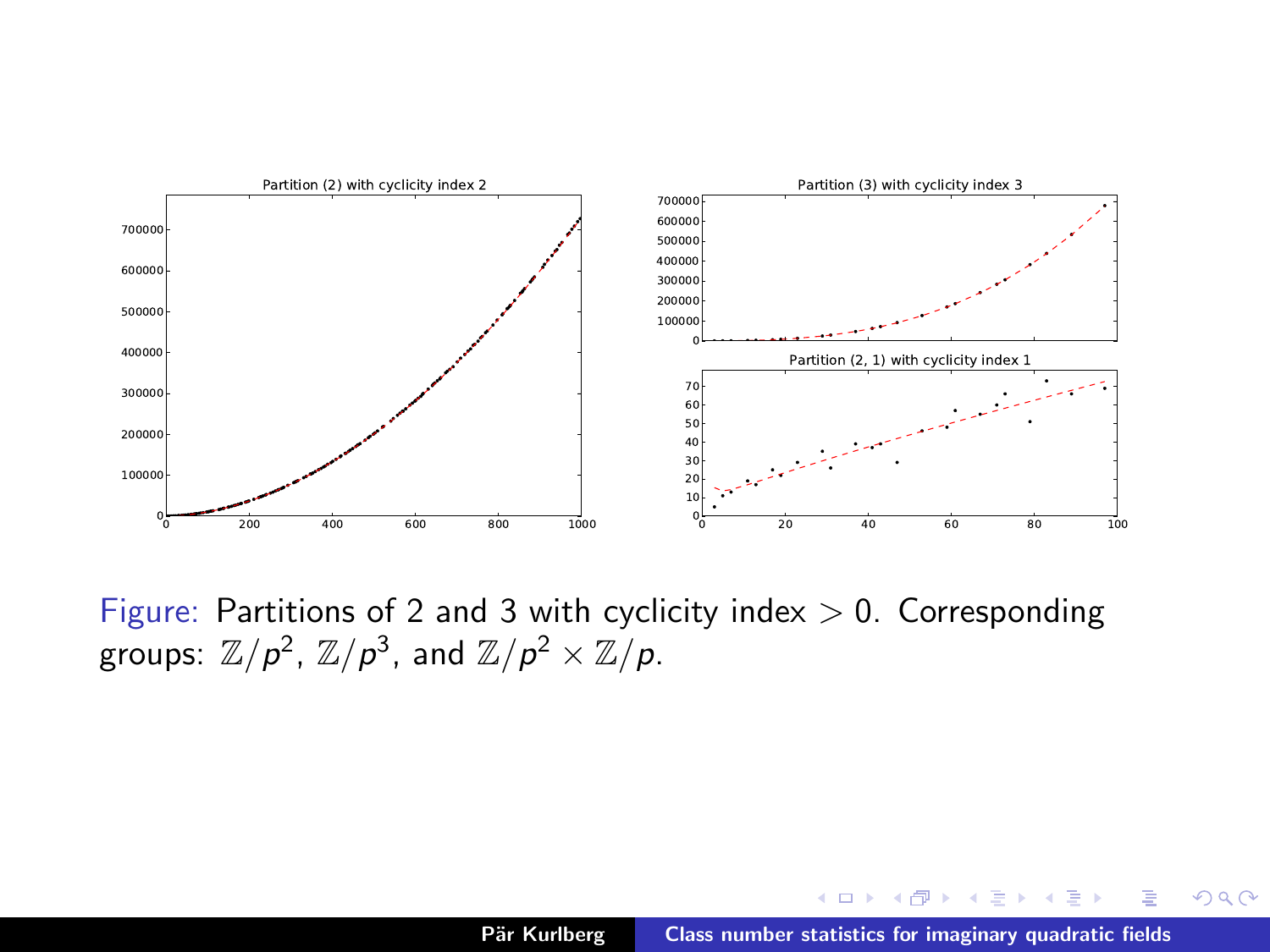Figure: Partitions of 2 and 3 with cyclicity index $> 0$. Corresponding groups: $\mathbb{Z}/p^2$, $\mathbb{Z}/p^3$, and $\mathbb{Z}/p^2 \times \mathbb{Z}/p$.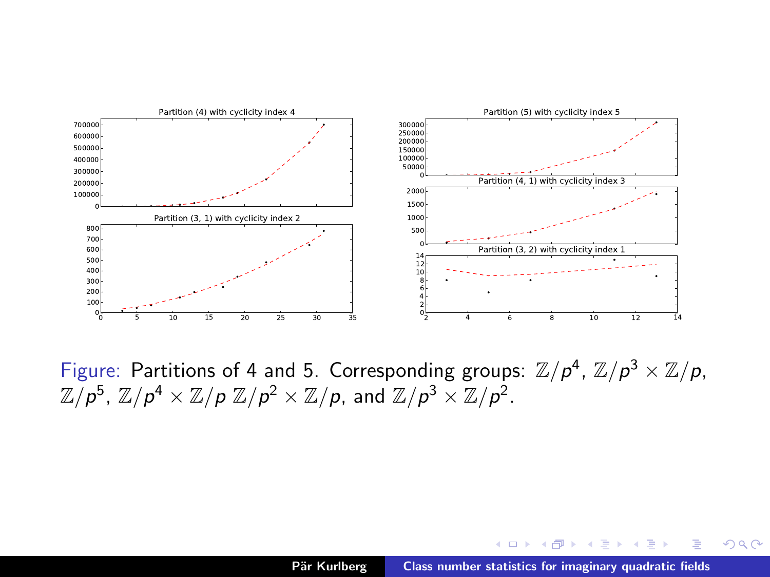Figure: Partitions of 4 and 5. Corresponding groups: $\mathbb{Z}/p^4$, $\mathbb{Z}/p^3 \times \mathbb{Z}/p$, $\mathbb{Z}/p^5$, $\mathbb{Z}/p^4 \times \mathbb{Z}/p$ $\mathbb{Z}/p^2 \times \mathbb{Z}/p$, and $\mathbb{Z}/p^3 \times \mathbb{Z}/p^2$.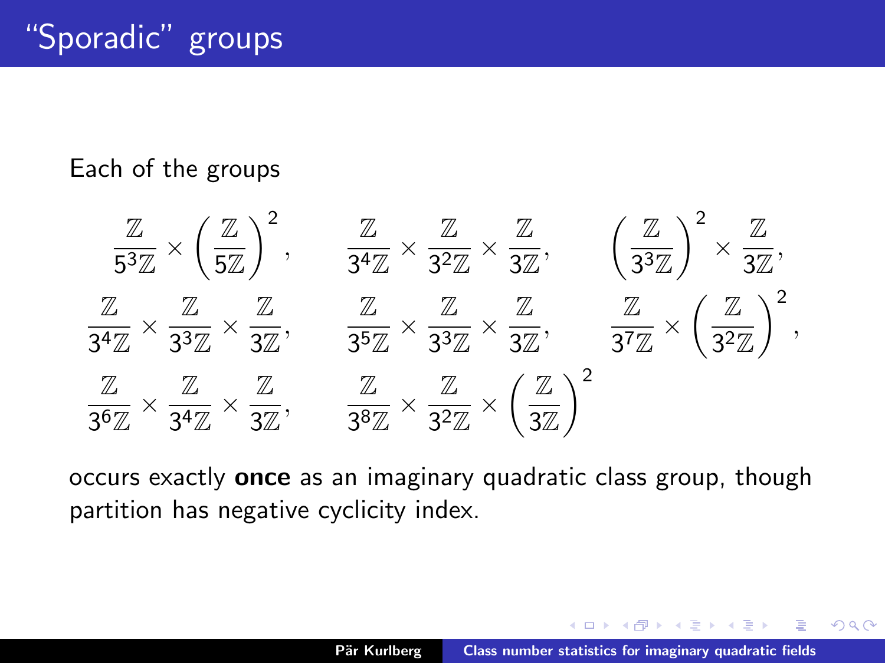# "Sporadic" groups

Each of the groups

$$
\frac{\mathbb{Z}}{5^3\mathbb{Z}} \times \left(\frac{\mathbb{Z}}{5\mathbb{Z}}\right)^2, \qquad \frac{\mathbb{Z}}{3^4\mathbb{Z}} \times \frac{\mathbb{Z}}{3^2\mathbb{Z}} \times \frac{\mathbb{Z}}{3\mathbb{Z}}, \qquad \left(\frac{\mathbb{Z}}{3^3\mathbb{Z}}\right)^2 \times \frac{\mathbb{Z}}{3\mathbb{Z}},
$$

$$
\frac{\mathbb{Z}}{3^4\mathbb{Z}} \times \frac{\mathbb{Z}}{3^3\mathbb{Z}} \times \frac{\mathbb{Z}}{3\mathbb{Z}}, \qquad \frac{\mathbb{Z}}{3^5\mathbb{Z}} \times \frac{\mathbb{Z}}{3^3\mathbb{Z}} \times \frac{\mathbb{Z}}{3\mathbb{Z}}, \qquad \frac{\mathbb{Z}}{3^7\mathbb{Z}} \times \left(\frac{\mathbb{Z}}{3^2\mathbb{Z}}\right)^2,
$$

$$
\frac{\mathbb{Z}}{3^6\mathbb{Z}} \times \frac{\mathbb{Z}}{3^4\mathbb{Z}} \times \frac{\mathbb{Z}}{3\mathbb{Z}}, \qquad \frac{\mathbb{Z}}{3^8\mathbb{Z}} \times \frac{\mathbb{Z}}{3^2\mathbb{Z}} \times \left(\frac{\mathbb{Z}}{3\mathbb{Z}}\right)^2
$$

occurs exactly **once** as an imaginary quadratic class group, though partition has negative cyclicity index.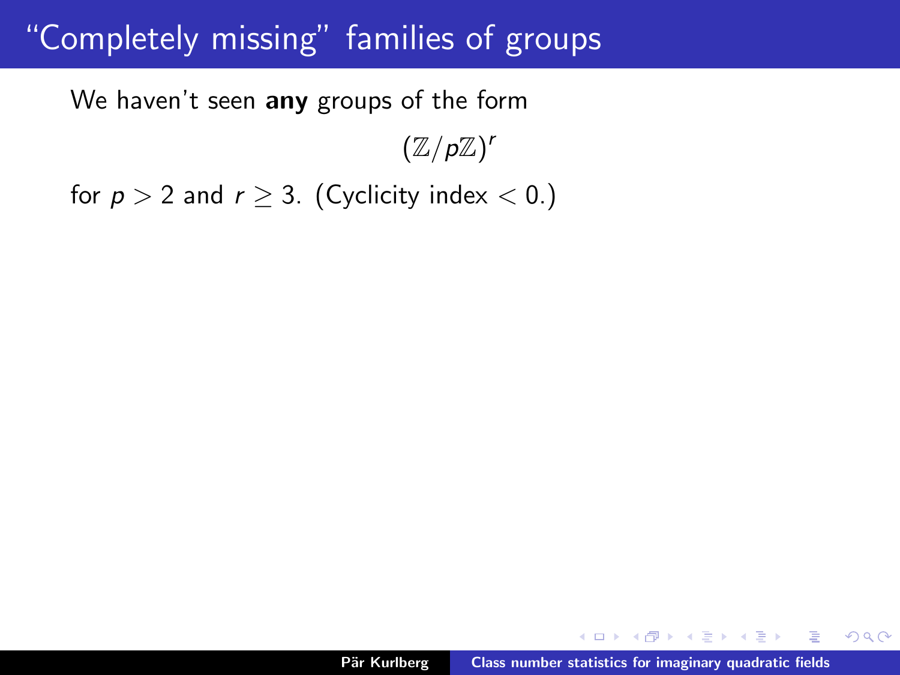# "Completely missing" families of groups

We haven't seen **any** groups of the form

$$(\mathbb{Z}/p\mathbb{Z})^r$$

for $p > 2$ and $r \geq 3$. (Cyclicity index $< 0$.)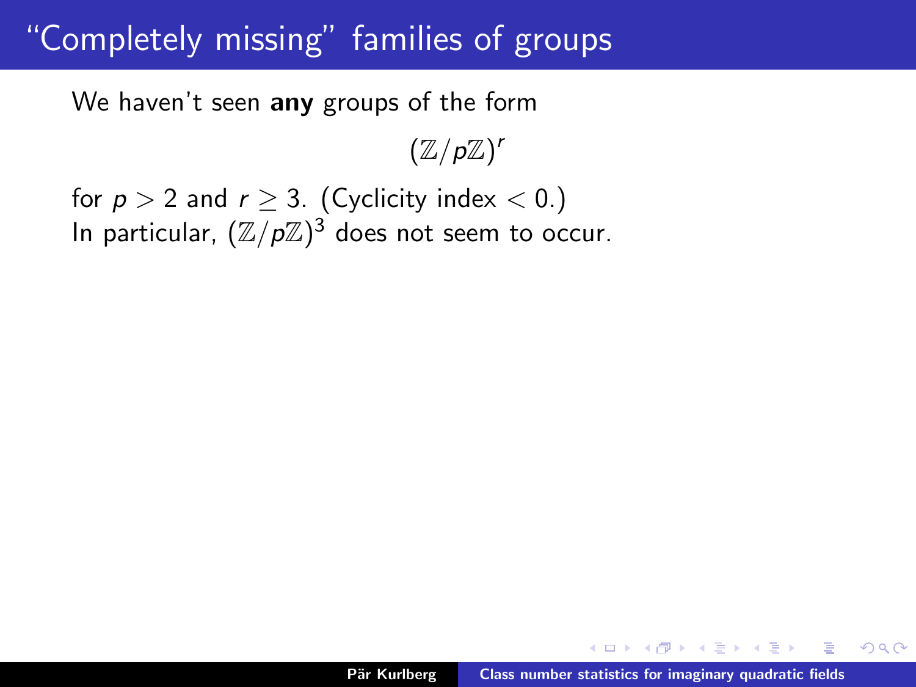# "Completely missing" families of groups

We haven't seen **any** groups of the form

$$(\mathbb{Z}/p\mathbb{Z})^r$$

for $p > 2$ and $r \geq 3$. (Cyclicity index $< 0$.)
In particular, $(\mathbb{Z}/p\mathbb{Z})^3$ does not seem to occur.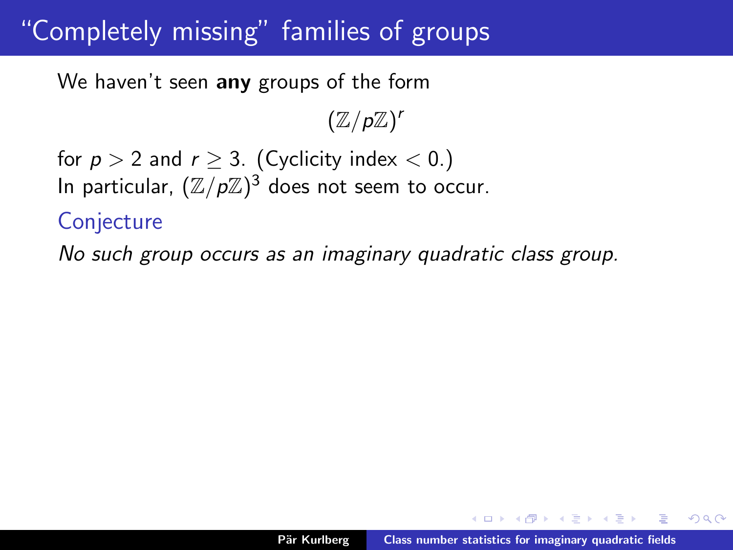# "Completely missing" families of groups

We haven't seen **any** groups of the form

$$(\mathbb{Z}/p\mathbb{Z})^r$$

for $p > 2$ and $r \geq 3$. (Cyclicity index $< 0$.)
In particular, $(\mathbb{Z}/p\mathbb{Z})^3$ does not seem to occur.

**Conjecture**

*No such group occurs as an imaginary quadratic class group.*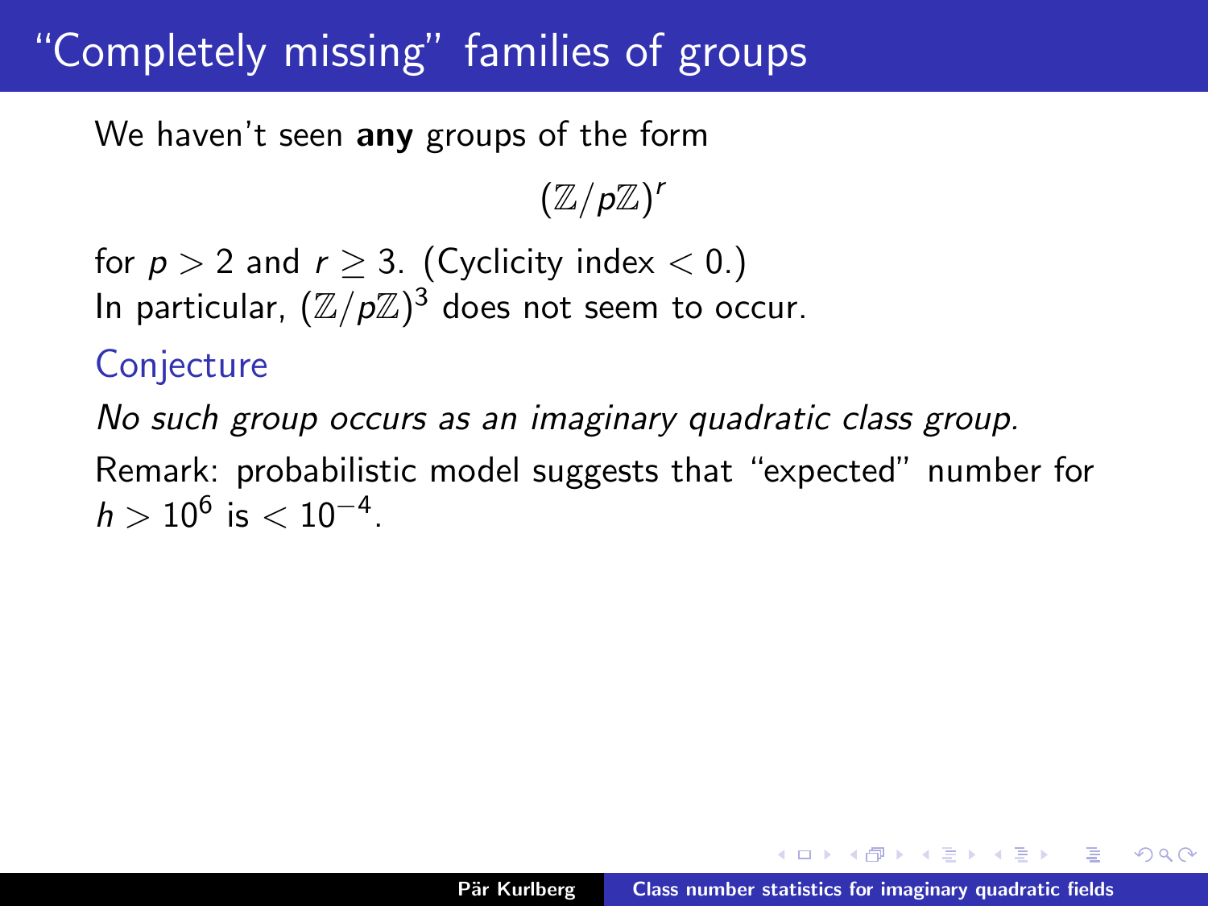# "Completely missing" families of groups

We haven't seen **any** groups of the form

$$(\mathbb{Z}/p\mathbb{Z})^r$$

for $p > 2$ and $r \geq 3$. (Cyclicity index $< 0$.)
In particular, $(\mathbb{Z}/p\mathbb{Z})^3$ does not seem to occur.

## Conjecture

*No such group occurs as an imaginary quadratic class group.*

Remark: probabilistic model suggests that "expected" number for $h > 10^6$ is $< 10^{-4}$.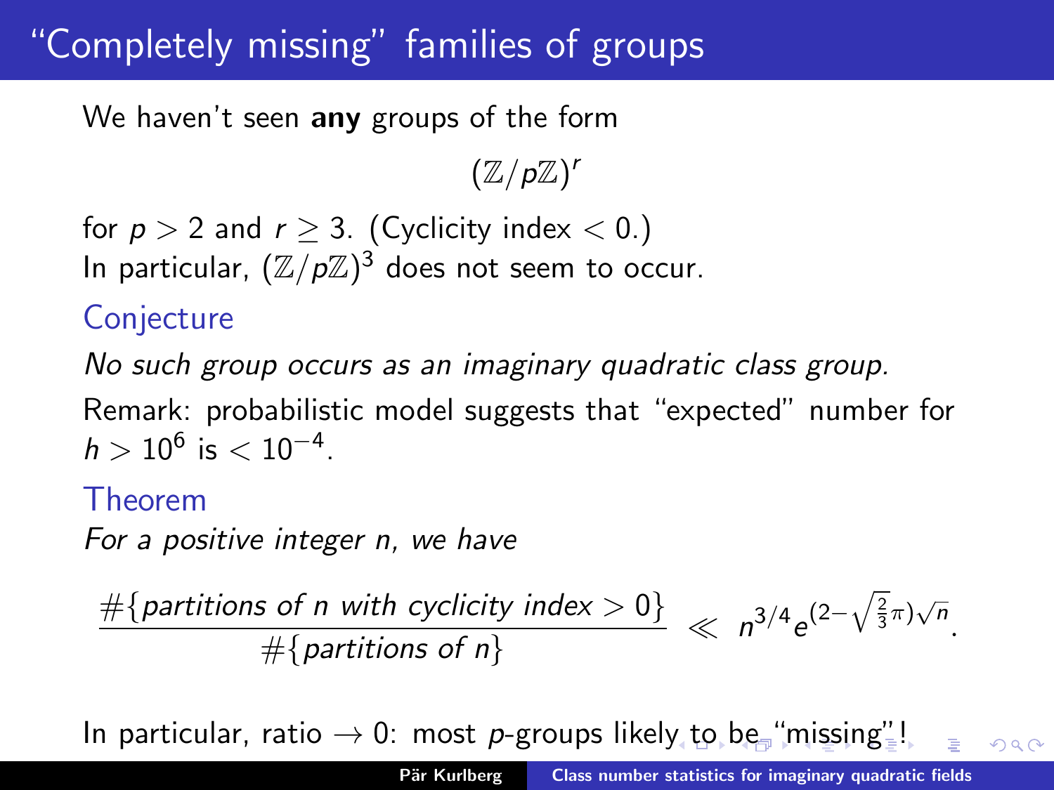# "Completely missing" families of groups

We haven't seen **any** groups of the form

$$(\mathbb{Z}/p\mathbb{Z})^r$$

for $p > 2$ and $r \geq 3$. (Cyclicity index $< 0$.)
In particular, $(\mathbb{Z}/p\mathbb{Z})^3$ does not seem to occur.

### Conjecture

*No such group occurs as an imaginary quadratic class group.*

Remark: probabilistic model suggests that "expected" number for $h > 10^6$ is $< 10^{-4}$.

### Theorem

*For a positive integer n, we have*

$$\frac{\#\{\text{partitions of } n \text{ with cyclicity index} > 0\}}{\#\{\text{partitions of } n\}} \ll n^{3/4} e^{(2-\sqrt{\frac{2}{3}}\pi)\sqrt{n}}.$$

In particular, ratio $\to 0$: most $p$-groups likely to be "missing"!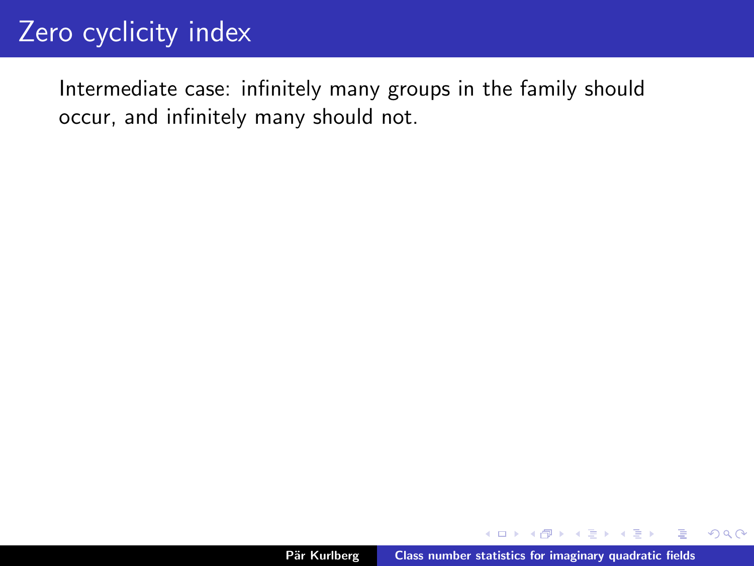# Zero cyclicity index

Intermediate case: infinitely many groups in the family should occur, and infinitely many should not.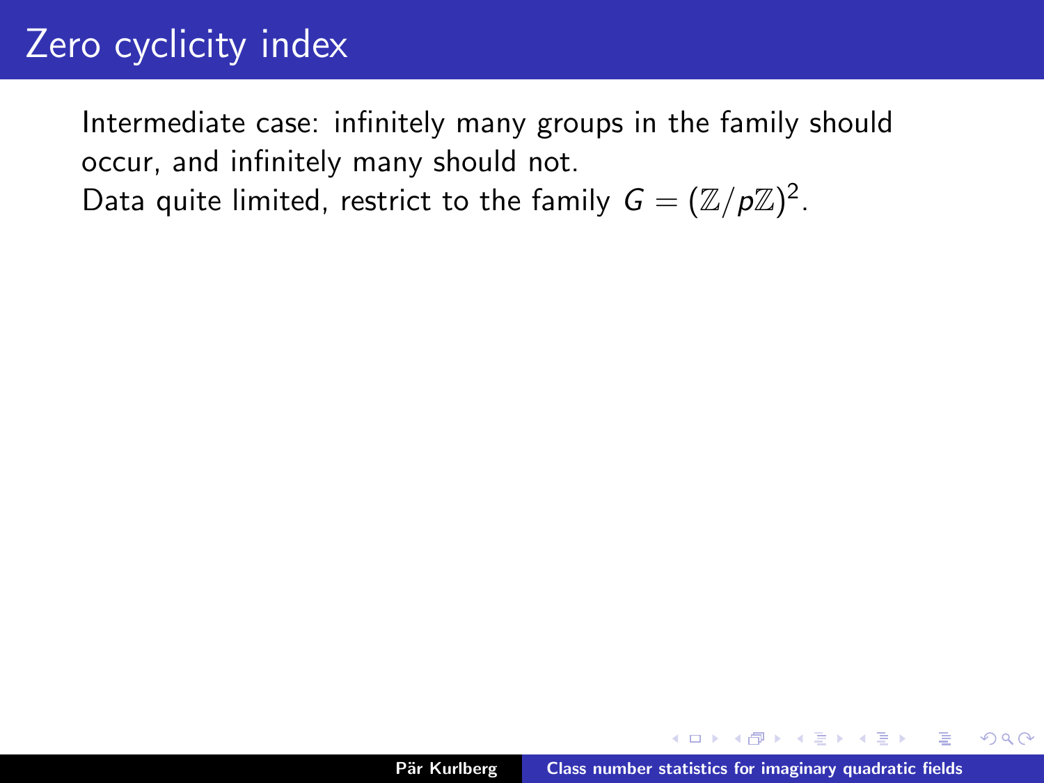# Zero cyclicity index

Intermediate case: infinitely many groups in the family should occur, and infinitely many should not.
Data quite limited, restrict to the family $G = (\mathbb{Z}/p\mathbb{Z})^2$.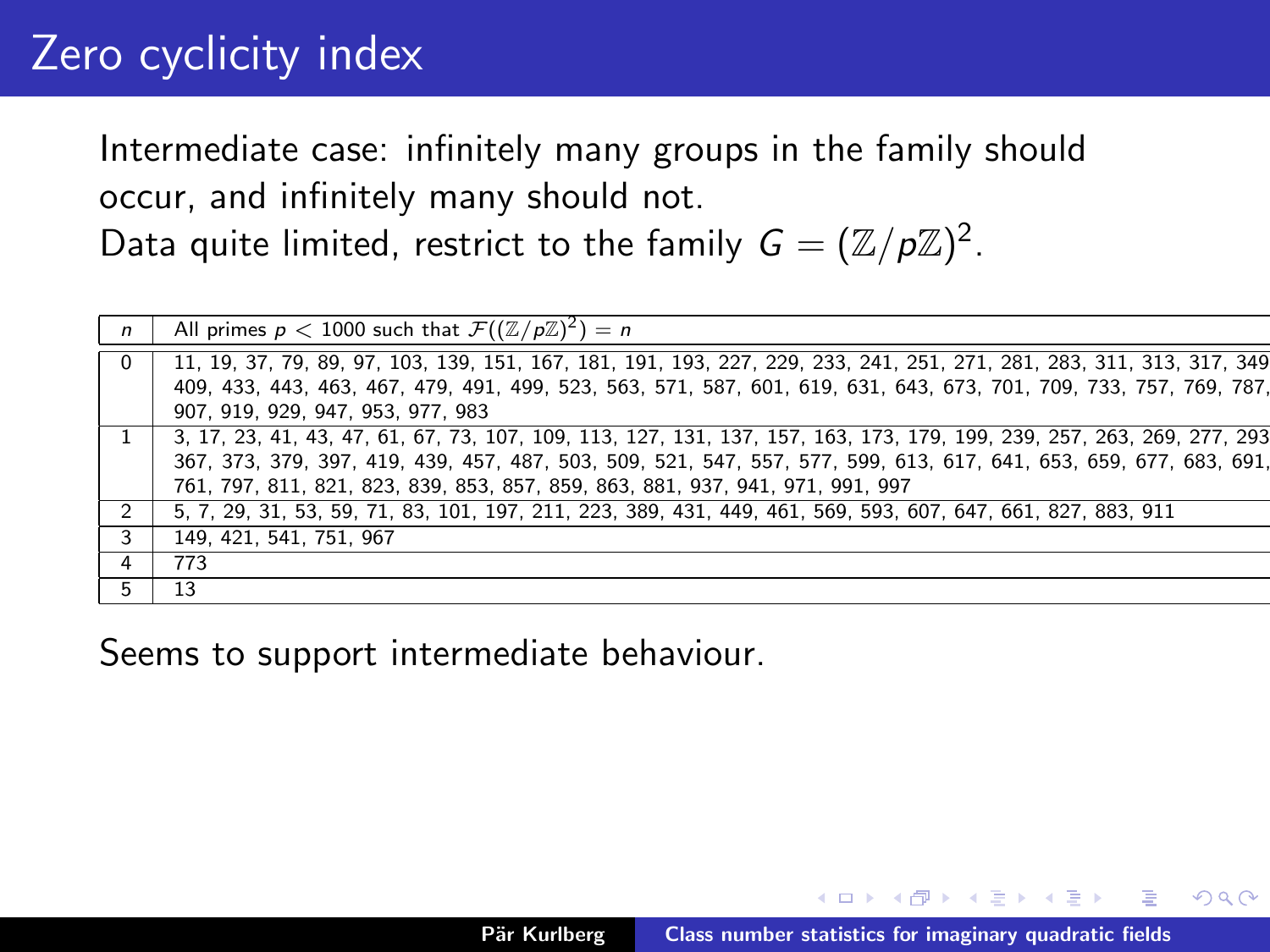# Zero cyclicity index

Intermediate case: infinitely many groups in the family should occur, and infinitely many should not.

Data quite limited, restrict to the family $G = (\mathbb{Z}/p\mathbb{Z})^2$.

| $n$ | All primes $p < 1000$ such that $\mathcal{F}((\mathbb{Z}/p\mathbb{Z})^2) = n$ |
|---|---|
| 0 | 11, 19, 37, 79, 89, 97, 103, 139, 151, 167, 181, 191, 193, 227, 229, 233, 241, 251, 271, 281, 283, 311, 313, 317, 349 409, 433, 443, 463, 467, 479, 491, 499, 523, 563, 571, 587, 601, 619, 631, 643, 673, 701, 709, 733, 757, 769, 787, 907, 919, 929, 947, 953, 977, 983 |
| 1 | 3, 17, 23, 41, 43, 47, 61, 67, 73, 107, 109, 113, 127, 131, 137, 157, 163, 173, 179, 199, 239, 257, 263, 269, 277, 293 367, 373, 379, 397, 419, 439, 457, 487, 503, 509, 521, 547, 557, 577, 599, 613, 617, 641, 653, 659, 677, 683, 691, 761, 797, 811, 821, 823, 839, 853, 857, 859, 863, 881, 937, 941, 971, 991, 997 |
| 2 | 5, 7, 29, 31, 53, 59, 71, 83, 101, 197, 211, 223, 389, 431, 449, 461, 569, 593, 607, 647, 661, 827, 883, 911 |
| 3 | 149, 421, 541, 751, 967 |
| 4 | 773 |
| 5 | 13 |

Seems to support intermediate behaviour.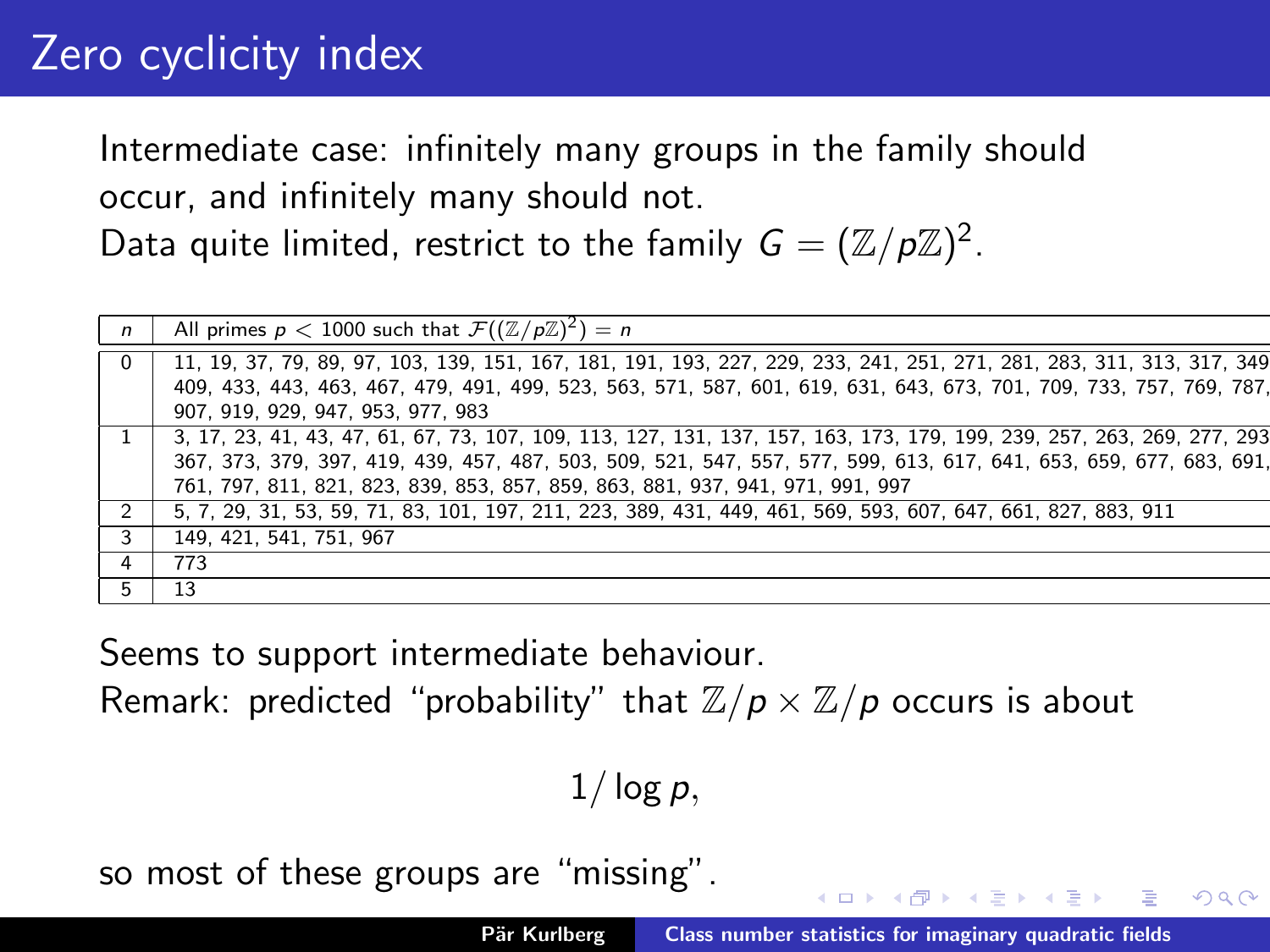# Zero cyclicity index

Intermediate case: infinitely many groups in the family should occur, and infinitely many should not.
Data quite limited, restrict to the family $G = (\mathbb{Z}/p\mathbb{Z})^2$.

| $n$ | All primes $p < 1000$ such that $\mathcal{F}((\mathbb{Z}/p\mathbb{Z})^2) = n$ |
|---|---|
| 0 | 11, 19, 37, 79, 89, 97, 103, 139, 151, 167, 181, 191, 193, 227, 229, 233, 241, 251, 271, 281, 283, 311, 313, 317, 349 409, 433, 443, 463, 467, 479, 491, 499, 523, 563, 571, 587, 601, 619, 631, 643, 673, 701, 709, 733, 757, 769, 787, 907, 919, 929, 947, 953, 977, 983 |
| 1 | 3, 17, 23, 41, 43, 47, 61, 67, 73, 107, 109, 113, 127, 131, 137, 157, 163, 173, 179, 199, 239, 257, 263, 269, 277, 293 367, 373, 379, 397, 419, 439, 457, 487, 503, 509, 521, 547, 557, 577, 599, 613, 617, 641, 653, 659, 677, 683, 691, 761, 797, 811, 821, 823, 839, 853, 857, 859, 863, 881, 937, 941, 971, 991, 997 |
| 2 | 5, 7, 29, 31, 53, 59, 71, 83, 101, 197, 211, 223, 389, 431, 449, 461, 569, 593, 607, 647, 661, 827, 883, 911 |
| 3 | 149, 421, 541, 751, 967 |
| 4 | 773 |
| 5 | 13 |

Seems to support intermediate behaviour.
Remark: predicted "probability" that $\mathbb{Z}/p \times \mathbb{Z}/p$ occurs is about

$$1/\log p,$$

so most of these groups are "missing".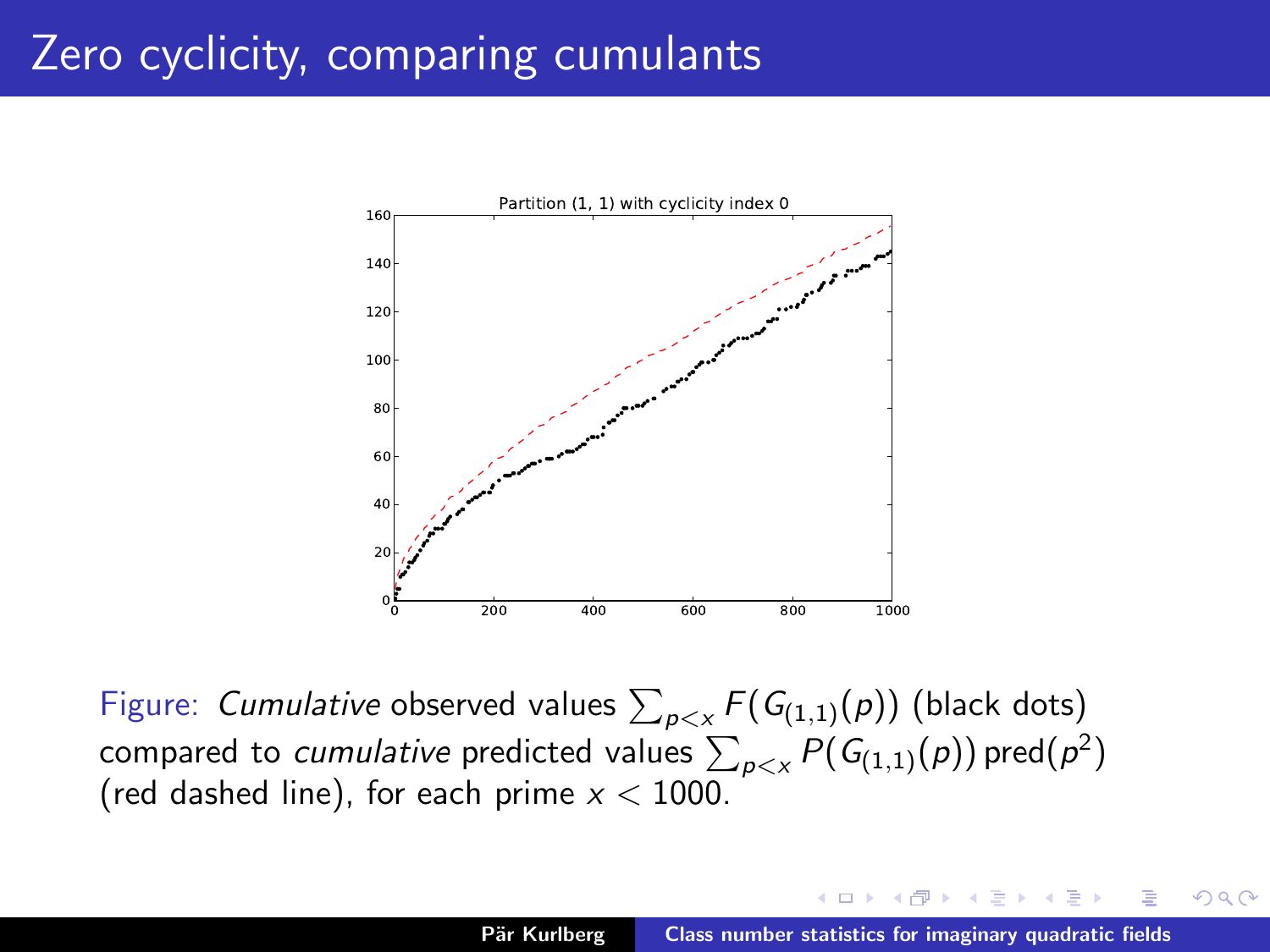# Zero cyclicity, comparing cumulants

Figure: *Cumulative* observed values $\sum_{p<x} F(G_{(1,1)}(p))$ (black dots) compared to *cumulative* predicted values $\sum_{p<x} P(G_{(1,1)}(p))\,\mathrm{pred}(p^2)$ (red dashed line), for each prime $x < 1000$.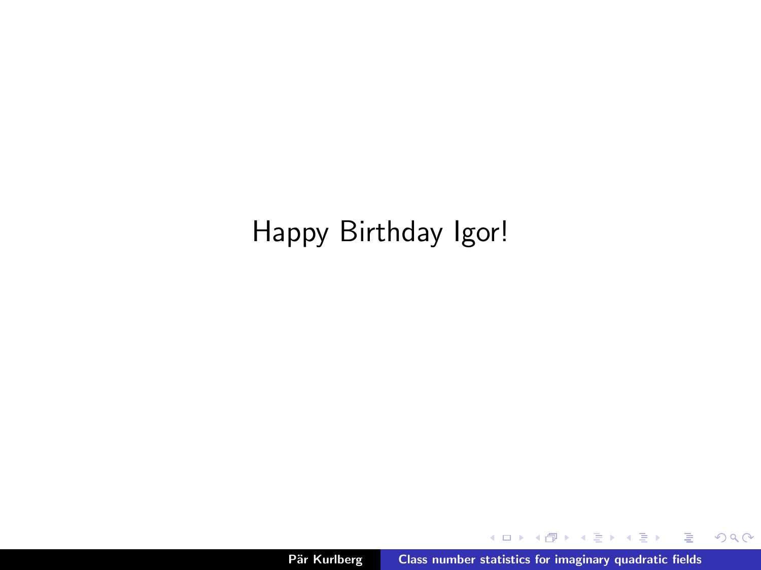Happy Birthday Igor!